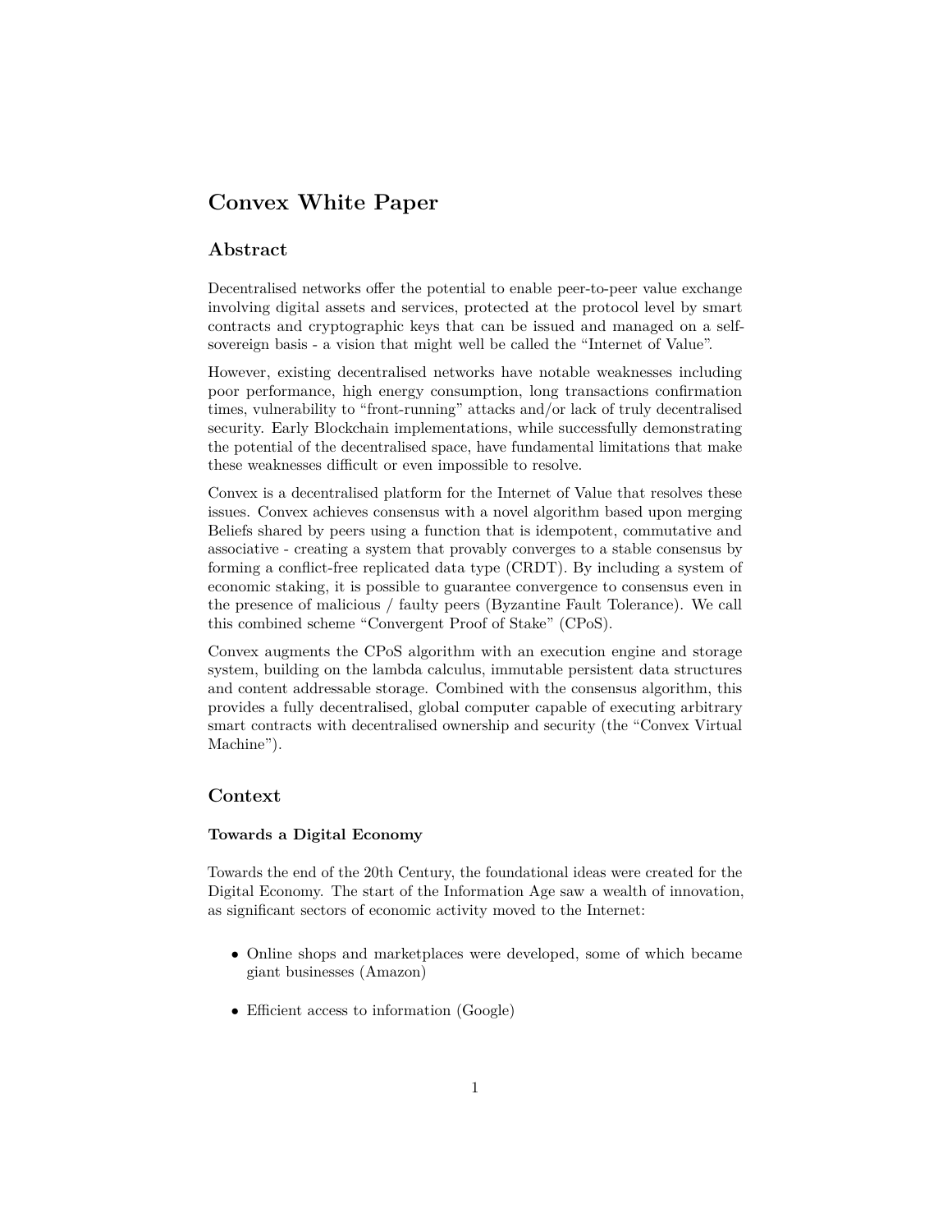# Convex White Paper

## Abstract

Decentralised networks offer the potential to enable peer-to-peer value exchange involving digital assets and services, protected at the protocol level by smart contracts and cryptographic keys that can be issued and managed on a self-sovereign basis - a vision that might well be called the "Internet of Value".

However, existing decentralised networks have notable weaknesses including poor performance, high energy consumption, long transactions confirmation times, vulnerability to "front-running" attacks and/or lack of truly decentralised security. Early Blockchain implementations, while successfully demonstrating the potential of the decentralised space, have fundamental limitations that make these weaknesses difficult or even impossible to resolve.

Convex is a decentralised platform for the Internet of Value that resolves these issues. Convex achieves consensus with a novel algorithm based upon merging Beliefs shared by peers using a function that is idempotent, commutative and associative - creating a system that provably converges to a stable consensus by forming a conflict-free replicated data type (CRDT). By including a system of economic staking, it is possible to guarantee convergence to consensus even in the presence of malicious / faulty peers (Byzantine Fault Tolerance). We call this combined scheme "Convergent Proof of Stake" (CPoS).

Convex augments the CPoS algorithm with an execution engine and storage system, building on the lambda calculus, immutable persistent data structures and content addressable storage. Combined with the consensus algorithm, this provides a fully decentralised, global computer capable of executing arbitrary smart contracts with decentralised ownership and security (the "Convex Virtual Machine").

## Context

### Towards a Digital Economy

Towards the end of the 20th Century, the foundational ideas were created for the Digital Economy. The start of the Information Age saw a wealth of innovation, as significant sectors of economic activity moved to the Internet:

- Online shops and marketplaces were developed, some of which became giant businesses (Amazon)
- Efficient access to information (Google)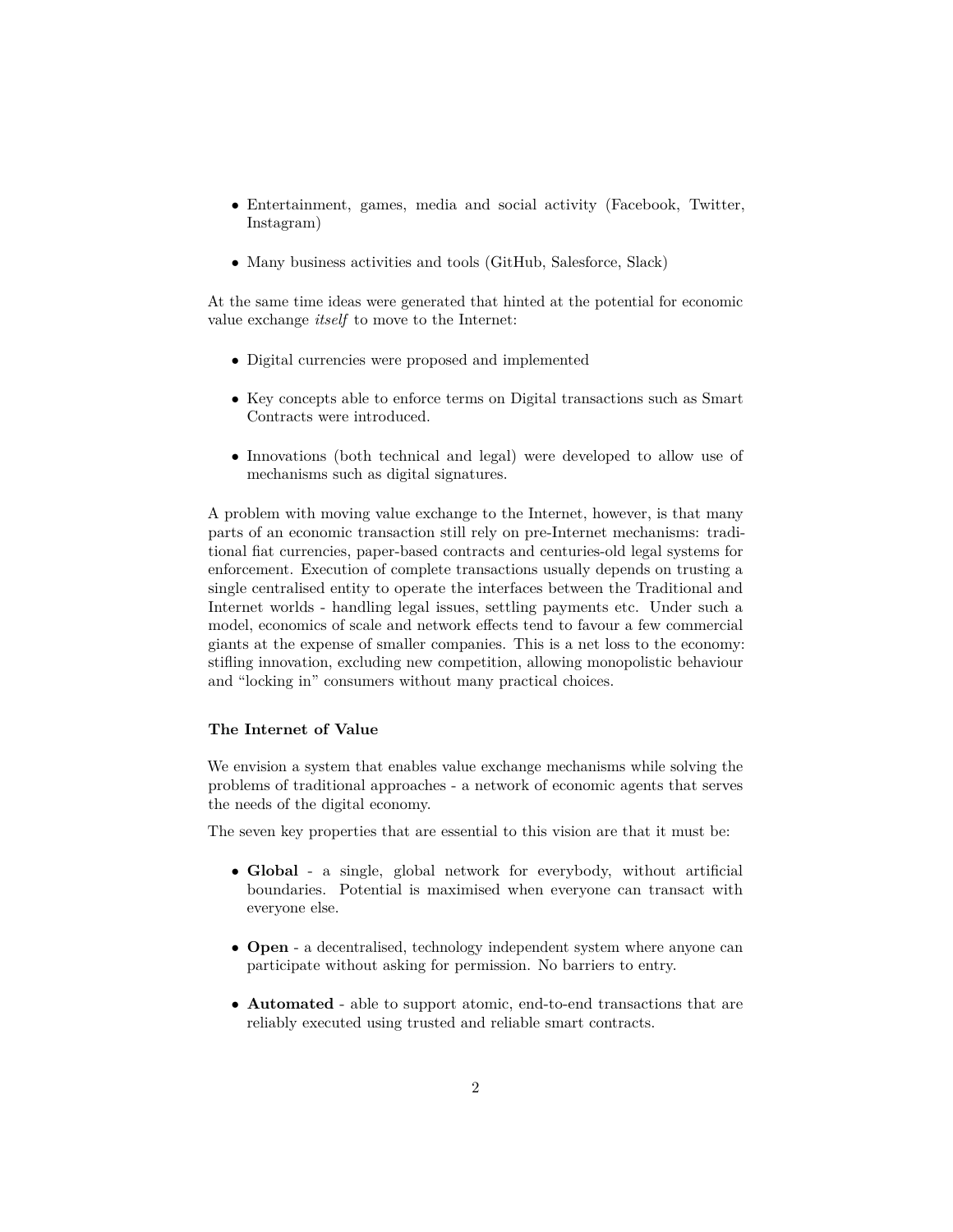- Entertainment, games, media and social activity (Facebook, Twitter, Instagram)
- Many business activities and tools (GitHub, Salesforce, Slack)

At the same time ideas were generated that hinted at the potential for economic value exchange *itself* to move to the Internet:

- Digital currencies were proposed and implemented
- Key concepts able to enforce terms on Digital transactions such as Smart Contracts were introduced.
- Innovations (both technical and legal) were developed to allow use of mechanisms such as digital signatures.

A problem with moving value exchange to the Internet, however, is that many parts of an economic transaction still rely on pre-Internet mechanisms: traditional fiat currencies, paper-based contracts and centuries-old legal systems for enforcement. Execution of complete transactions usually depends on trusting a single centralised entity to operate the interfaces between the Traditional and Internet worlds - handling legal issues, settling payments etc. Under such a model, economics of scale and network effects tend to favour a few commercial giants at the expense of smaller companies. This is a net loss to the economy: stifling innovation, excluding new competition, allowing monopolistic behaviour and "locking in" consumers without many practical choices.

#### The Internet of Value

We envision a system that enables value exchange mechanisms while solving the problems of traditional approaches - a network of economic agents that serves the needs of the digital economy.

The seven key properties that are essential to this vision are that it must be:

- **Global** - a single, global network for everybody, without artificial boundaries. Potential is maximised when everyone can transact with everyone else.
- **Open** - a decentralised, technology independent system where anyone can participate without asking for permission. No barriers to entry.
- **Automated** - able to support atomic, end-to-end transactions that are reliably executed using trusted and reliable smart contracts.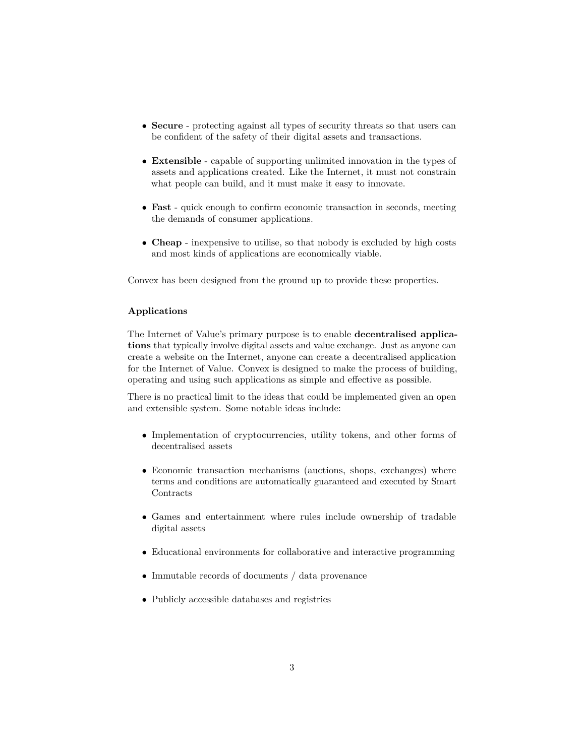- **Secure** - protecting against all types of security threats so that users can be confident of the safety of their digital assets and transactions.
- **Extensible** - capable of supporting unlimited innovation in the types of assets and applications created. Like the Internet, it must not constrain what people can build, and it must make it easy to innovate.
- **Fast** - quick enough to confirm economic transaction in seconds, meeting the demands of consumer applications.
- **Cheap** - inexpensive to utilise, so that nobody is excluded by high costs and most kinds of applications are economically viable.

Convex has been designed from the ground up to provide these properties.

#### Applications

The Internet of Value's primary purpose is to enable **decentralised applications** that typically involve digital assets and value exchange. Just as anyone can create a website on the Internet, anyone can create a decentralised application for the Internet of Value. Convex is designed to make the process of building, operating and using such applications as simple and effective as possible.

There is no practical limit to the ideas that could be implemented given an open and extensible system. Some notable ideas include:

- Implementation of cryptocurrencies, utility tokens, and other forms of decentralised assets
- Economic transaction mechanisms (auctions, shops, exchanges) where terms and conditions are automatically guaranteed and executed by Smart Contracts
- Games and entertainment where rules include ownership of tradable digital assets
- Educational environments for collaborative and interactive programming
- Immutable records of documents / data provenance
- Publicly accessible databases and registries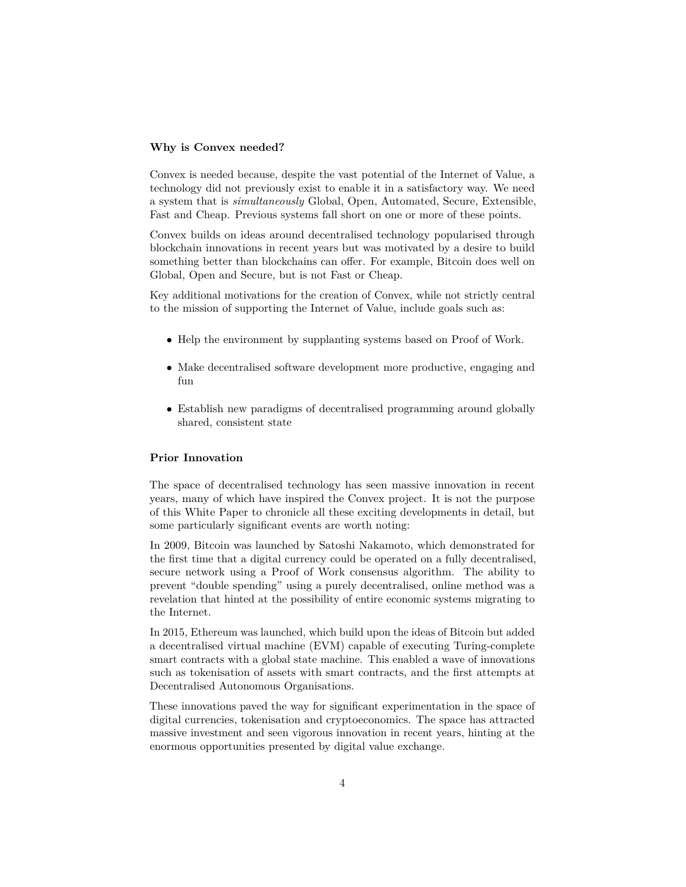### Why is Convex needed?

Convex is needed because, despite the vast potential of the Internet of Value, a technology did not previously exist to enable it in a satisfactory way. We need a system that is *simultaneously* Global, Open, Automated, Secure, Extensible, Fast and Cheap. Previous systems fall short on one or more of these points.

Convex builds on ideas around decentralised technology popularised through blockchain innovations in recent years but was motivated by a desire to build something better than blockchains can offer. For example, Bitcoin does well on Global, Open and Secure, but is not Fast or Cheap.

Key additional motivations for the creation of Convex, while not strictly central to the mission of supporting the Internet of Value, include goals such as:

- Help the environment by supplanting systems based on Proof of Work.
- Make decentralised software development more productive, engaging and fun
- Establish new paradigms of decentralised programming around globally shared, consistent state

### Prior Innovation

The space of decentralised technology has seen massive innovation in recent years, many of which have inspired the Convex project. It is not the purpose of this White Paper to chronicle all these exciting developments in detail, but some particularly significant events are worth noting:

In 2009, Bitcoin was launched by Satoshi Nakamoto, which demonstrated for the first time that a digital currency could be operated on a fully decentralised, secure network using a Proof of Work consensus algorithm. The ability to prevent "double spending" using a purely decentralised, online method was a revelation that hinted at the possibility of entire economic systems migrating to the Internet.

In 2015, Ethereum was launched, which build upon the ideas of Bitcoin but added a decentralised virtual machine (EVM) capable of executing Turing-complete smart contracts with a global state machine. This enabled a wave of innovations such as tokenisation of assets with smart contracts, and the first attempts at Decentralised Autonomous Organisations.

These innovations paved the way for significant experimentation in the space of digital currencies, tokenisation and cryptoeconomics. The space has attracted massive investment and seen vigorous innovation in recent years, hinting at the enormous opportunities presented by digital value exchange.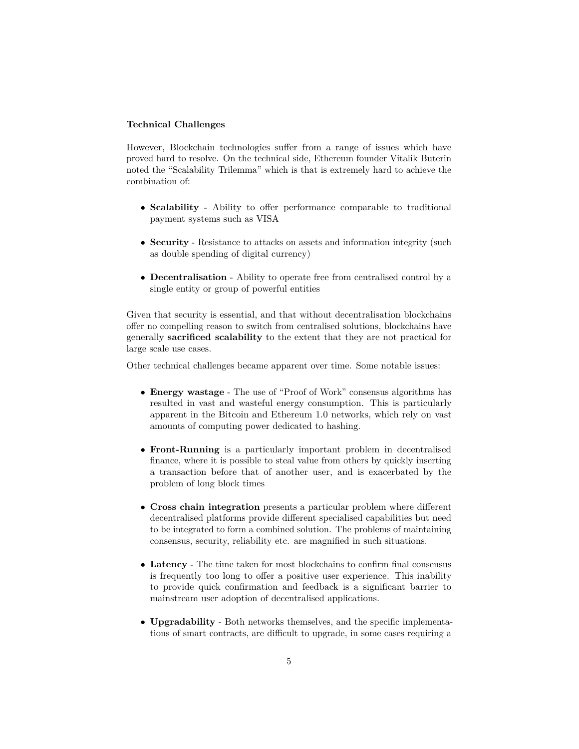**Technical Challenges**

However, Blockchain technologies suffer from a range of issues which have proved hard to resolve. On the technical side, Ethereum founder Vitalik Buterin noted the "Scalability Trilemma" which is that is extremely hard to achieve the combination of:

- **Scalability** - Ability to offer performance comparable to traditional payment systems such as VISA
- **Security** - Resistance to attacks on assets and information integrity (such as double spending of digital currency)
- **Decentralisation** - Ability to operate free from centralised control by a single entity or group of powerful entities

Given that security is essential, and that without decentralisation blockchains offer no compelling reason to switch from centralised solutions, blockchains have generally **sacrificed scalability** to the extent that they are not practical for large scale use cases.

Other technical challenges became apparent over time. Some notable issues:

- **Energy wastage** - The use of "Proof of Work" consensus algorithms has resulted in vast and wasteful energy consumption. This is particularly apparent in the Bitcoin and Ethereum 1.0 networks, which rely on vast amounts of computing power dedicated to hashing.
- **Front-Running** is a particularly important problem in decentralised finance, where it is possible to steal value from others by quickly inserting a transaction before that of another user, and is exacerbated by the problem of long block times
- **Cross chain integration** presents a particular problem where different decentralised platforms provide different specialised capabilities but need to be integrated to form a combined solution. The problems of maintaining consensus, security, reliability etc. are magnified in such situations.
- **Latency** - The time taken for most blockchains to confirm final consensus is frequently too long to offer a positive user experience. This inability to provide quick confirmation and feedback is a significant barrier to mainstream user adoption of decentralised applications.
- **Upgradability** - Both networks themselves, and the specific implementations of smart contracts, are difficult to upgrade, in some cases requiring a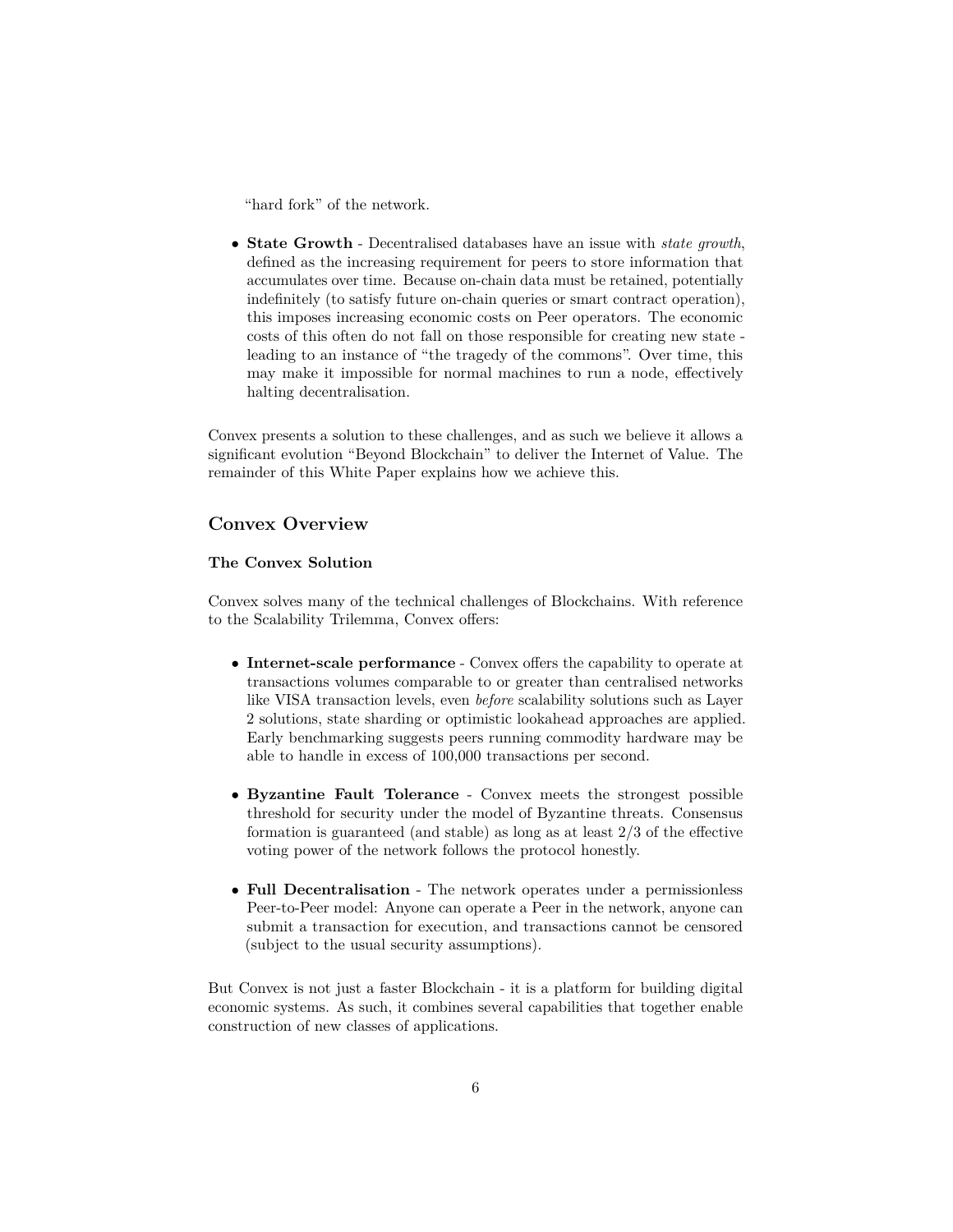"hard fork" of the network.

- **State Growth** - Decentralised databases have an issue with *state growth*, defined as the increasing requirement for peers to store information that accumulates over time. Because on-chain data must be retained, potentially indefinitely (to satisfy future on-chain queries or smart contract operation), this imposes increasing economic costs on Peer operators. The economic costs of this often do not fall on those responsible for creating new state - leading to an instance of "the tragedy of the commons". Over time, this may make it impossible for normal machines to run a node, effectively halting decentralisation.

Convex presents a solution to these challenges, and as such we believe it allows a significant evolution "Beyond Blockchain" to deliver the Internet of Value. The remainder of this White Paper explains how we achieve this.

## Convex Overview

### The Convex Solution

Convex solves many of the technical challenges of Blockchains. With reference to the Scalability Trilemma, Convex offers:

- **Internet-scale performance** - Convex offers the capability to operate at transactions volumes comparable to or greater than centralised networks like VISA transaction levels, even *before* scalability solutions such as Layer 2 solutions, state sharding or optimistic lookahead approaches are applied. Early benchmarking suggests peers running commodity hardware may be able to handle in excess of 100,000 transactions per second.

- **Byzantine Fault Tolerance** - Convex meets the strongest possible threshold for security under the model of Byzantine threats. Consensus formation is guaranteed (and stable) as long as at least 2/3 of the effective voting power of the network follows the protocol honestly.

- **Full Decentralisation** - The network operates under a permissionless Peer-to-Peer model: Anyone can operate a Peer in the network, anyone can submit a transaction for execution, and transactions cannot be censored (subject to the usual security assumptions).

But Convex is not just a faster Blockchain - it is a platform for building digital economic systems. As such, it combines several capabilities that together enable construction of new classes of applications.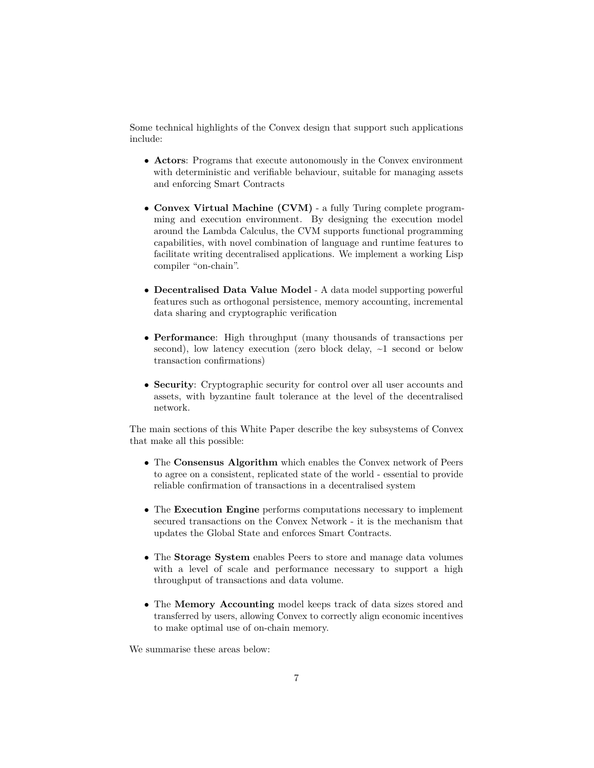Some technical highlights of the Convex design that support such applications include:

- **Actors**: Programs that execute autonomously in the Convex environment with deterministic and verifiable behaviour, suitable for managing assets and enforcing Smart Contracts
- **Convex Virtual Machine (CVM)** - a fully Turing complete programming and execution environment. By designing the execution model around the Lambda Calculus, the CVM supports functional programming capabilities, with novel combination of language and runtime features to facilitate writing decentralised applications. We implement a working Lisp compiler "on-chain".
- **Decentralised Data Value Model** - A data model supporting powerful features such as orthogonal persistence, memory accounting, incremental data sharing and cryptographic verification
- **Performance**: High throughput (many thousands of transactions per second), low latency execution (zero block delay, ~1 second or below transaction confirmations)
- **Security**: Cryptographic security for control over all user accounts and assets, with byzantine fault tolerance at the level of the decentralised network.

The main sections of this White Paper describe the key subsystems of Convex that make all this possible:

- The **Consensus Algorithm** which enables the Convex network of Peers to agree on a consistent, replicated state of the world - essential to provide reliable confirmation of transactions in a decentralised system
- The **Execution Engine** performs computations necessary to implement secured transactions on the Convex Network - it is the mechanism that updates the Global State and enforces Smart Contracts.
- The **Storage System** enables Peers to store and manage data volumes with a level of scale and performance necessary to support a high throughput of transactions and data volume.
- The **Memory Accounting** model keeps track of data sizes stored and transferred by users, allowing Convex to correctly align economic incentives to make optimal use of on-chain memory.

We summarise these areas below: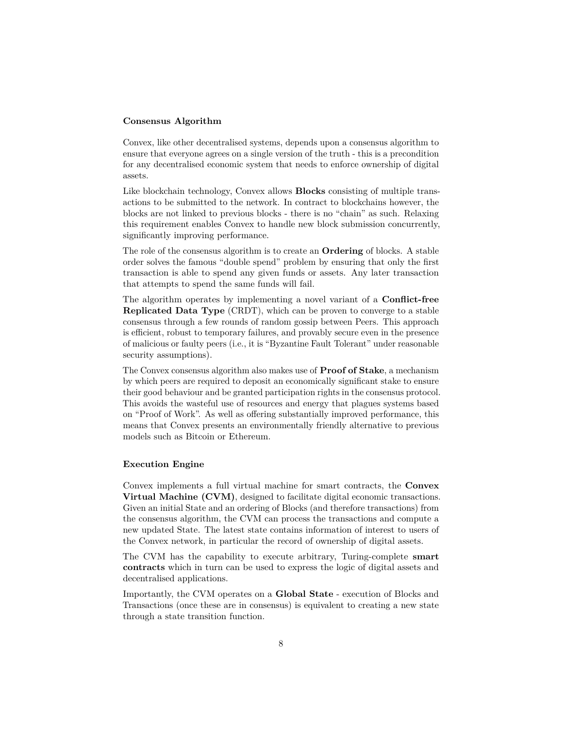### Consensus Algorithm

Convex, like other decentralised systems, depends upon a consensus algorithm to ensure that everyone agrees on a single version of the truth - this is a precondition for any decentralised economic system that needs to enforce ownership of digital assets.

Like blockchain technology, Convex allows **Blocks** consisting of multiple transactions to be submitted to the network. In contract to blockchains however, the blocks are not linked to previous blocks - there is no "chain" as such. Relaxing this requirement enables Convex to handle new block submission concurrently, significantly improving performance.

The role of the consensus algorithm is to create an **Ordering** of blocks. A stable order solves the famous "double spend" problem by ensuring that only the first transaction is able to spend any given funds or assets. Any later transaction that attempts to spend the same funds will fail.

The algorithm operates by implementing a novel variant of a **Conflict-free Replicated Data Type** (CRDT), which can be proven to converge to a stable consensus through a few rounds of random gossip between Peers. This approach is efficient, robust to temporary failures, and provably secure even in the presence of malicious or faulty peers (i.e., it is "Byzantine Fault Tolerant" under reasonable security assumptions).

The Convex consensus algorithm also makes use of **Proof of Stake**, a mechanism by which peers are required to deposit an economically significant stake to ensure their good behaviour and be granted participation rights in the consensus protocol. This avoids the wasteful use of resources and energy that plagues systems based on "Proof of Work". As well as offering substantially improved performance, this means that Convex presents an environmentally friendly alternative to previous models such as Bitcoin or Ethereum.

### Execution Engine

Convex implements a full virtual machine for smart contracts, the **Convex Virtual Machine (CVM)**, designed to facilitate digital economic transactions. Given an initial State and an ordering of Blocks (and therefore transactions) from the consensus algorithm, the CVM can process the transactions and compute a new updated State. The latest state contains information of interest to users of the Convex network, in particular the record of ownership of digital assets.

The CVM has the capability to execute arbitrary, Turing-complete **smart contracts** which in turn can be used to express the logic of digital assets and decentralised applications.

Importantly, the CVM operates on a **Global State** - execution of Blocks and Transactions (once these are in consensus) is equivalent to creating a new state through a state transition function.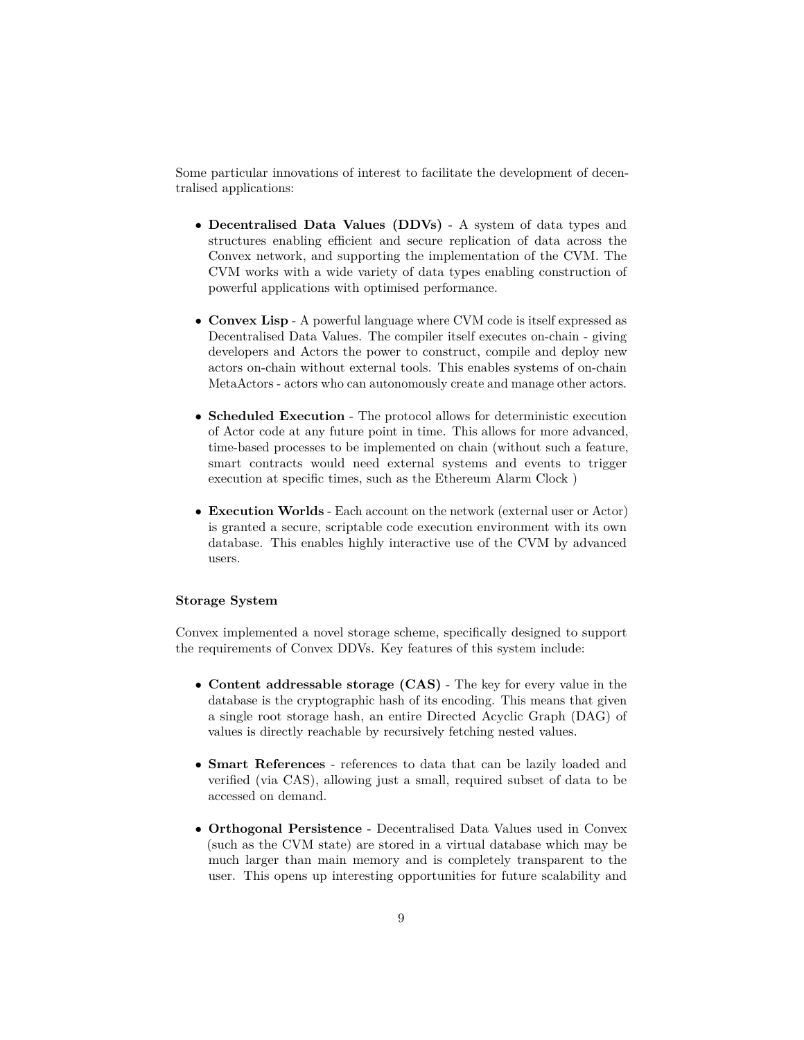Some particular innovations of interest to facilitate the development of decentralised applications:

- **Decentralised Data Values (DDVs)** - A system of data types and structures enabling efficient and secure replication of data across the Convex network, and supporting the implementation of the CVM. The CVM works with a wide variety of data types enabling construction of powerful applications with optimised performance.
- **Convex Lisp** - A powerful language where CVM code is itself expressed as Decentralised Data Values. The compiler itself executes on-chain - giving developers and Actors the power to construct, compile and deploy new actors on-chain without external tools. This enables systems of on-chain MetaActors - actors who can autonomously create and manage other actors.
- **Scheduled Execution** - The protocol allows for deterministic execution of Actor code at any future point in time. This allows for more advanced, time-based processes to be implemented on chain (without such a feature, smart contracts would need external systems and events to trigger execution at specific times, such as the Ethereum Alarm Clock )
- **Execution Worlds** - Each account on the network (external user or Actor) is granted a secure, scriptable code execution environment with its own database. This enables highly interactive use of the CVM by advanced users.

**Storage System**

Convex implemented a novel storage scheme, specifically designed to support the requirements of Convex DDVs. Key features of this system include:

- **Content addressable storage (CAS)** - The key for every value in the database is the cryptographic hash of its encoding. This means that given a single root storage hash, an entire Directed Acyclic Graph (DAG) of values is directly reachable by recursively fetching nested values.
- **Smart References** - references to data that can be lazily loaded and verified (via CAS), allowing just a small, required subset of data to be accessed on demand.
- **Orthogonal Persistence** - Decentralised Data Values used in Convex (such as the CVM state) are stored in a virtual database which may be much larger than main memory and is completely transparent to the user. This opens up interesting opportunities for future scalability and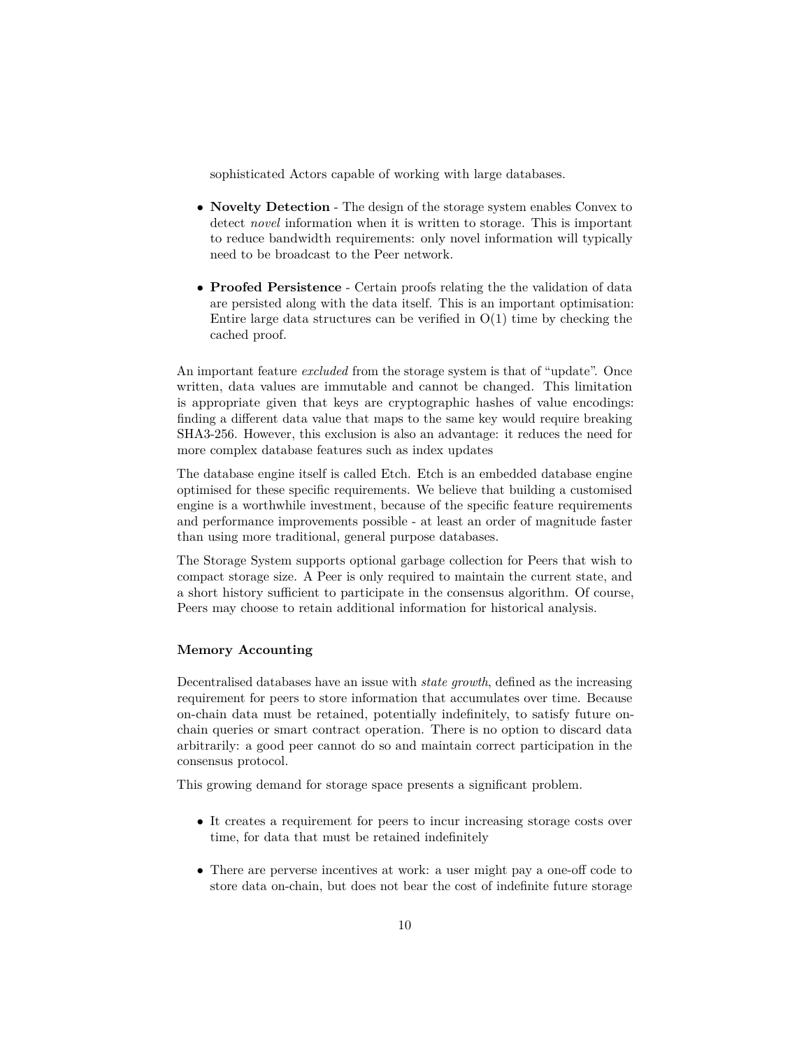sophisticated Actors capable of working with large databases.

- **Novelty Detection** - The design of the storage system enables Convex to detect *novel* information when it is written to storage. This is important to reduce bandwidth requirements: only novel information will typically need to be broadcast to the Peer network.

- **Proofed Persistence** - Certain proofs relating the the validation of data are persisted along with the data itself. This is an important optimisation: Entire large data structures can be verified in O(1) time by checking the cached proof.

An important feature *excluded* from the storage system is that of "update". Once written, data values are immutable and cannot be changed. This limitation is appropriate given that keys are cryptographic hashes of value encodings: finding a different data value that maps to the same key would require breaking SHA3-256. However, this exclusion is also an advantage: it reduces the need for more complex database features such as index updates

The database engine itself is called Etch. Etch is an embedded database engine optimised for these specific requirements. We believe that building a customised engine is a worthwhile investment, because of the specific feature requirements and performance improvements possible - at least an order of magnitude faster than using more traditional, general purpose databases.

The Storage System supports optional garbage collection for Peers that wish to compact storage size. A Peer is only required to maintain the current state, and a short history sufficient to participate in the consensus algorithm. Of course, Peers may choose to retain additional information for historical analysis.

#### Memory Accounting

Decentralised databases have an issue with *state growth*, defined as the increasing requirement for peers to store information that accumulates over time. Because on-chain data must be retained, potentially indefinitely, to satisfy future on-chain queries or smart contract operation. There is no option to discard data arbitrarily: a good peer cannot do so and maintain correct participation in the consensus protocol.

This growing demand for storage space presents a significant problem.

- It creates a requirement for peers to incur increasing storage costs over time, for data that must be retained indefinitely

- There are perverse incentives at work: a user might pay a one-off code to store data on-chain, but does not bear the cost of indefinite future storage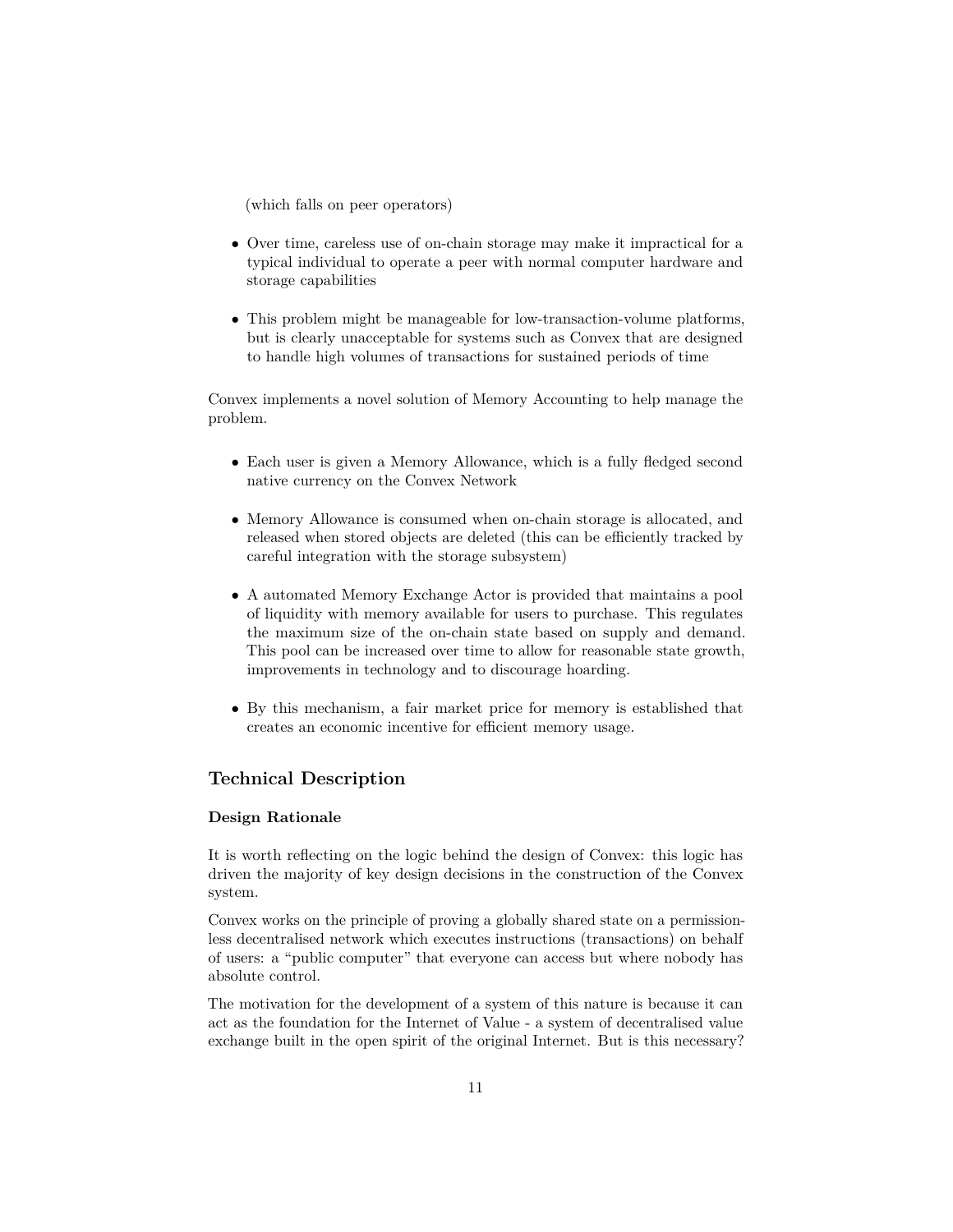(which falls on peer operators)

- Over time, careless use of on-chain storage may make it impractical for a typical individual to operate a peer with normal computer hardware and storage capabilities
- This problem might be manageable for low-transaction-volume platforms, but is clearly unacceptable for systems such as Convex that are designed to handle high volumes of transactions for sustained periods of time

Convex implements a novel solution of Memory Accounting to help manage the problem.

- Each user is given a Memory Allowance, which is a fully fledged second native currency on the Convex Network
- Memory Allowance is consumed when on-chain storage is allocated, and released when stored objects are deleted (this can be efficiently tracked by careful integration with the storage subsystem)
- A automated Memory Exchange Actor is provided that maintains a pool of liquidity with memory available for users to purchase. This regulates the maximum size of the on-chain state based on supply and demand. This pool can be increased over time to allow for reasonable state growth, improvements in technology and to discourage hoarding.
- By this mechanism, a fair market price for memory is established that creates an economic incentive for efficient memory usage.

## Technical Description

### Design Rationale

It is worth reflecting on the logic behind the design of Convex: this logic has driven the majority of key design decisions in the construction of the Convex system.

Convex works on the principle of proving a globally shared state on a permissionless decentralised network which executes instructions (transactions) on behalf of users: a "public computer" that everyone can access but where nobody has absolute control.

The motivation for the development of a system of this nature is because it can act as the foundation for the Internet of Value - a system of decentralised value exchange built in the open spirit of the original Internet. But is this necessary?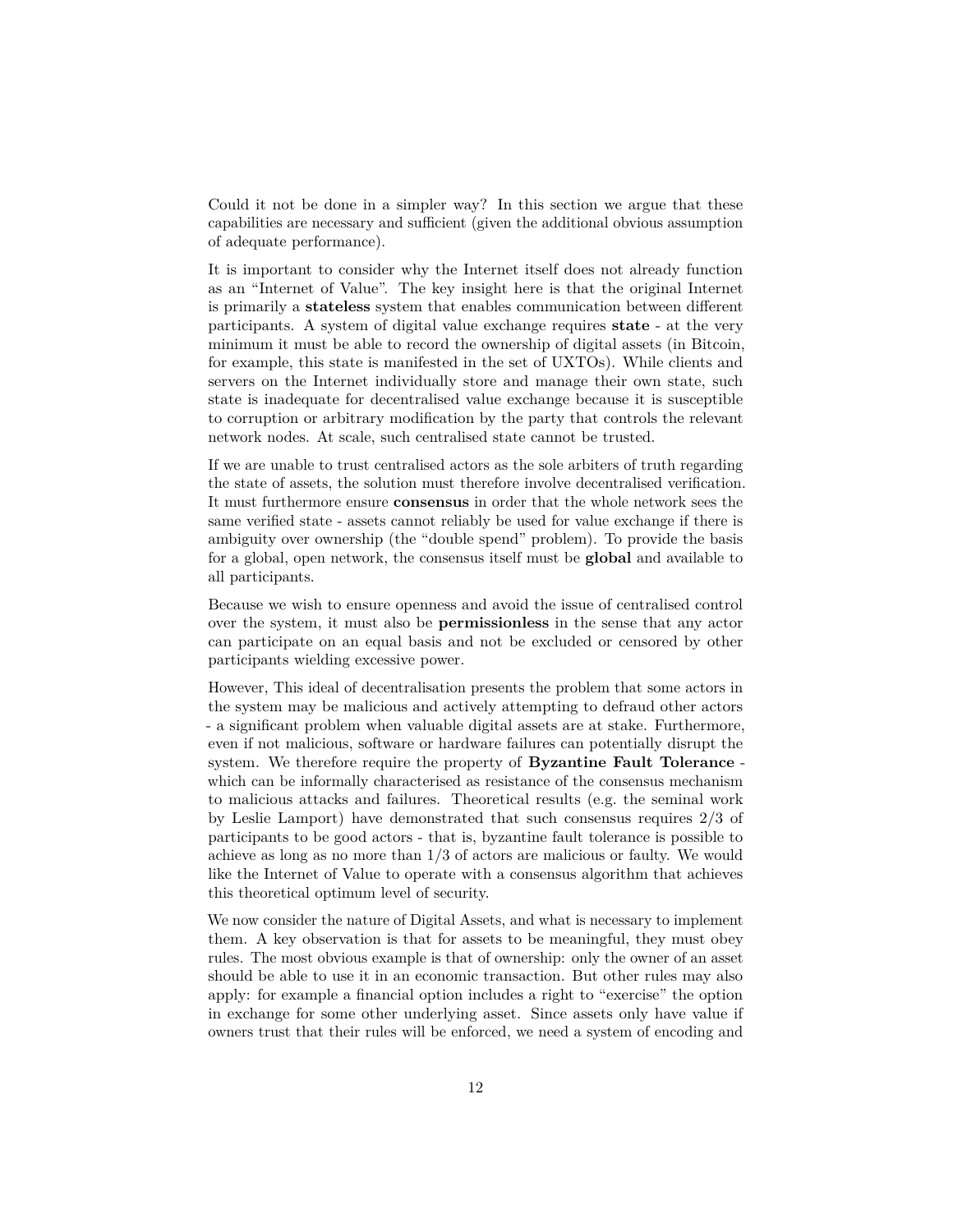Could it not be done in a simpler way? In this section we argue that these capabilities are necessary and sufficient (given the additional obvious assumption of adequate performance).

It is important to consider why the Internet itself does not already function as an "Internet of Value". The key insight here is that the original Internet is primarily a **stateless** system that enables communication between different participants. A system of digital value exchange requires **state** - at the very minimum it must be able to record the ownership of digital assets (in Bitcoin, for example, this state is manifested in the set of UXTOs). While clients and servers on the Internet individually store and manage their own state, such state is inadequate for decentralised value exchange because it is susceptible to corruption or arbitrary modification by the party that controls the relevant network nodes. At scale, such centralised state cannot be trusted.

If we are unable to trust centralised actors as the sole arbiters of truth regarding the state of assets, the solution must therefore involve decentralised verification. It must furthermore ensure **consensus** in order that the whole network sees the same verified state - assets cannot reliably be used for value exchange if there is ambiguity over ownership (the "double spend" problem). To provide the basis for a global, open network, the consensus itself must be **global** and available to all participants.

Because we wish to ensure openness and avoid the issue of centralised control over the system, it must also be **permissionless** in the sense that any actor can participate on an equal basis and not be excluded or censored by other participants wielding excessive power.

However, This ideal of decentralisation presents the problem that some actors in the system may be malicious and actively attempting to defraud other actors - a significant problem when valuable digital assets are at stake. Furthermore, even if not malicious, software or hardware failures can potentially disrupt the system. We therefore require the property of **Byzantine Fault Tolerance** - which can be informally characterised as resistance of the consensus mechanism to malicious attacks and failures. Theoretical results (e.g. the seminal work by Leslie Lamport) have demonstrated that such consensus requires 2/3 of participants to be good actors - that is, byzantine fault tolerance is possible to achieve as long as no more than 1/3 of actors are malicious or faulty. We would like the Internet of Value to operate with a consensus algorithm that achieves this theoretical optimum level of security.

We now consider the nature of Digital Assets, and what is necessary to implement them. A key observation is that for assets to be meaningful, they must obey rules. The most obvious example is that of ownership: only the owner of an asset should be able to use it in an economic transaction. But other rules may also apply: for example a financial option includes a right to "exercise" the option in exchange for some other underlying asset. Since assets only have value if owners trust that their rules will be enforced, we need a system of encoding and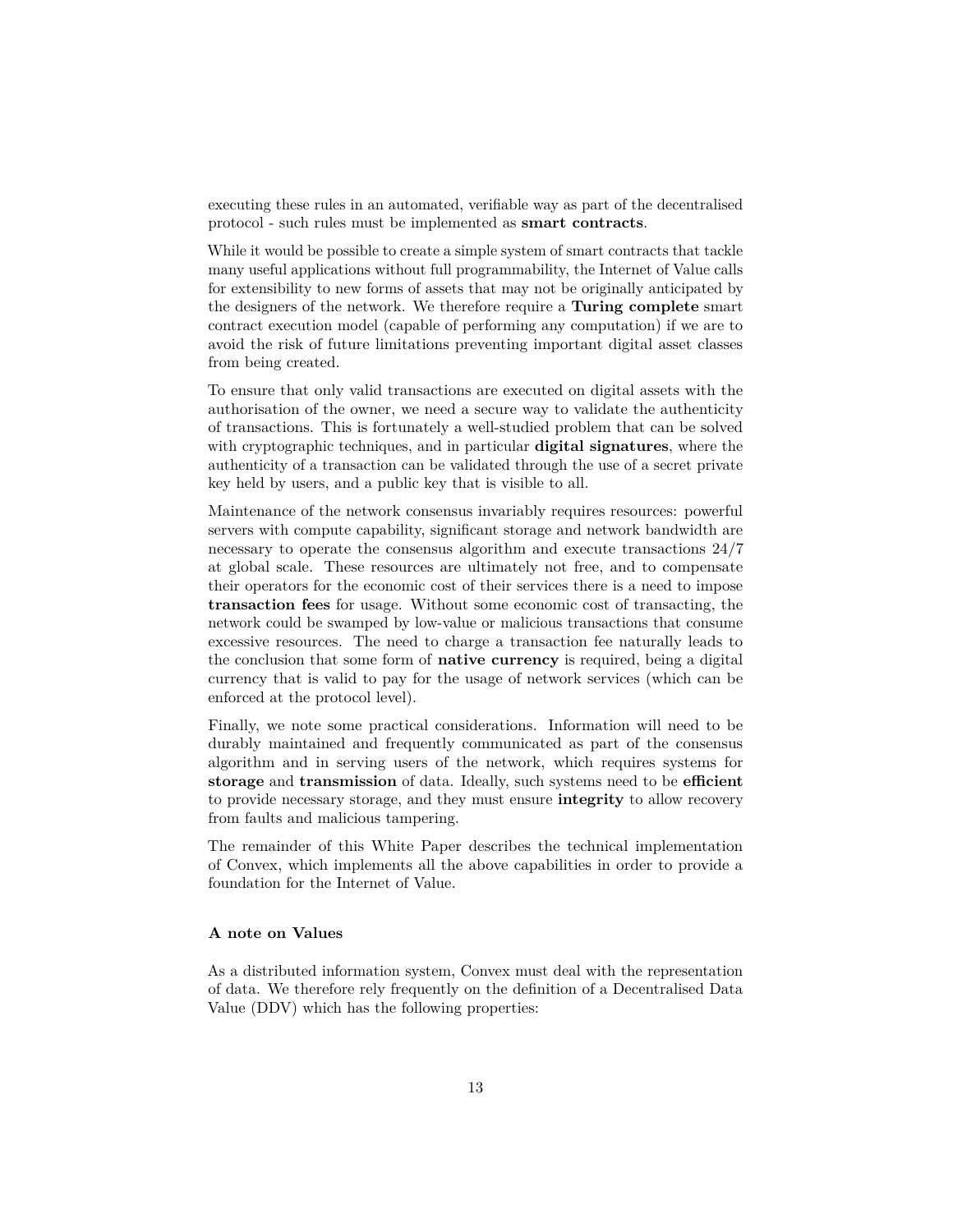executing these rules in an automated, verifiable way as part of the decentralised protocol - such rules must be implemented as **smart contracts**.

While it would be possible to create a simple system of smart contracts that tackle many useful applications without full programmability, the Internet of Value calls for extensibility to new forms of assets that may not be originally anticipated by the designers of the network. We therefore require a **Turing complete** smart contract execution model (capable of performing any computation) if we are to avoid the risk of future limitations preventing important digital asset classes from being created.

To ensure that only valid transactions are executed on digital assets with the authorisation of the owner, we need a secure way to validate the authenticity of transactions. This is fortunately a well-studied problem that can be solved with cryptographic techniques, and in particular **digital signatures**, where the authenticity of a transaction can be validated through the use of a secret private key held by users, and a public key that is visible to all.

Maintenance of the network consensus invariably requires resources: powerful servers with compute capability, significant storage and network bandwidth are necessary to operate the consensus algorithm and execute transactions 24/7 at global scale. These resources are ultimately not free, and to compensate their operators for the economic cost of their services there is a need to impose **transaction fees** for usage. Without some economic cost of transacting, the network could be swamped by low-value or malicious transactions that consume excessive resources. The need to charge a transaction fee naturally leads to the conclusion that some form of **native currency** is required, being a digital currency that is valid to pay for the usage of network services (which can be enforced at the protocol level).

Finally, we note some practical considerations. Information will need to be durably maintained and frequently communicated as part of the consensus algorithm and in serving users of the network, which requires systems for **storage** and **transmission** of data. Ideally, such systems need to be **efficient** to provide necessary storage, and they must ensure **integrity** to allow recovery from faults and malicious tampering.

The remainder of this White Paper describes the technical implementation of Convex, which implements all the above capabilities in order to provide a foundation for the Internet of Value.

#### A note on Values

As a distributed information system, Convex must deal with the representation of data. We therefore rely frequently on the definition of a Decentralised Data Value (DDV) which has the following properties: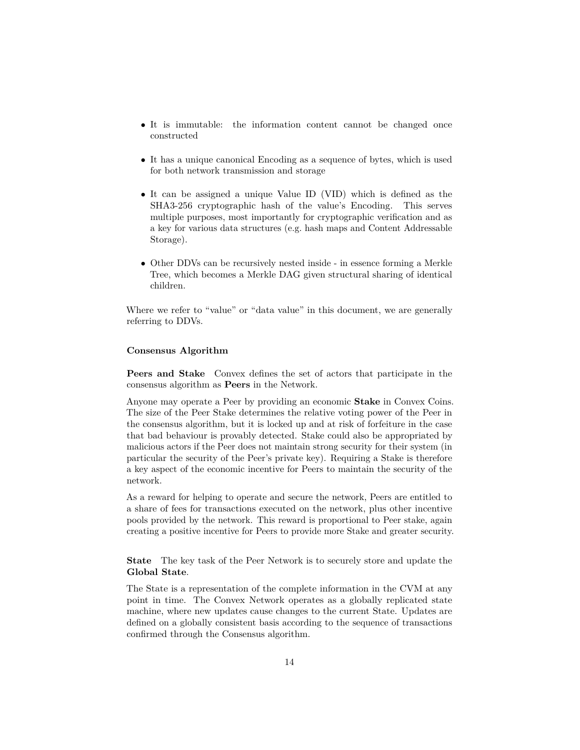- It is immutable: the information content cannot be changed once constructed
- It has a unique canonical Encoding as a sequence of bytes, which is used for both network transmission and storage
- It can be assigned a unique Value ID (VID) which is defined as the SHA3-256 cryptographic hash of the value's Encoding. This serves multiple purposes, most importantly for cryptographic verification and as a key for various data structures (e.g. hash maps and Content Addressable Storage).
- Other DDVs can be recursively nested inside - in essence forming a Merkle Tree, which becomes a Merkle DAG given structural sharing of identical children.

Where we refer to "value" or "data value" in this document, we are generally referring to DDVs.

### Consensus Algorithm

**Peers and Stake** Convex defines the set of actors that participate in the consensus algorithm as **Peers** in the Network.

Anyone may operate a Peer by providing an economic **Stake** in Convex Coins. The size of the Peer Stake determines the relative voting power of the Peer in the consensus algorithm, but it is locked up and at risk of forfeiture in the case that bad behaviour is provably detected. Stake could also be appropriated by malicious actors if the Peer does not maintain strong security for their system (in particular the security of the Peer's private key). Requiring a Stake is therefore a key aspect of the economic incentive for Peers to maintain the security of the network.

As a reward for helping to operate and secure the network, Peers are entitled to a share of fees for transactions executed on the network, plus other incentive pools provided by the network. This reward is proportional to Peer stake, again creating a positive incentive for Peers to provide more Stake and greater security.

**State** The key task of the Peer Network is to securely store and update the **Global State**.

The State is a representation of the complete information in the CVM at any point in time. The Convex Network operates as a globally replicated state machine, where new updates cause changes to the current State. Updates are defined on a globally consistent basis according to the sequence of transactions confirmed through the Consensus algorithm.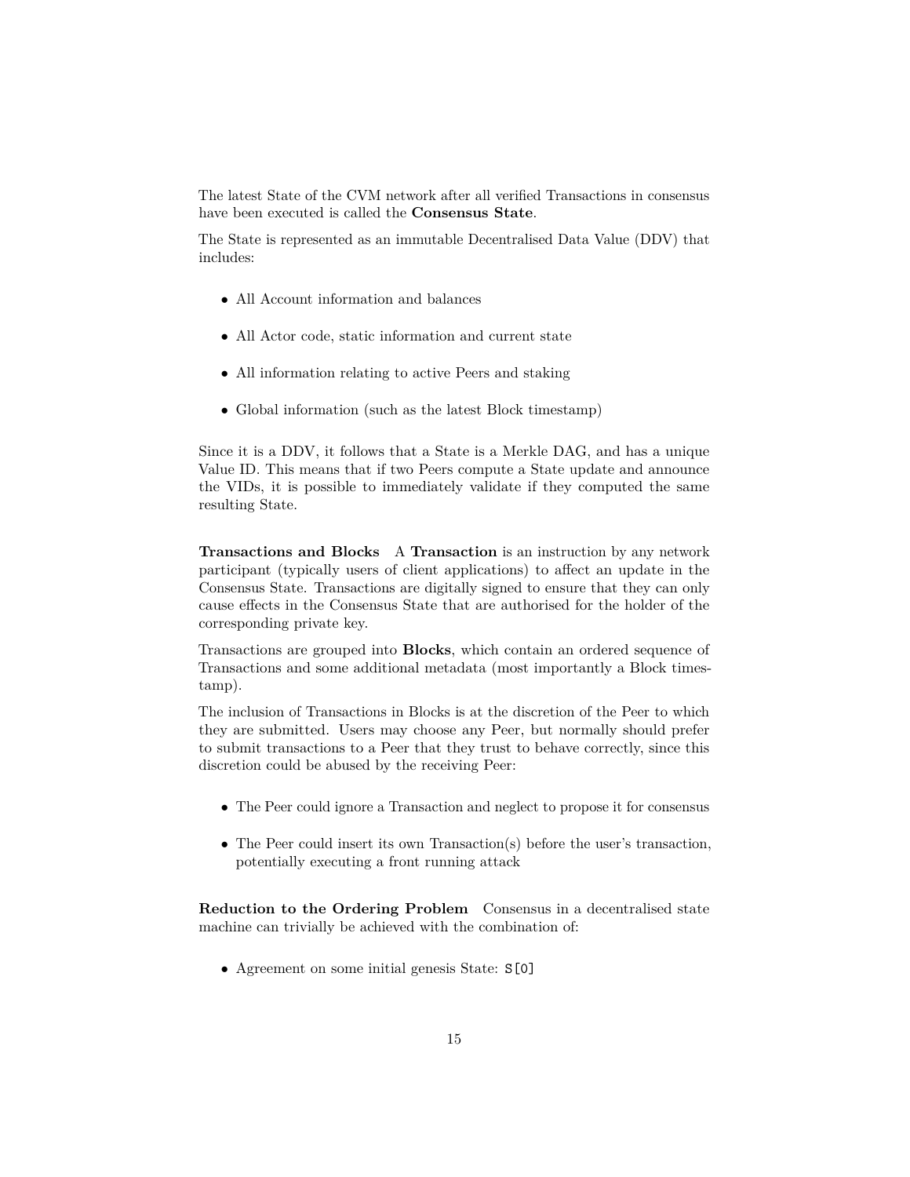The latest State of the CVM network after all verified Transactions in consensus have been executed is called the **Consensus State**.

The State is represented as an immutable Decentralised Data Value (DDV) that includes:

- All Account information and balances
- All Actor code, static information and current state
- All information relating to active Peers and staking
- Global information (such as the latest Block timestamp)

Since it is a DDV, it follows that a State is a Merkle DAG, and has a unique Value ID. This means that if two Peers compute a State update and announce the VIDs, it is possible to immediately validate if they computed the same resulting State.

**Transactions and Blocks** A **Transaction** is an instruction by any network participant (typically users of client applications) to affect an update in the Consensus State. Transactions are digitally signed to ensure that they can only cause effects in the Consensus State that are authorised for the holder of the corresponding private key.

Transactions are grouped into **Blocks**, which contain an ordered sequence of Transactions and some additional metadata (most importantly a Block timestamp).

The inclusion of Transactions in Blocks is at the discretion of the Peer to which they are submitted. Users may choose any Peer, but normally should prefer to submit transactions to a Peer that they trust to behave correctly, since this discretion could be abused by the receiving Peer:

- The Peer could ignore a Transaction and neglect to propose it for consensus
- The Peer could insert its own Transaction(s) before the user's transaction, potentially executing a front running attack

**Reduction to the Ordering Problem** Consensus in a decentralised state machine can trivially be achieved with the combination of:

- Agreement on some initial genesis State: `S[0]`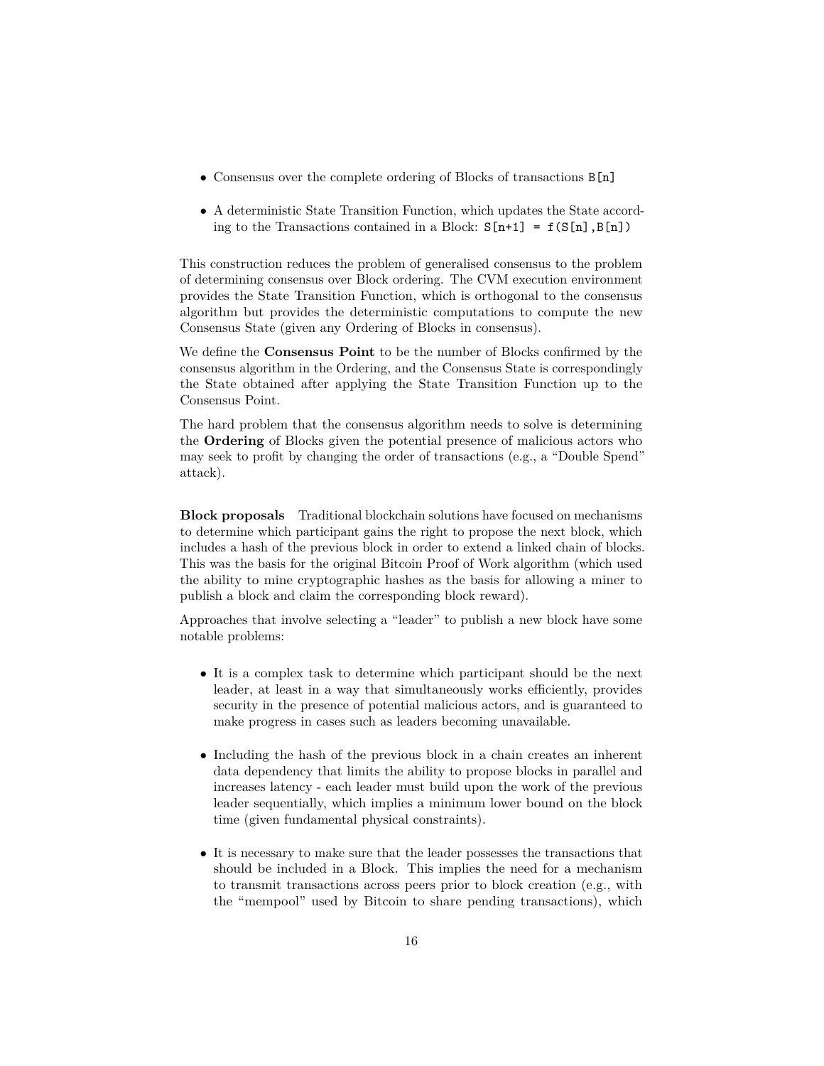- Consensus over the complete ordering of Blocks of transactions `B[n]`

- A deterministic State Transition Function, which updates the State according to the Transactions contained in a Block: `S[n+1] = f(S[n],B[n])`

This construction reduces the problem of generalised consensus to the problem of determining consensus over Block ordering. The CVM execution environment provides the State Transition Function, which is orthogonal to the consensus algorithm but provides the deterministic computations to compute the new Consensus State (given any Ordering of Blocks in consensus).

We define the **Consensus Point** to be the number of Blocks confirmed by the consensus algorithm in the Ordering, and the Consensus State is correspondingly the State obtained after applying the State Transition Function up to the Consensus Point.

The hard problem that the consensus algorithm needs to solve is determining the **Ordering** of Blocks given the potential presence of malicious actors who may seek to profit by changing the order of transactions (e.g., a "Double Spend" attack).

**Block proposals** Traditional blockchain solutions have focused on mechanisms to determine which participant gains the right to propose the next block, which includes a hash of the previous block in order to extend a linked chain of blocks. This was the basis for the original Bitcoin Proof of Work algorithm (which used the ability to mine cryptographic hashes as the basis for allowing a miner to publish a block and claim the corresponding block reward).

Approaches that involve selecting a "leader" to publish a new block have some notable problems:

- It is a complex task to determine which participant should be the next leader, at least in a way that simultaneously works efficiently, provides security in the presence of potential malicious actors, and is guaranteed to make progress in cases such as leaders becoming unavailable.

- Including the hash of the previous block in a chain creates an inherent data dependency that limits the ability to propose blocks in parallel and increases latency - each leader must build upon the work of the previous leader sequentially, which implies a minimum lower bound on the block time (given fundamental physical constraints).

- It is necessary to make sure that the leader possesses the transactions that should be included in a Block. This implies the need for a mechanism to transmit transactions across peers prior to block creation (e.g., with the "mempool" used by Bitcoin to share pending transactions), which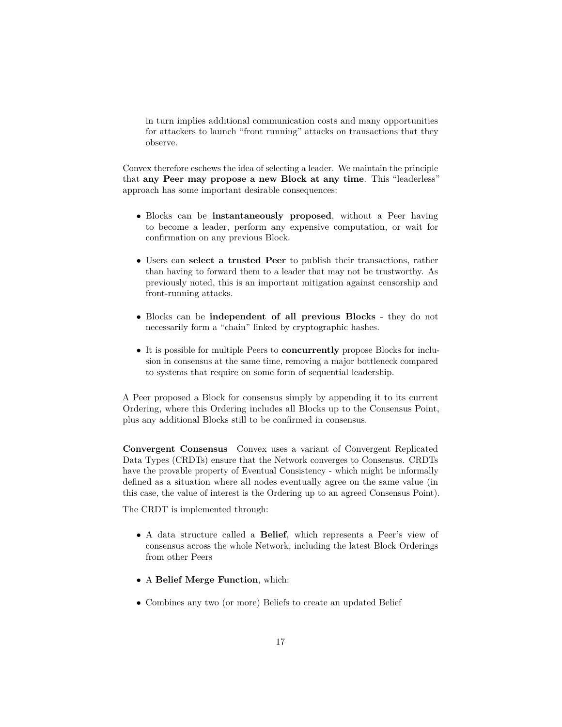in turn implies additional communication costs and many opportunities for attackers to launch "front running" attacks on transactions that they observe.

Convex therefore eschews the idea of selecting a leader. We maintain the principle that **any Peer may propose a new Block at any time**. This "leaderless" approach has some important desirable consequences:

- Blocks can be **instantaneously proposed**, without a Peer having to become a leader, perform any expensive computation, or wait for confirmation on any previous Block.
- Users can **select a trusted Peer** to publish their transactions, rather than having to forward them to a leader that may not be trustworthy. As previously noted, this is an important mitigation against censorship and front-running attacks.
- Blocks can be **independent of all previous Blocks** - they do not necessarily form a "chain" linked by cryptographic hashes.
- It is possible for multiple Peers to **concurrently** propose Blocks for inclusion in consensus at the same time, removing a major bottleneck compared to systems that require on some form of sequential leadership.

A Peer proposed a Block for consensus simply by appending it to its current Ordering, where this Ordering includes all Blocks up to the Consensus Point, plus any additional Blocks still to be confirmed in consensus.

**Convergent Consensus** Convex uses a variant of Convergent Replicated Data Types (CRDTs) ensure that the Network converges to Consensus. CRDTs have the provable property of Eventual Consistency - which might be informally defined as a situation where all nodes eventually agree on the same value (in this case, the value of interest is the Ordering up to an agreed Consensus Point).

The CRDT is implemented through:

- A data structure called a **Belief**, which represents a Peer's view of consensus across the whole Network, including the latest Block Orderings from other Peers
- A **Belief Merge Function**, which:
- Combines any two (or more) Beliefs to create an updated Belief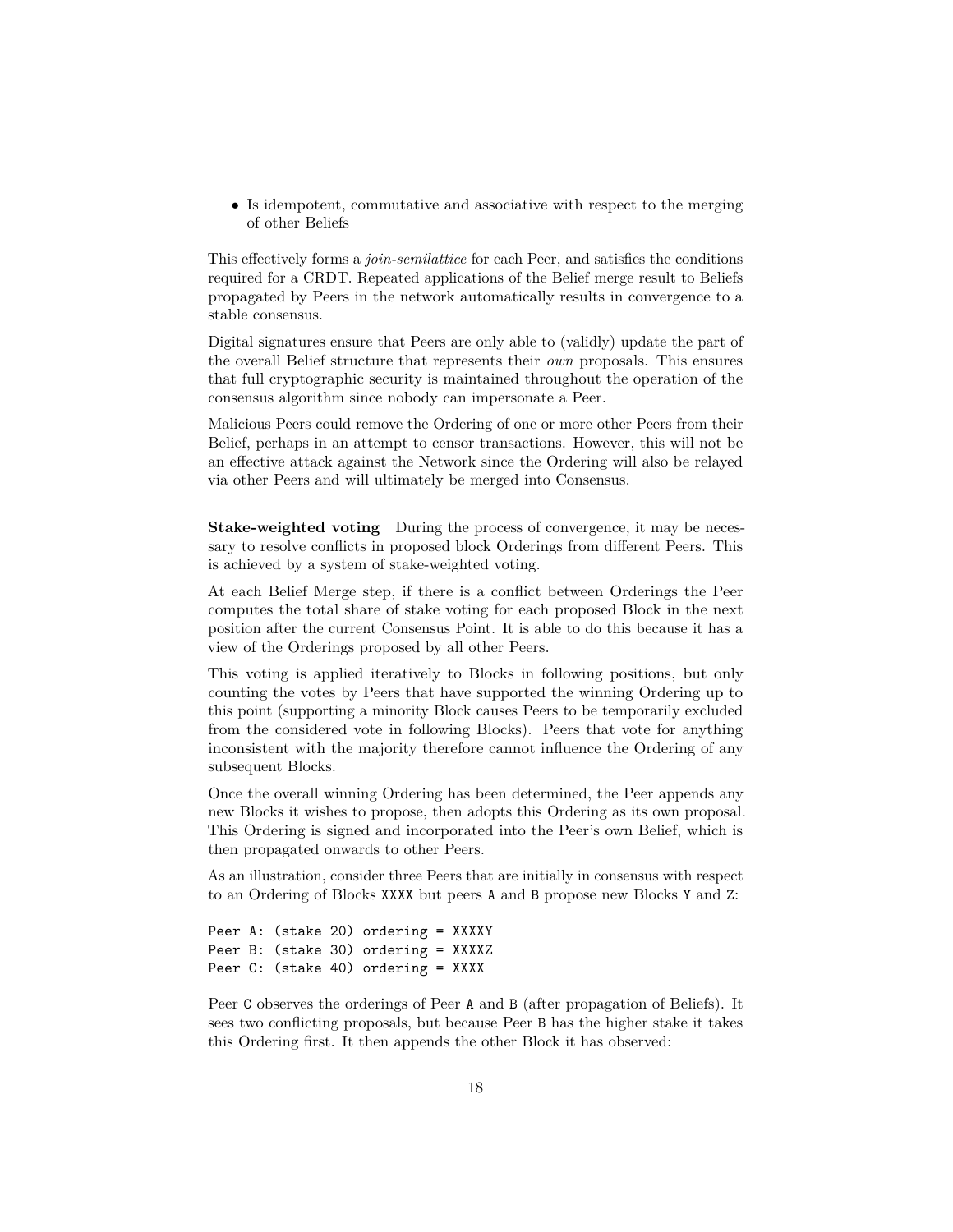- Is idempotent, commutative and associative with respect to the merging of other Beliefs

This effectively forms a *join-semilattice* for each Peer, and satisfies the conditions required for a CRDT. Repeated applications of the Belief merge result to Beliefs propagated by Peers in the network automatically results in convergence to a stable consensus.

Digital signatures ensure that Peers are only able to (validly) update the part of the overall Belief structure that represents their *own* proposals. This ensures that full cryptographic security is maintained throughout the operation of the consensus algorithm since nobody can impersonate a Peer.

Malicious Peers could remove the Ordering of one or more other Peers from their Belief, perhaps in an attempt to censor transactions. However, this will not be an effective attack against the Network since the Ordering will also be relayed via other Peers and will ultimately be merged into Consensus.

**Stake-weighted voting** During the process of convergence, it may be necessary to resolve conflicts in proposed block Orderings from different Peers. This is achieved by a system of stake-weighted voting.

At each Belief Merge step, if there is a conflict between Orderings the Peer computes the total share of stake voting for each proposed Block in the next position after the current Consensus Point. It is able to do this because it has a view of the Orderings proposed by all other Peers.

This voting is applied iteratively to Blocks in following positions, but only counting the votes by Peers that have supported the winning Ordering up to this point (supporting a minority Block causes Peers to be temporarily excluded from the considered vote in following Blocks). Peers that vote for anything inconsistent with the majority therefore cannot influence the Ordering of any subsequent Blocks.

Once the overall winning Ordering has been determined, the Peer appends any new Blocks it wishes to propose, then adopts this Ordering as its own proposal. This Ordering is signed and incorporated into the Peer's own Belief, which is then propagated onwards to other Peers.

As an illustration, consider three Peers that are initially in consensus with respect to an Ordering of Blocks `XXXX` but peers `A` and `B` propose new Blocks `Y` and `Z`:

```
Peer A: (stake 20) ordering = XXXXY
Peer B: (stake 30) ordering = XXXXZ
Peer C: (stake 40) ordering = XXXX
```

Peer `C` observes the orderings of Peer `A` and `B` (after propagation of Beliefs). It sees two conflicting proposals, but because Peer `B` has the higher stake it takes this Ordering first. It then appends the other Block it has observed: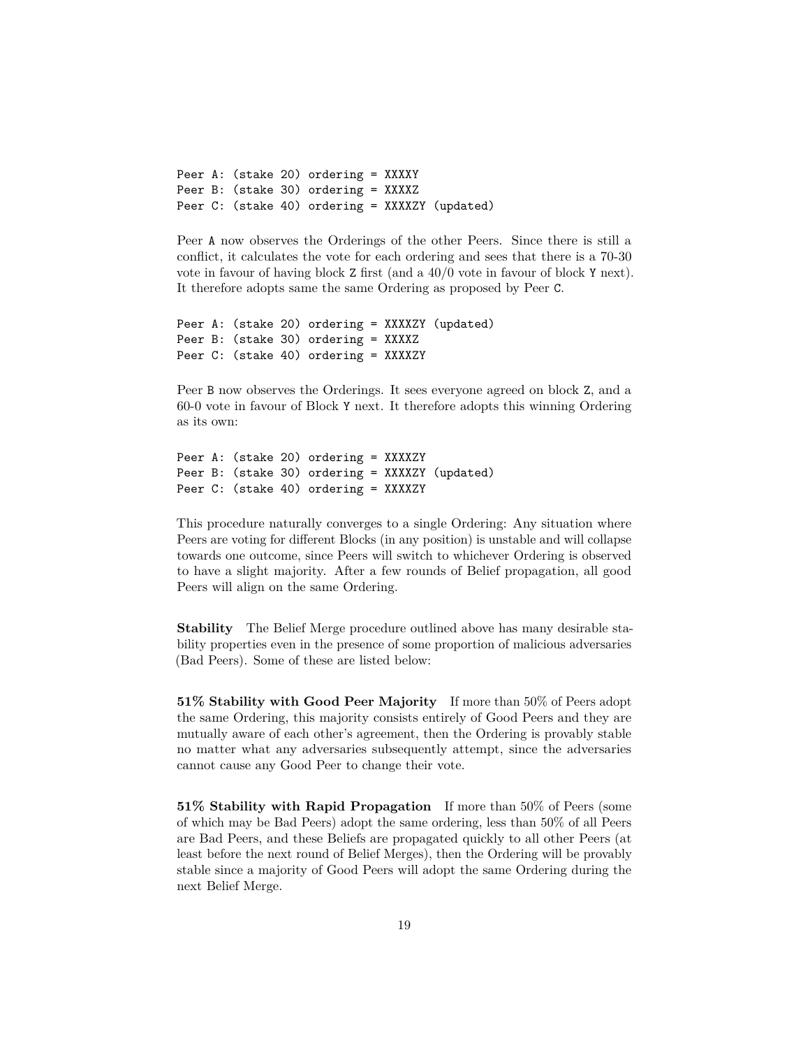```
Peer A: (stake 20) ordering = XXXXY
Peer B: (stake 30) ordering = XXXXZ
Peer C: (stake 40) ordering = XXXXZY (updated)
```

Peer A now observes the Orderings of the other Peers. Since there is still a conflict, it calculates the vote for each ordering and sees that there is a 70-30 vote in favour of having block Z first (and a 40/0 vote in favour of block Y next). It therefore adopts same the same Ordering as proposed by Peer C.

```
Peer A: (stake 20) ordering = XXXXZY (updated)
Peer B: (stake 30) ordering = XXXXZ
Peer C: (stake 40) ordering = XXXXZY
```

Peer B now observes the Orderings. It sees everyone agreed on block Z, and a 60-0 vote in favour of Block Y next. It therefore adopts this winning Ordering as its own:

```
Peer A: (stake 20) ordering = XXXXZY
Peer B: (stake 30) ordering = XXXXZY (updated)
Peer C: (stake 40) ordering = XXXXZY
```

This procedure naturally converges to a single Ordering: Any situation where Peers are voting for different Blocks (in any position) is unstable and will collapse towards one outcome, since Peers will switch to whichever Ordering is observed to have a slight majority. After a few rounds of Belief propagation, all good Peers will align on the same Ordering.

**Stability** The Belief Merge procedure outlined above has many desirable stability properties even in the presence of some proportion of malicious adversaries (Bad Peers). Some of these are listed below:

**51% Stability with Good Peer Majority** If more than 50% of Peers adopt the same Ordering, this majority consists entirely of Good Peers and they are mutually aware of each other's agreement, then the Ordering is provably stable no matter what any adversaries subsequently attempt, since the adversaries cannot cause any Good Peer to change their vote.

**51% Stability with Rapid Propagation** If more than 50% of Peers (some of which may be Bad Peers) adopt the same ordering, less than 50% of all Peers are Bad Peers, and these Beliefs are propagated quickly to all other Peers (at least before the next round of Belief Merges), then the Ordering will be provably stable since a majority of Good Peers will adopt the same Ordering during the next Belief Merge.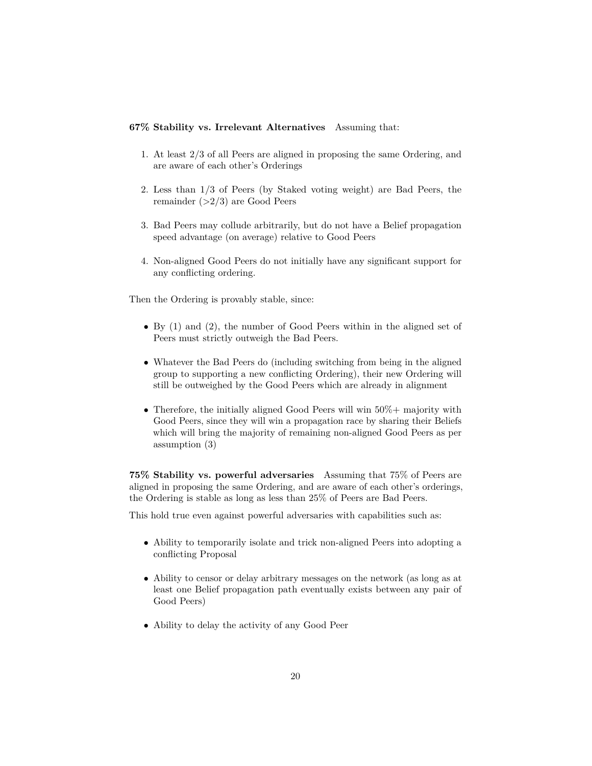**67% Stability vs. Irrelevant Alternatives** Assuming that:

1. At least 2/3 of all Peers are aligned in proposing the same Ordering, and are aware of each other's Orderings
2. Less than 1/3 of Peers (by Staked voting weight) are Bad Peers, the remainder (>2/3) are Good Peers
3. Bad Peers may collude arbitrarily, but do not have a Belief propagation speed advantage (on average) relative to Good Peers
4. Non-aligned Good Peers do not initially have any significant support for any conflicting ordering.

Then the Ordering is provably stable, since:

- By (1) and (2), the number of Good Peers within in the aligned set of Peers must strictly outweigh the Bad Peers.
- Whatever the Bad Peers do (including switching from being in the aligned group to supporting a new conflicting Ordering), their new Ordering will still be outweighed by the Good Peers which are already in alignment
- Therefore, the initially aligned Good Peers will win 50%+ majority with Good Peers, since they will win a propagation race by sharing their Beliefs which will bring the majority of remaining non-aligned Good Peers as per assumption (3)

**75% Stability vs. powerful adversaries** Assuming that 75% of Peers are aligned in proposing the same Ordering, and are aware of each other's orderings, the Ordering is stable as long as less than 25% of Peers are Bad Peers.

This hold true even against powerful adversaries with capabilities such as:

- Ability to temporarily isolate and trick non-aligned Peers into adopting a conflicting Proposal
- Ability to censor or delay arbitrary messages on the network (as long as at least one Belief propagation path eventually exists between any pair of Good Peers)
- Ability to delay the activity of any Good Peer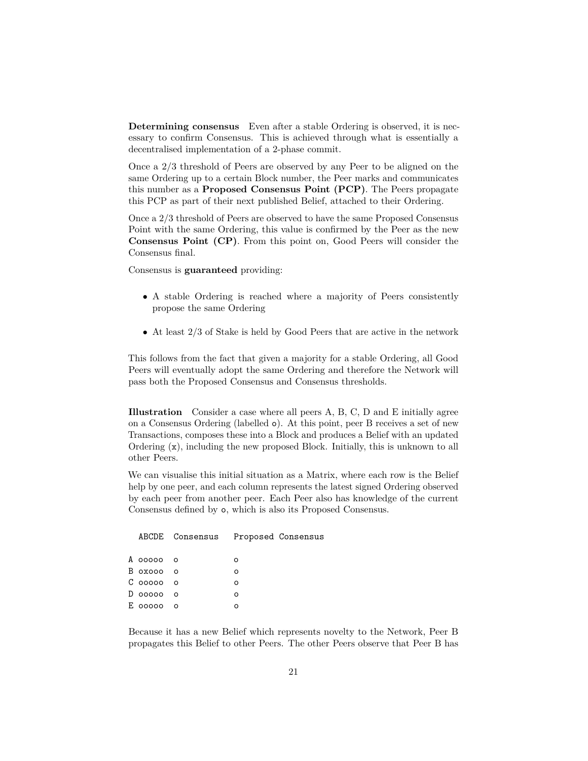**Determining consensus** Even after a stable Ordering is observed, it is necessary to confirm Consensus. This is achieved through what is essentially a decentralised implementation of a 2-phase commit.

Once a 2/3 threshold of Peers are observed by any Peer to be aligned on the same Ordering up to a certain Block number, the Peer marks and communicates this number as a **Proposed Consensus Point (PCP)**. The Peers propagate this PCP as part of their next published Belief, attached to their Ordering.

Once a 2/3 threshold of Peers are observed to have the same Proposed Consensus Point with the same Ordering, this value is confirmed by the Peer as the new **Consensus Point (CP)**. From this point on, Good Peers will consider the Consensus final.

Consensus is **guaranteed** providing:

- A stable Ordering is reached where a majority of Peers consistently propose the same Ordering
- At least 2/3 of Stake is held by Good Peers that are active in the network

This follows from the fact that given a majority for a stable Ordering, all Good Peers will eventually adopt the same Ordering and therefore the Network will pass both the Proposed Consensus and Consensus thresholds.

**Illustration** Consider a case where all peers A, B, C, D and E initially agree on a Consensus Ordering (labelled `o`). At this point, peer B receives a set of new Transactions, composes these into a Block and produces a Belief with an updated Ordering (`x`), including the new proposed Block. Initially, this is unknown to all other Peers.

We can visualise this initial situation as a Matrix, where each row is the Belief help by one peer, and each column represents the latest signed Ordering observed by each peer from another peer. Each Peer also has knowledge of the current Consensus defined by `o`, which is also its Proposed Consensus.

```
  ABCDE  Consensus   Proposed Consensus

A ooooo  o           o
B oxooo  o           o
C ooooo  o           o
D ooooo  o           o
E ooooo  o           o
```

Because it has a new Belief which represents novelty to the Network, Peer B propagates this Belief to other Peers. The other Peers observe that Peer B has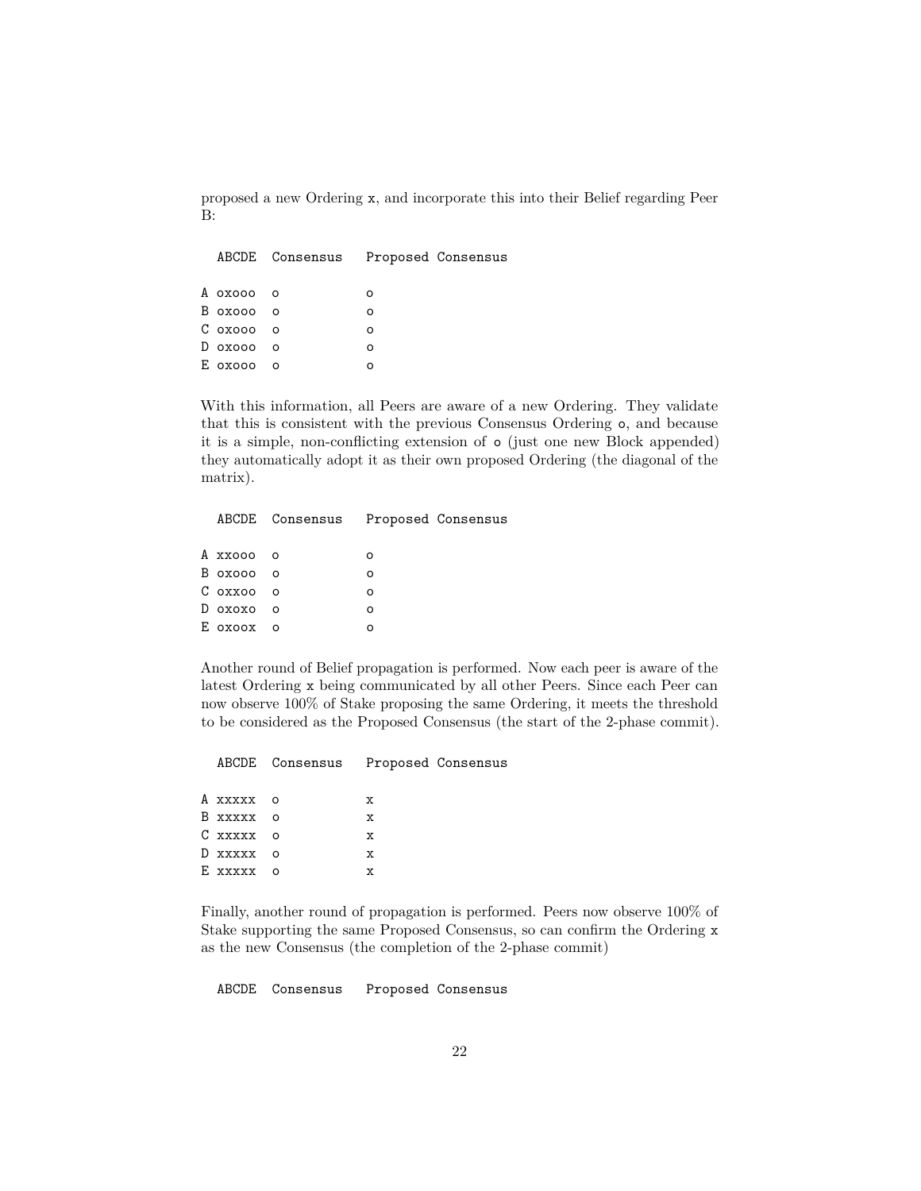proposed a new Ordering `x`, and incorporate this into their Belief regarding Peer B:

```
  ABCDE  Consensus   Proposed Consensus

A oxooo  o           o
B oxooo  o           o
C oxooo  o           o
D oxooo  o           o
E oxooo  o           o
```

With this information, all Peers are aware of a new Ordering. They validate that this is consistent with the previous Consensus Ordering `o`, and because it is a simple, non-conflicting extension of `o` (just one new Block appended) they automatically adopt it as their own proposed Ordering (the diagonal of the matrix).

```
  ABCDE  Consensus   Proposed Consensus

A xxooo  o           o
B oxooo  o           o
C oxxoo  o           o
D oxoxo  o           o
E oxoox  o           o
```

Another round of Belief propagation is performed. Now each peer is aware of the latest Ordering `x` being communicated by all other Peers. Since each Peer can now observe 100% of Stake proposing the same Ordering, it meets the threshold to be considered as the Proposed Consensus (the start of the 2-phase commit).

```
  ABCDE  Consensus   Proposed Consensus

A xxxxx  o           x
B xxxxx  o           x
C xxxxx  o           x
D xxxxx  o           x
E xxxxx  o           x
```

Finally, another round of propagation is performed. Peers now observe 100% of Stake supporting the same Proposed Consensus, so can confirm the Ordering `x` as the new Consensus (the completion of the 2-phase commit)

```
  ABCDE  Consensus   Proposed Consensus
```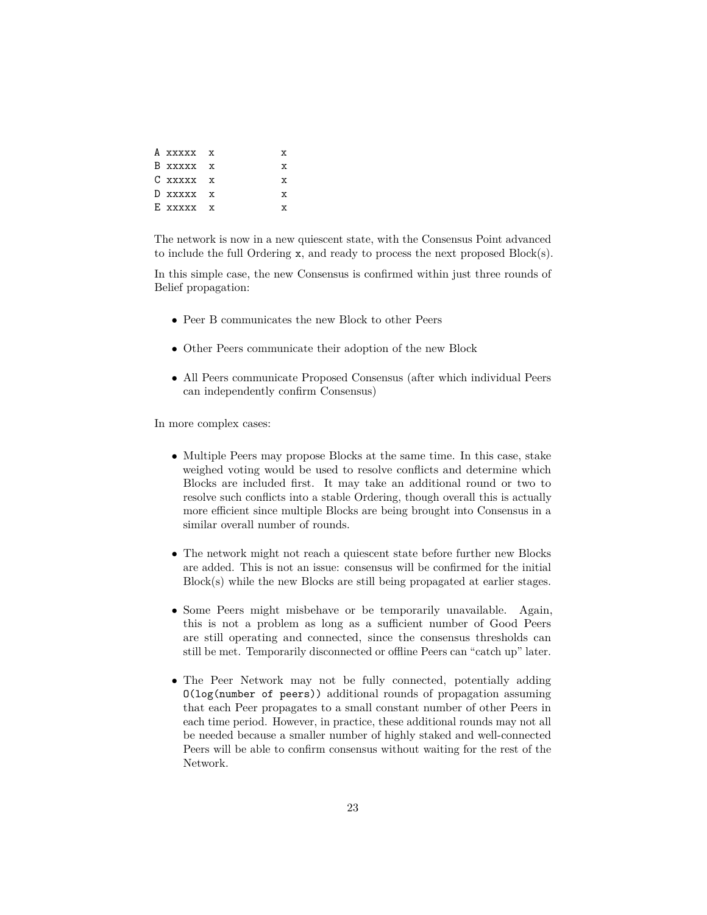```
A xxxxx  x           x
B xxxxx  x           x
C xxxxx  x           x
D xxxxx  x           x
E xxxxx  x           x
```

The network is now in a new quiescent state, with the Consensus Point advanced to include the full Ordering `x`, and ready to process the next proposed Block(s).

In this simple case, the new Consensus is confirmed within just three rounds of Belief propagation:

- Peer B communicates the new Block to other Peers
- Other Peers communicate their adoption of the new Block
- All Peers communicate Proposed Consensus (after which individual Peers can independently confirm Consensus)

In more complex cases:

- Multiple Peers may propose Blocks at the same time. In this case, stake weighed voting would be used to resolve conflicts and determine which Blocks are included first. It may take an additional round or two to resolve such conflicts into a stable Ordering, though overall this is actually more efficient since multiple Blocks are being brought into Consensus in a similar overall number of rounds.
- The network might not reach a quiescent state before further new Blocks are added. This is not an issue: consensus will be confirmed for the initial Block(s) while the new Blocks are still being propagated at earlier stages.
- Some Peers might misbehave or be temporarily unavailable. Again, this is not a problem as long as a sufficient number of Good Peers are still operating and connected, since the consensus thresholds can still be met. Temporarily disconnected or offline Peers can "catch up" later.
- The Peer Network may not be fully connected, potentially adding `O(log(number of peers))` additional rounds of propagation assuming that each Peer propagates to a small constant number of other Peers in each time period. However, in practice, these additional rounds may not all be needed because a smaller number of highly staked and well-connected Peers will be able to confirm consensus without waiting for the rest of the Network.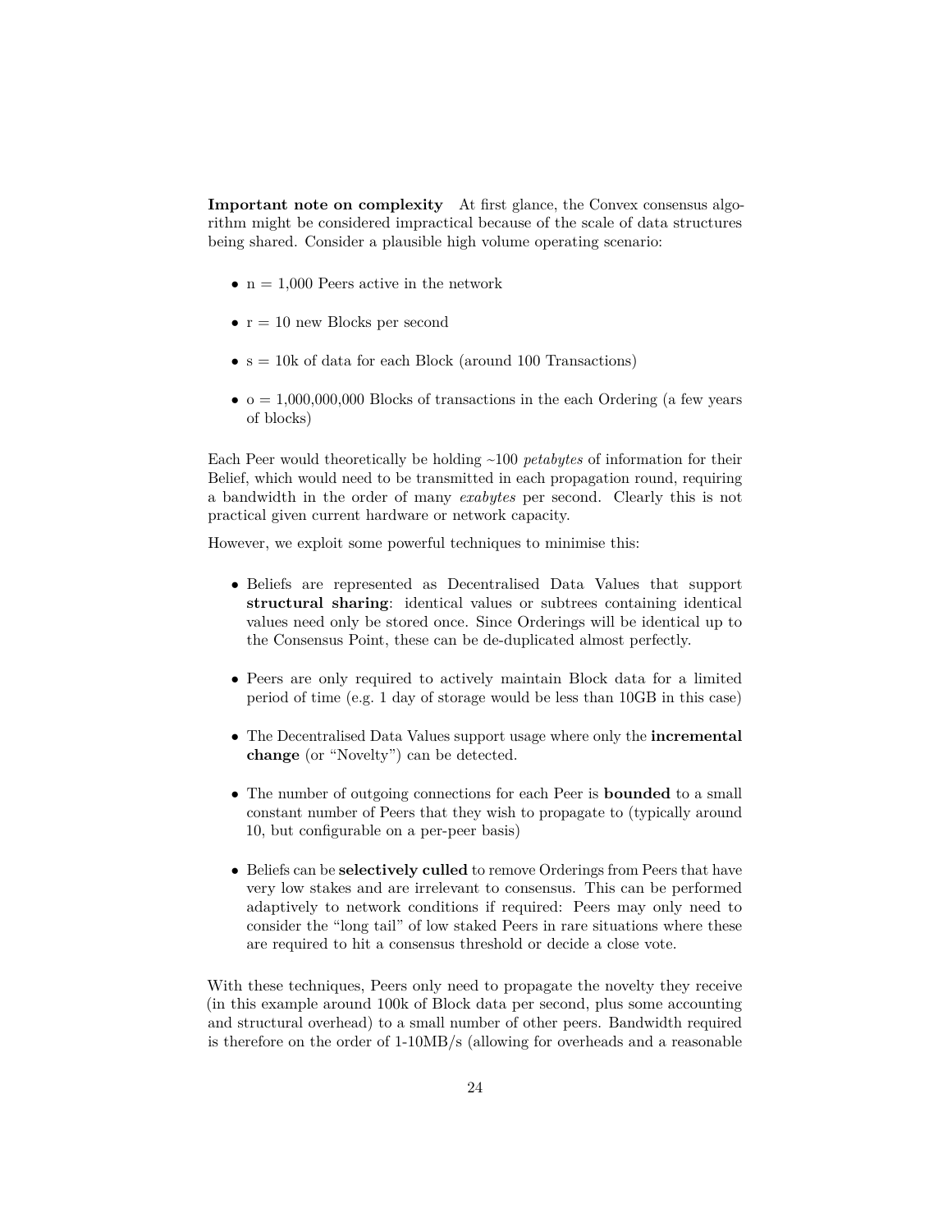**Important note on complexity** At first glance, the Convex consensus algorithm might be considered impractical because of the scale of data structures being shared. Consider a plausible high volume operating scenario:

- n = 1,000 Peers active in the network
- r = 10 new Blocks per second
- s = 10k of data for each Block (around 100 Transactions)
- o = 1,000,000,000 Blocks of transactions in the each Ordering (a few years of blocks)

Each Peer would theoretically be holding ~100 *petabytes* of information for their Belief, which would need to be transmitted in each propagation round, requiring a bandwidth in the order of many *exabytes* per second. Clearly this is not practical given current hardware or network capacity.

However, we exploit some powerful techniques to minimise this:

- Beliefs are represented as Decentralised Data Values that support **structural sharing**: identical values or subtrees containing identical values need only be stored once. Since Orderings will be identical up to the Consensus Point, these can be de-duplicated almost perfectly.
- Peers are only required to actively maintain Block data for a limited period of time (e.g. 1 day of storage would be less than 10GB in this case)
- The Decentralised Data Values support usage where only the **incremental change** (or "Novelty") can be detected.
- The number of outgoing connections for each Peer is **bounded** to a small constant number of Peers that they wish to propagate to (typically around 10, but configurable on a per-peer basis)
- Beliefs can be **selectively culled** to remove Orderings from Peers that have very low stakes and are irrelevant to consensus. This can be performed adaptively to network conditions if required: Peers may only need to consider the "long tail" of low staked Peers in rare situations where these are required to hit a consensus threshold or decide a close vote.

With these techniques, Peers only need to propagate the novelty they receive (in this example around 100k of Block data per second, plus some accounting and structural overhead) to a small number of other peers. Bandwidth required is therefore on the order of 1-10MB/s (allowing for overheads and a reasonable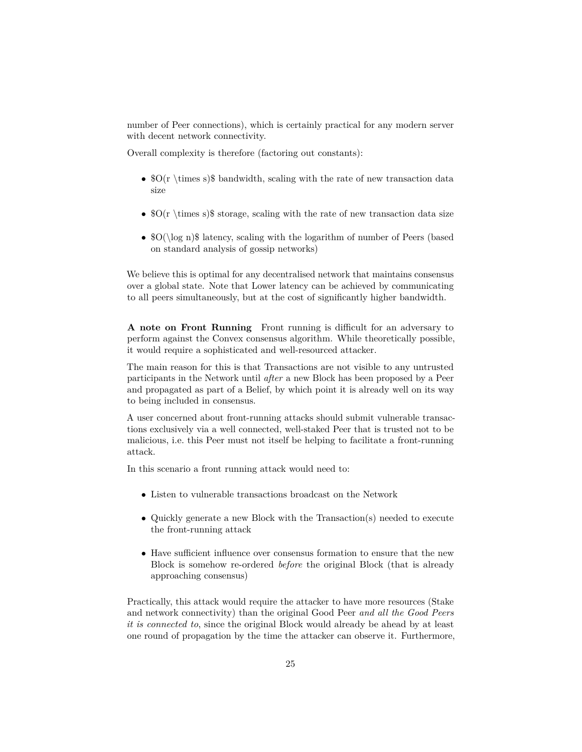number of Peer connections), which is certainly practical for any modern server with decent network connectivity.

Overall complexity is therefore (factoring out constants):

- $O(r \times s)$ bandwidth, scaling with the rate of new transaction data size
- $O(r \times s)$ storage, scaling with the rate of new transaction data size
- $O(\log n)$ latency, scaling with the logarithm of number of Peers (based on standard analysis of gossip networks)

We believe this is optimal for any decentralised network that maintains consensus over a global state. Note that Lower latency can be achieved by communicating to all peers simultaneously, but at the cost of significantly higher bandwidth.

**A note on Front Running** Front running is difficult for an adversary to perform against the Convex consensus algorithm. While theoretically possible, it would require a sophisticated and well-resourced attacker.

The main reason for this is that Transactions are not visible to any untrusted participants in the Network until *after* a new Block has been proposed by a Peer and propagated as part of a Belief, by which point it is already well on its way to being included in consensus.

A user concerned about front-running attacks should submit vulnerable transactions exclusively via a well connected, well-staked Peer that is trusted not to be malicious, i.e. this Peer must not itself be helping to facilitate a front-running attack.

In this scenario a front running attack would need to:

- Listen to vulnerable transactions broadcast on the Network
- Quickly generate a new Block with the Transaction(s) needed to execute the front-running attack
- Have sufficient influence over consensus formation to ensure that the new Block is somehow re-ordered *before* the original Block (that is already approaching consensus)

Practically, this attack would require the attacker to have more resources (Stake and network connectivity) than the original Good Peer *and all the Good Peers it is connected to*, since the original Block would already be ahead by at least one round of propagation by the time the attacker can observe it. Furthermore,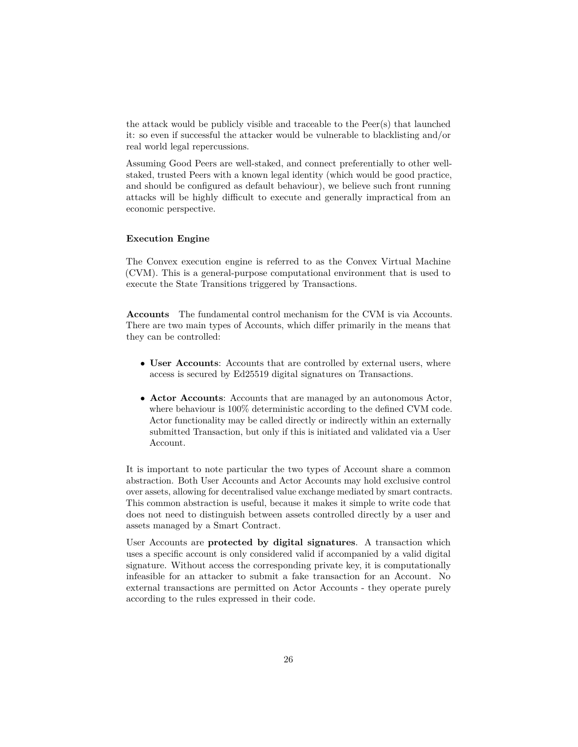the attack would be publicly visible and traceable to the Peer(s) that launched it: so even if successful the attacker would be vulnerable to blacklisting and/or real world legal repercussions.

Assuming Good Peers are well-staked, and connect preferentially to other well-staked, trusted Peers with a known legal identity (which would be good practice, and should be configured as default behaviour), we believe such front running attacks will be highly difficult to execute and generally impractical from an economic perspective.

### Execution Engine

The Convex execution engine is referred to as the Convex Virtual Machine (CVM). This is a general-purpose computational environment that is used to execute the State Transitions triggered by Transactions.

**Accounts** The fundamental control mechanism for the CVM is via Accounts. There are two main types of Accounts, which differ primarily in the means that they can be controlled:

- **User Accounts**: Accounts that are controlled by external users, where access is secured by Ed25519 digital signatures on Transactions.
- **Actor Accounts**: Accounts that are managed by an autonomous Actor, where behaviour is 100% deterministic according to the defined CVM code. Actor functionality may be called directly or indirectly within an externally submitted Transaction, but only if this is initiated and validated via a User Account.

It is important to note particular the two types of Account share a common abstraction. Both User Accounts and Actor Accounts may hold exclusive control over assets, allowing for decentralised value exchange mediated by smart contracts. This common abstraction is useful, because it makes it simple to write code that does not need to distinguish between assets controlled directly by a user and assets managed by a Smart Contract.

User Accounts are **protected by digital signatures**. A transaction which uses a specific account is only considered valid if accompanied by a valid digital signature. Without access the corresponding private key, it is computationally infeasible for an attacker to submit a fake transaction for an Account. No external transactions are permitted on Actor Accounts - they operate purely according to the rules expressed in their code.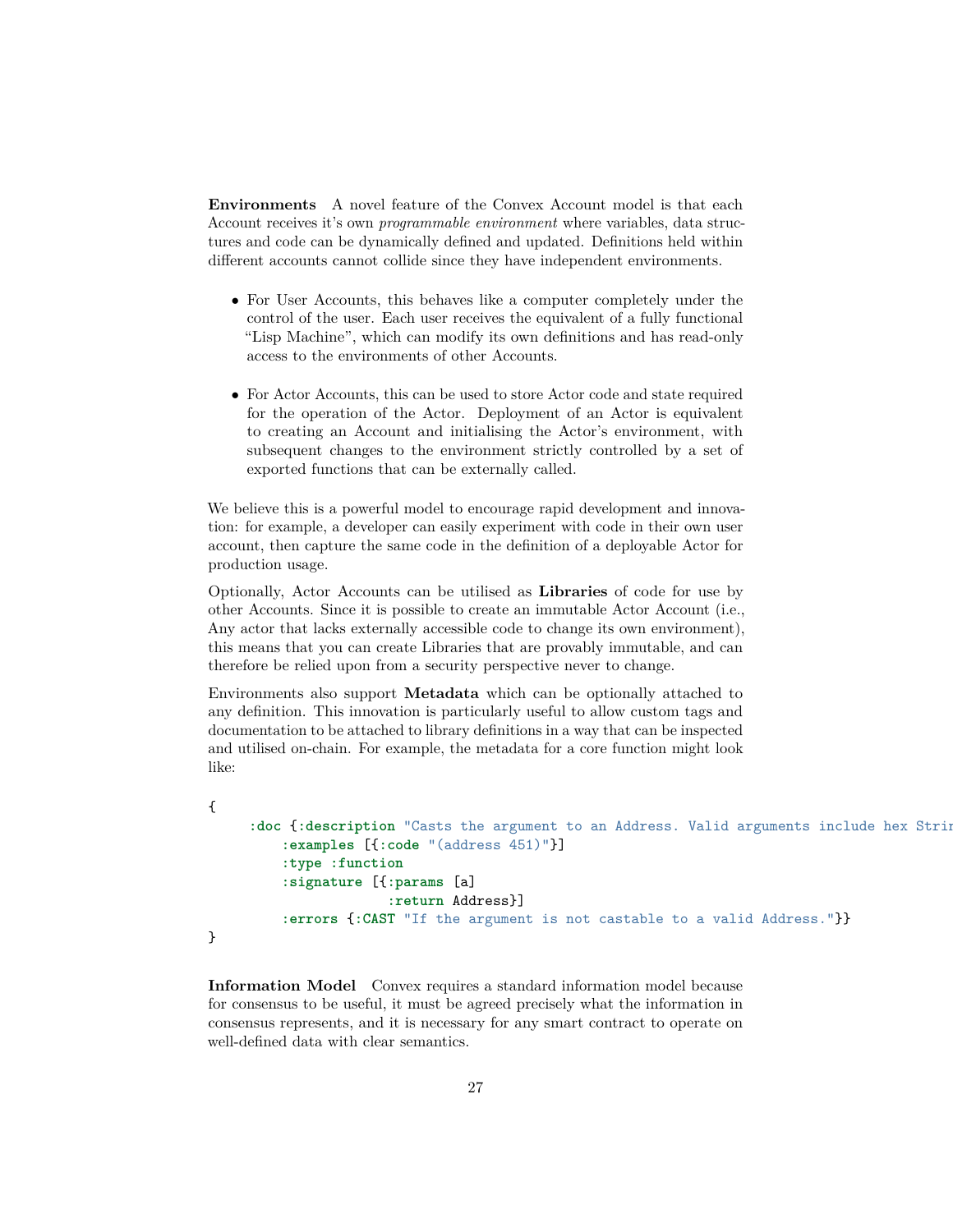**Environments** A novel feature of the Convex Account model is that each Account receives it's own *programmable environment* where variables, data structures and code can be dynamically defined and updated. Definitions held within different accounts cannot collide since they have independent environments.

- For User Accounts, this behaves like a computer completely under the control of the user. Each user receives the equivalent of a fully functional "Lisp Machine", which can modify its own definitions and has read-only access to the environments of other Accounts.

- For Actor Accounts, this can be used to store Actor code and state required for the operation of the Actor. Deployment of an Actor is equivalent to creating an Account and initialising the Actor's environment, with subsequent changes to the environment strictly controlled by a set of exported functions that can be externally called.

We believe this is a powerful model to encourage rapid development and innovation: for example, a developer can easily experiment with code in their own user account, then capture the same code in the definition of a deployable Actor for production usage.

Optionally, Actor Accounts can be utilised as **Libraries** of code for use by other Accounts. Since it is possible to create an immutable Actor Account (i.e., Any actor that lacks externally accessible code to change its own environment), this means that you can create Libraries that are provably immutable, and can therefore be relied upon from a security perspective never to change.

Environments also support **Metadata** which can be optionally attached to any definition. This innovation is particularly useful to allow custom tags and documentation to be attached to library definitions in a way that can be inspected and utilised on-chain. For example, the metadata for a core function might look like:

```
{
    :doc {:description "Casts the argument to an Address. Valid arguments include hex Strir
        :examples [{:code "(address 451)"}]
        :type :function
        :signature [{:params [a]
                     :return Address}]
        :errors {:CAST "If the argument is not castable to a valid Address."}}
}
```

**Information Model** Convex requires a standard information model because for consensus to be useful, it must be agreed precisely what the information in consensus represents, and it is necessary for any smart contract to operate on well-defined data with clear semantics.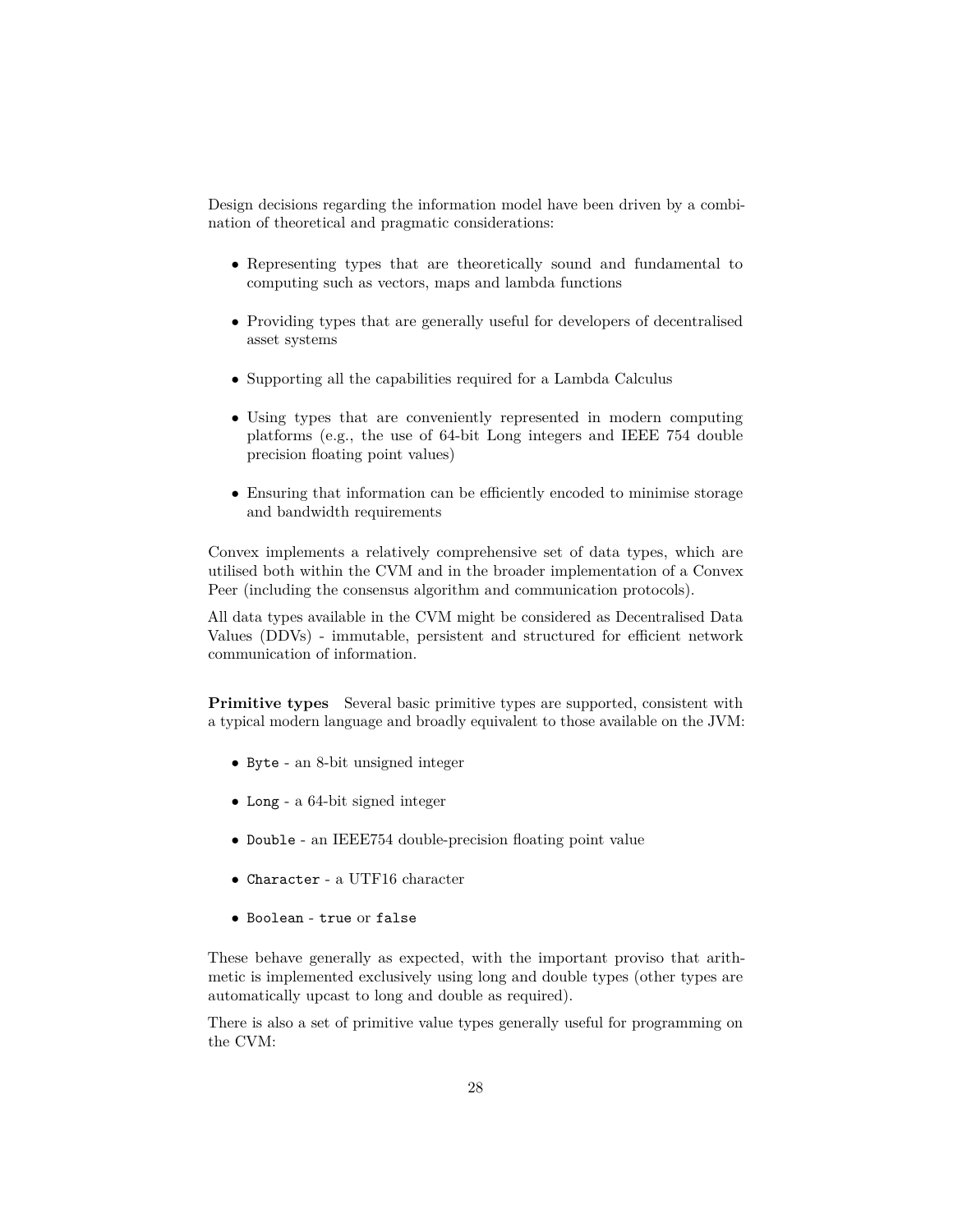Design decisions regarding the information model have been driven by a combination of theoretical and pragmatic considerations:

- Representing types that are theoretically sound and fundamental to computing such as vectors, maps and lambda functions
- Providing types that are generally useful for developers of decentralised asset systems
- Supporting all the capabilities required for a Lambda Calculus
- Using types that are conveniently represented in modern computing platforms (e.g., the use of 64-bit Long integers and IEEE 754 double precision floating point values)
- Ensuring that information can be efficiently encoded to minimise storage and bandwidth requirements

Convex implements a relatively comprehensive set of data types, which are utilised both within the CVM and in the broader implementation of a Convex Peer (including the consensus algorithm and communication protocols).

All data types available in the CVM might be considered as Decentralised Data Values (DDVs) - immutable, persistent and structured for efficient network communication of information.

**Primitive types** Several basic primitive types are supported, consistent with a typical modern language and broadly equivalent to those available on the JVM:

- `Byte` - an 8-bit unsigned integer
- `Long` - a 64-bit signed integer
- `Double` - an IEEE754 double-precision floating point value
- `Character` - a UTF16 character
- `Boolean` - `true` or `false`

These behave generally as expected, with the important proviso that arithmetic is implemented exclusively using long and double types (other types are automatically upcast to long and double as required).

There is also a set of primitive value types generally useful for programming on the CVM: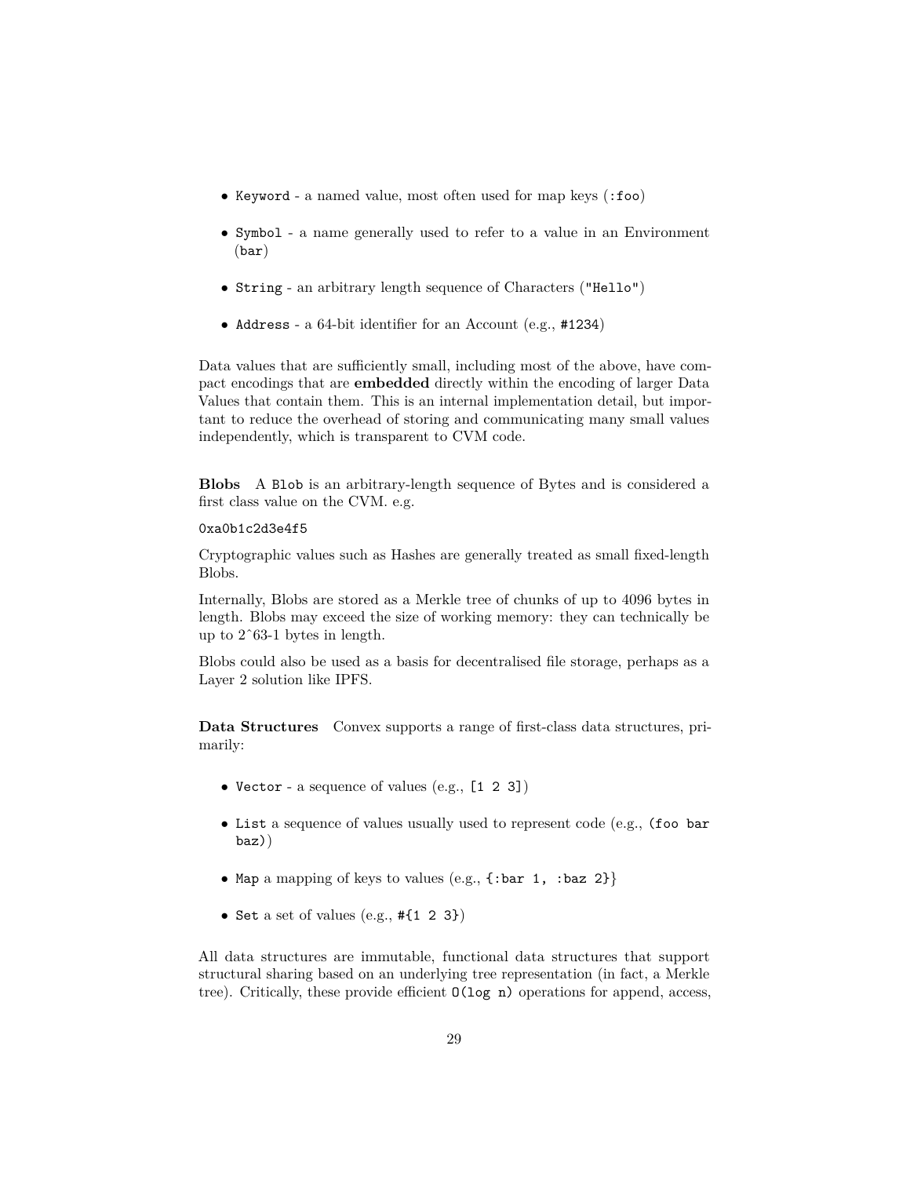- `Keyword` - a named value, most often used for map keys (`:foo`)
- `Symbol` - a name generally used to refer to a value in an Environment (`bar`)
- `String` - an arbitrary length sequence of Characters (`"Hello"`)
- `Address` - a 64-bit identifier for an Account (e.g., `#1234`)

Data values that are sufficiently small, including most of the above, have compact encodings that are **embedded** directly within the encoding of larger Data Values that contain them. This is an internal implementation detail, but important to reduce the overhead of storing and communicating many small values independently, which is transparent to CVM code.

**Blobs** A `Blob` is an arbitrary-length sequence of Bytes and is considered a first class value on the CVM. e.g.

```
0xa0b1c2d3e4f5
```

Cryptographic values such as Hashes are generally treated as small fixed-length Blobs.

Internally, Blobs are stored as a Merkle tree of chunks of up to 4096 bytes in length. Blobs may exceed the size of working memory: they can technically be up to 2ˆ63-1 bytes in length.

Blobs could also be used as a basis for decentralised file storage, perhaps as a Layer 2 solution like IPFS.

**Data Structures** Convex supports a range of first-class data structures, primarily:

- `Vector` - a sequence of values (e.g., `[1 2 3]`)
- `List` a sequence of values usually used to represent code (e.g., `(foo bar baz)`)
- `Map` a mapping of keys to values (e.g., `{:bar 1, :baz 2}`)
- `Set` a set of values (e.g., `#{1 2 3}`)

All data structures are immutable, functional data structures that support structural sharing based on an underlying tree representation (in fact, a Merkle tree). Critically, these provide efficient `O(log n)` operations for append, access,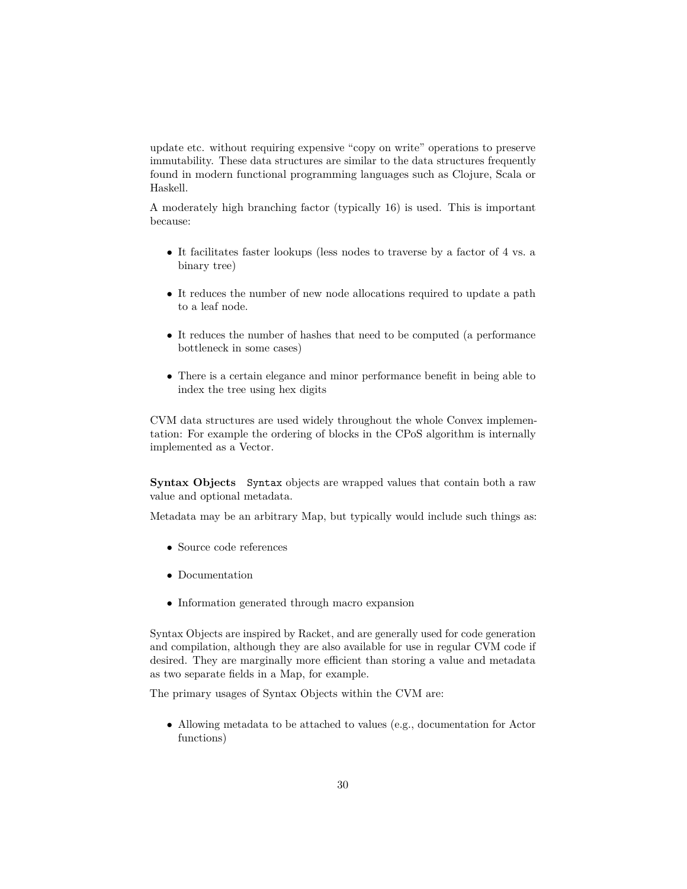update etc. without requiring expensive "copy on write" operations to preserve immutability. These data structures are similar to the data structures frequently found in modern functional programming languages such as Clojure, Scala or Haskell.

A moderately high branching factor (typically 16) is used. This is important because:

- It facilitates faster lookups (less nodes to traverse by a factor of 4 vs. a binary tree)
- It reduces the number of new node allocations required to update a path to a leaf node.
- It reduces the number of hashes that need to be computed (a performance bottleneck in some cases)
- There is a certain elegance and minor performance benefit in being able to index the tree using hex digits

CVM data structures are used widely throughout the whole Convex implementation: For example the ordering of blocks in the CPoS algorithm is internally implemented as a Vector.

**Syntax Objects** `Syntax` objects are wrapped values that contain both a raw value and optional metadata.

Metadata may be an arbitrary Map, but typically would include such things as:

- Source code references
- Documentation
- Information generated through macro expansion

Syntax Objects are inspired by Racket, and are generally used for code generation and compilation, although they are also available for use in regular CVM code if desired. They are marginally more efficient than storing a value and metadata as two separate fields in a Map, for example.

The primary usages of Syntax Objects within the CVM are:

- Allowing metadata to be attached to values (e.g., documentation for Actor functions)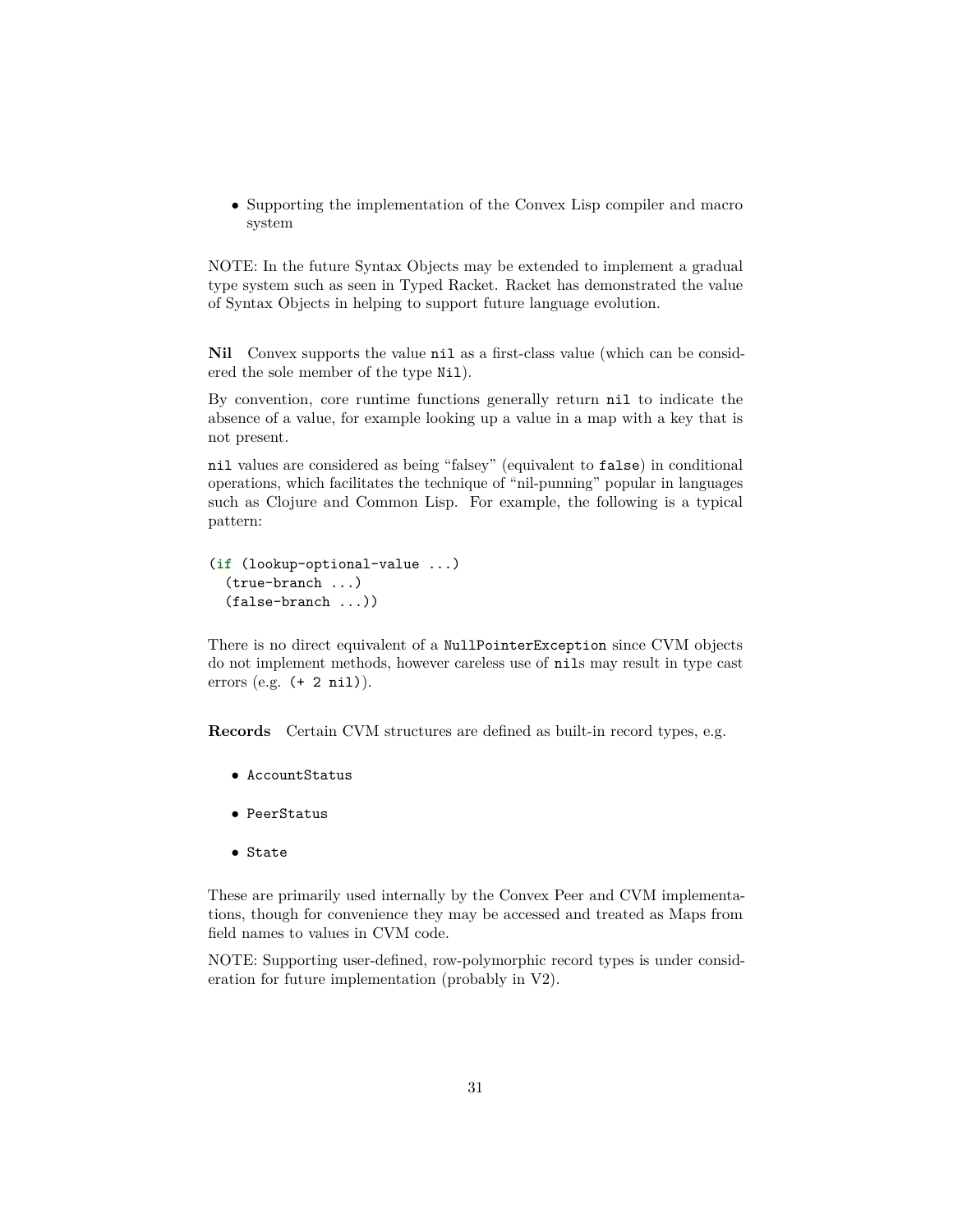- Supporting the implementation of the Convex Lisp compiler and macro system

NOTE: In the future Syntax Objects may be extended to implement a gradual type system such as seen in Typed Racket. Racket has demonstrated the value of Syntax Objects in helping to support future language evolution.

**Nil** Convex supports the value `nil` as a first-class value (which can be considered the sole member of the type `Nil`).

By convention, core runtime functions generally return `nil` to indicate the absence of a value, for example looking up a value in a map with a key that is not present.

`nil` values are considered as being "falsey" (equivalent to `false`) in conditional operations, which facilitates the technique of "nil-punning" popular in languages such as Clojure and Common Lisp. For example, the following is a typical pattern:

```
(if (lookup-optional-value ...)
  (true-branch ...)
  (false-branch ...))
```

There is no direct equivalent of a `NullPointerException` since CVM objects do not implement methods, however careless use of `nil`s may result in type cast errors (e.g. `(+ 2 nil)`).

**Records** Certain CVM structures are defined as built-in record types, e.g.

- `AccountStatus`
- `PeerStatus`
- `State`

These are primarily used internally by the Convex Peer and CVM implementations, though for convenience they may be accessed and treated as Maps from field names to values in CVM code.

NOTE: Supporting user-defined, row-polymorphic record types is under consideration for future implementation (probably in V2).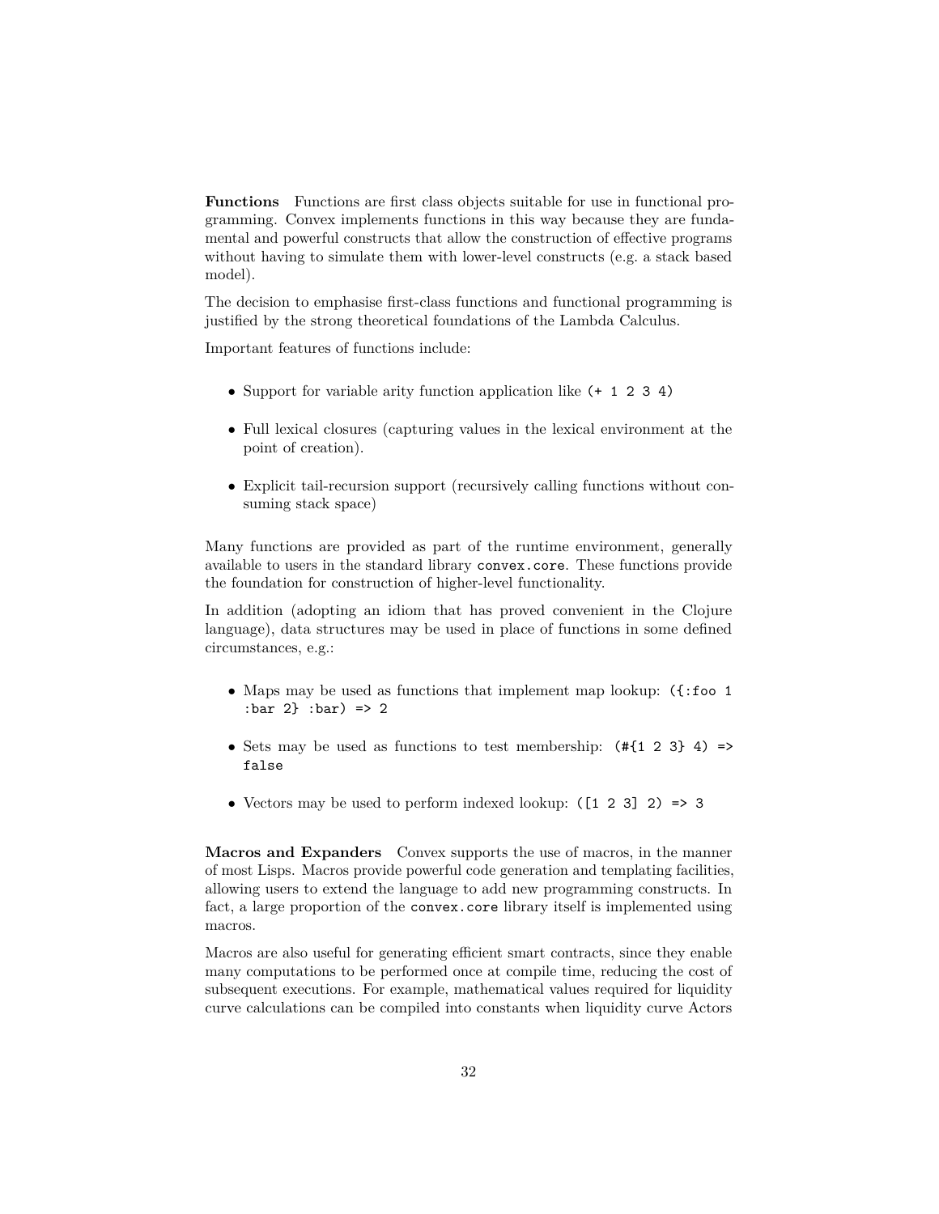**Functions** Functions are first class objects suitable for use in functional programming. Convex implements functions in this way because they are fundamental and powerful constructs that allow the construction of effective programs without having to simulate them with lower-level constructs (e.g. a stack based model).

The decision to emphasise first-class functions and functional programming is justified by the strong theoretical foundations of the Lambda Calculus.

Important features of functions include:

- Support for variable arity function application like `(+ 1 2 3 4)`
- Full lexical closures (capturing values in the lexical environment at the point of creation).
- Explicit tail-recursion support (recursively calling functions without consuming stack space)

Many functions are provided as part of the runtime environment, generally available to users in the standard library `convex.core`. These functions provide the foundation for construction of higher-level functionality.

In addition (adopting an idiom that has proved convenient in the Clojure language), data structures may be used in place of functions in some defined circumstances, e.g.:

- Maps may be used as functions that implement map lookup: `({:foo 1 :bar 2} :bar) => 2`
- Sets may be used as functions to test membership: `(#{1 2 3} 4) => false`
- Vectors may be used to perform indexed lookup: `([1 2 3] 2) => 3`

**Macros and Expanders** Convex supports the use of macros, in the manner of most Lisps. Macros provide powerful code generation and templating facilities, allowing users to extend the language to add new programming constructs. In fact, a large proportion of the `convex.core` library itself is implemented using macros.

Macros are also useful for generating efficient smart contracts, since they enable many computations to be performed once at compile time, reducing the cost of subsequent executions. For example, mathematical values required for liquidity curve calculations can be compiled into constants when liquidity curve Actors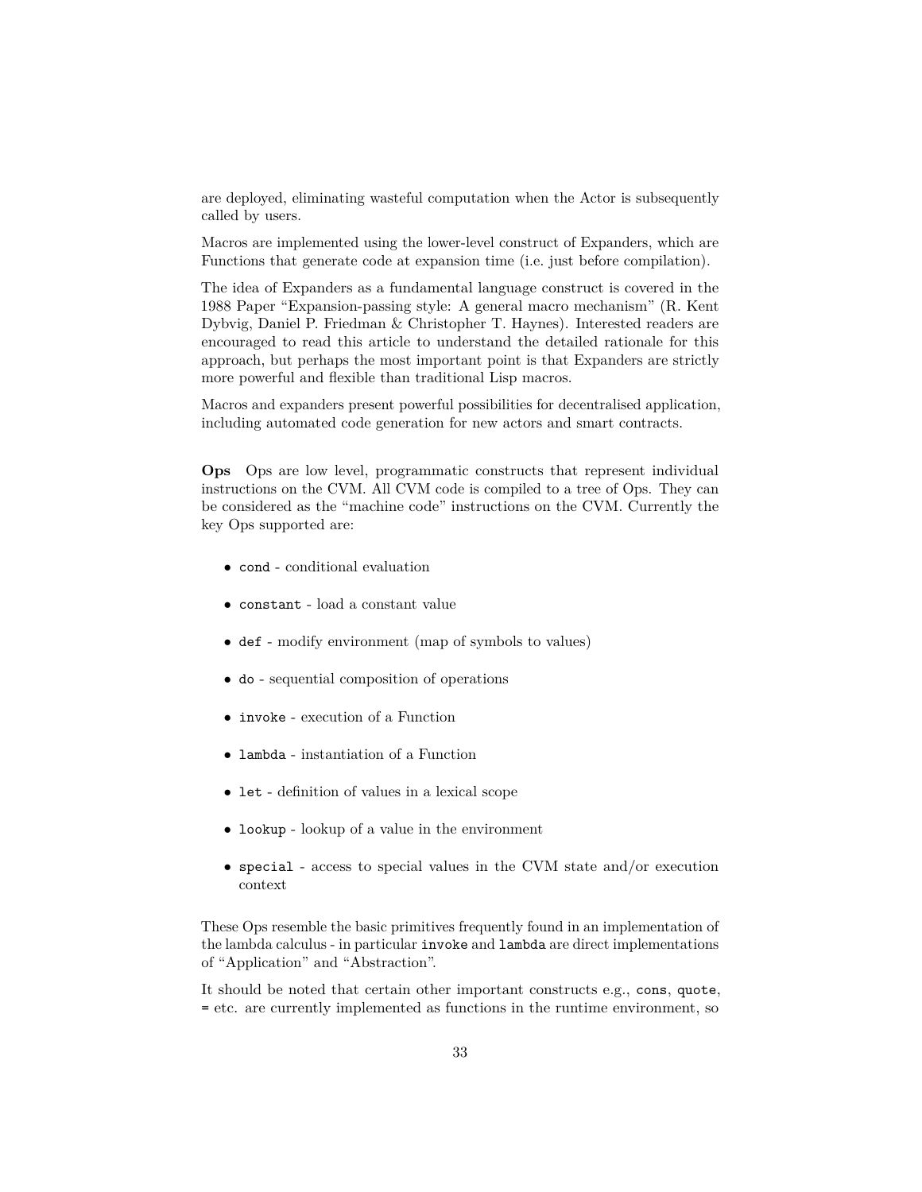are deployed, eliminating wasteful computation when the Actor is subsequently called by users.

Macros are implemented using the lower-level construct of Expanders, which are Functions that generate code at expansion time (i.e. just before compilation).

The idea of Expanders as a fundamental language construct is covered in the 1988 Paper "Expansion-passing style: A general macro mechanism" (R. Kent Dybvig, Daniel P. Friedman & Christopher T. Haynes). Interested readers are encouraged to read this article to understand the detailed rationale for this approach, but perhaps the most important point is that Expanders are strictly more powerful and flexible than traditional Lisp macros.

Macros and expanders present powerful possibilities for decentralised application, including automated code generation for new actors and smart contracts.

**Ops** Ops are low level, programmatic constructs that represent individual instructions on the CVM. All CVM code is compiled to a tree of Ops. They can be considered as the "machine code" instructions on the CVM. Currently the key Ops supported are:

- `cond` - conditional evaluation
- `constant` - load a constant value
- `def` - modify environment (map of symbols to values)
- `do` - sequential composition of operations
- `invoke` - execution of a Function
- `lambda` - instantiation of a Function
- `let` - definition of values in a lexical scope
- `lookup` - lookup of a value in the environment
- `special` - access to special values in the CVM state and/or execution context

These Ops resemble the basic primitives frequently found in an implementation of the lambda calculus - in particular `invoke` and `lambda` are direct implementations of "Application" and "Abstraction".

It should be noted that certain other important constructs e.g., `cons`, `quote`, `=` etc. are currently implemented as functions in the runtime environment, so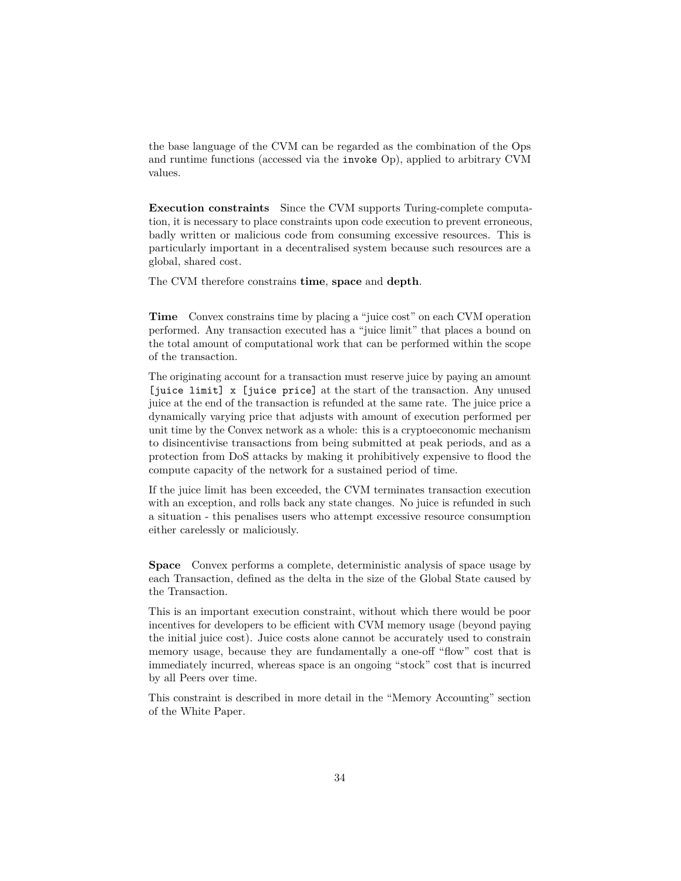the base language of the CVM can be regarded as the combination of the Ops and runtime functions (accessed via the `invoke` Op), applied to arbitrary CVM values.

**Execution constraints** Since the CVM supports Turing-complete computation, it is necessary to place constraints upon code execution to prevent erroneous, badly written or malicious code from consuming excessive resources. This is particularly important in a decentralised system because such resources are a global, shared cost.

The CVM therefore constrains **time**, **space** and **depth**.

**Time** Convex constrains time by placing a "juice cost" on each CVM operation performed. Any transaction executed has a "juice limit" that places a bound on the total amount of computational work that can be performed within the scope of the transaction.

The originating account for a transaction must reserve juice by paying an amount `[juice limit] x [juice price]` at the start of the transaction. Any unused juice at the end of the transaction is refunded at the same rate. The juice price a dynamically varying price that adjusts with amount of execution performed per unit time by the Convex network as a whole: this is a cryptoeconomic mechanism to disincentivise transactions from being submitted at peak periods, and as a protection from DoS attacks by making it prohibitively expensive to flood the compute capacity of the network for a sustained period of time.

If the juice limit has been exceeded, the CVM terminates transaction execution with an exception, and rolls back any state changes. No juice is refunded in such a situation - this penalises users who attempt excessive resource consumption either carelessly or maliciously.

**Space** Convex performs a complete, deterministic analysis of space usage by each Transaction, defined as the delta in the size of the Global State caused by the Transaction.

This is an important execution constraint, without which there would be poor incentives for developers to be efficient with CVM memory usage (beyond paying the initial juice cost). Juice costs alone cannot be accurately used to constrain memory usage, because they are fundamentally a one-off "flow" cost that is immediately incurred, whereas space is an ongoing "stock" cost that is incurred by all Peers over time.

This constraint is described in more detail in the "Memory Accounting" section of the White Paper.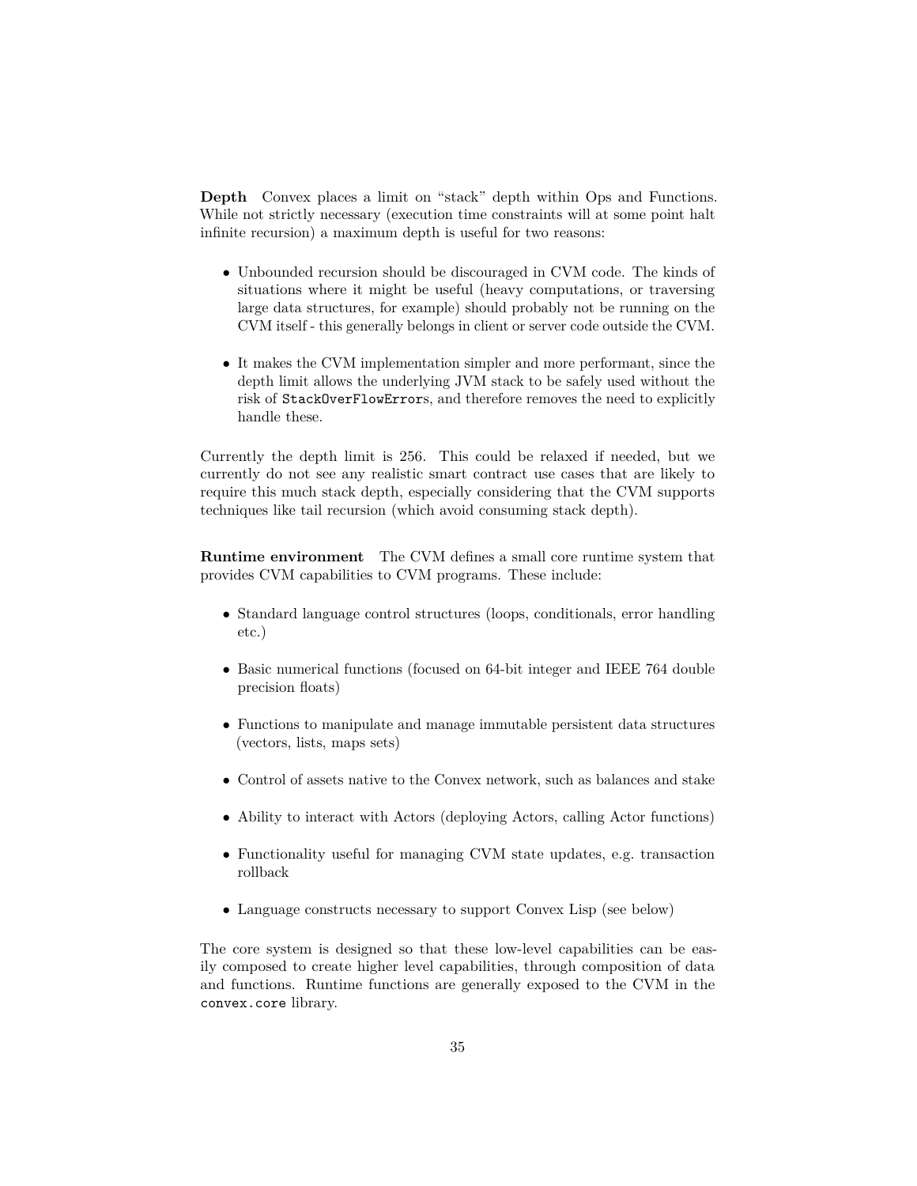**Depth** Convex places a limit on "stack" depth within Ops and Functions. While not strictly necessary (execution time constraints will at some point halt infinite recursion) a maximum depth is useful for two reasons:

- Unbounded recursion should be discouraged in CVM code. The kinds of situations where it might be useful (heavy computations, or traversing large data structures, for example) should probably not be running on the CVM itself - this generally belongs in client or server code outside the CVM.
- It makes the CVM implementation simpler and more performant, since the depth limit allows the underlying JVM stack to be safely used without the risk of `StackOverFlowError`s, and therefore removes the need to explicitly handle these.

Currently the depth limit is 256. This could be relaxed if needed, but we currently do not see any realistic smart contract use cases that are likely to require this much stack depth, especially considering that the CVM supports techniques like tail recursion (which avoid consuming stack depth).

**Runtime environment** The CVM defines a small core runtime system that provides CVM capabilities to CVM programs. These include:

- Standard language control structures (loops, conditionals, error handling etc.)
- Basic numerical functions (focused on 64-bit integer and IEEE 764 double precision floats)
- Functions to manipulate and manage immutable persistent data structures (vectors, lists, maps sets)
- Control of assets native to the Convex network, such as balances and stake
- Ability to interact with Actors (deploying Actors, calling Actor functions)
- Functionality useful for managing CVM state updates, e.g. transaction rollback
- Language constructs necessary to support Convex Lisp (see below)

The core system is designed so that these low-level capabilities can be easily composed to create higher level capabilities, through composition of data and functions. Runtime functions are generally exposed to the CVM in the `convex.core` library.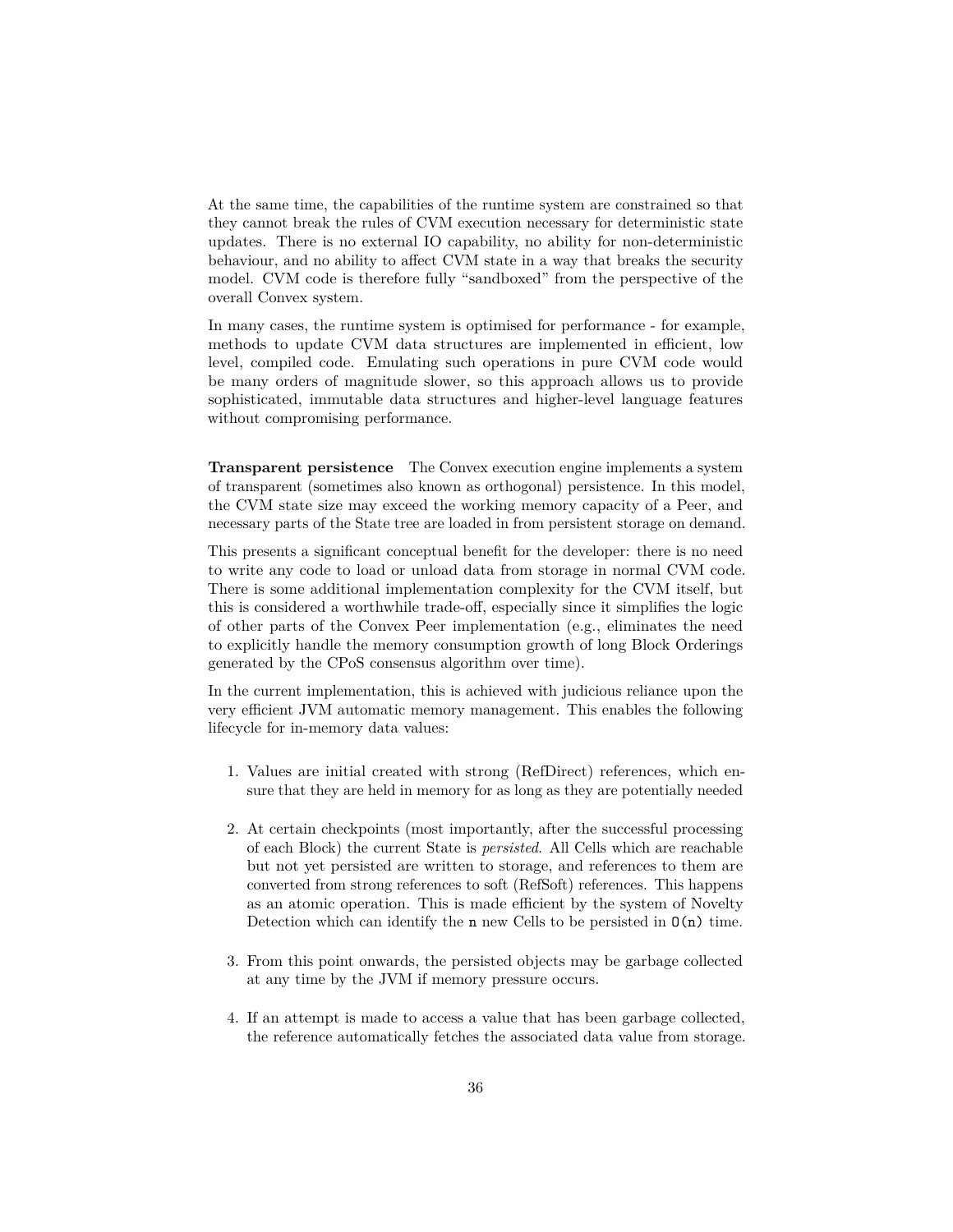At the same time, the capabilities of the runtime system are constrained so that they cannot break the rules of CVM execution necessary for deterministic state updates. There is no external IO capability, no ability for non-deterministic behaviour, and no ability to affect CVM state in a way that breaks the security model. CVM code is therefore fully "sandboxed" from the perspective of the overall Convex system.

In many cases, the runtime system is optimised for performance - for example, methods to update CVM data structures are implemented in efficient, low level, compiled code. Emulating such operations in pure CVM code would be many orders of magnitude slower, so this approach allows us to provide sophisticated, immutable data structures and higher-level language features without compromising performance.

**Transparent persistence** The Convex execution engine implements a system of transparent (sometimes also known as orthogonal) persistence. In this model, the CVM state size may exceed the working memory capacity of a Peer, and necessary parts of the State tree are loaded in from persistent storage on demand.

This presents a significant conceptual benefit for the developer: there is no need to write any code to load or unload data from storage in normal CVM code. There is some additional implementation complexity for the CVM itself, but this is considered a worthwhile trade-off, especially since it simplifies the logic of other parts of the Convex Peer implementation (e.g., eliminates the need to explicitly handle the memory consumption growth of long Block Orderings generated by the CPoS consensus algorithm over time).

In the current implementation, this is achieved with judicious reliance upon the very efficient JVM automatic memory management. This enables the following lifecycle for in-memory data values:

1. Values are initial created with strong (RefDirect) references, which ensure that they are held in memory for as long as they are potentially needed

2. At certain checkpoints (most importantly, after the successful processing of each Block) the current State is *persisted*. All Cells which are reachable but not yet persisted are written to storage, and references to them are converted from strong references to soft (RefSoft) references. This happens as an atomic operation. This is made efficient by the system of Novelty Detection which can identify the `n` new Cells to be persisted in `O(n)` time.

3. From this point onwards, the persisted objects may be garbage collected at any time by the JVM if memory pressure occurs.

4. If an attempt is made to access a value that has been garbage collected, the reference automatically fetches the associated data value from storage.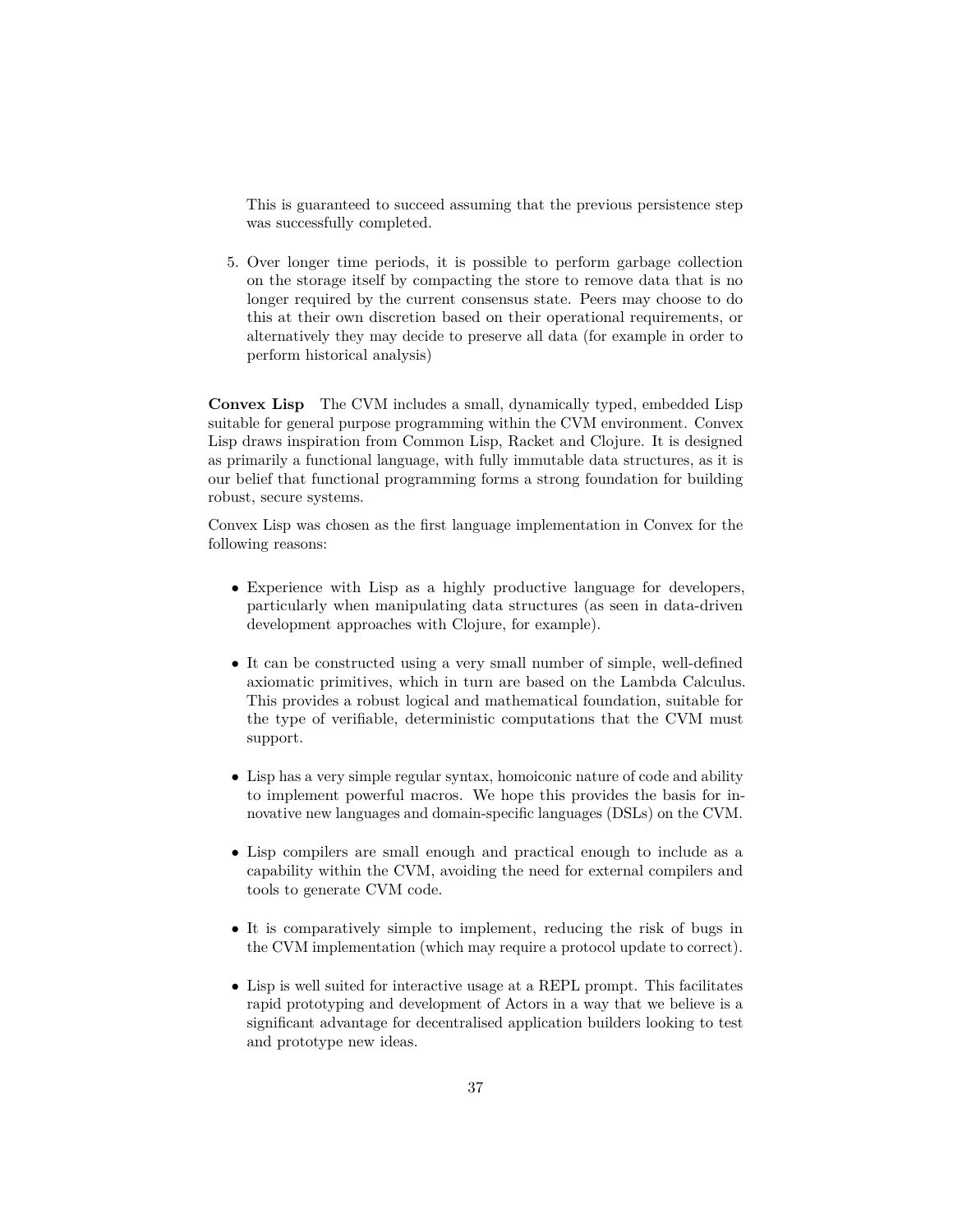This is guaranteed to succeed assuming that the previous persistence step was successfully completed.

5. Over longer time periods, it is possible to perform garbage collection on the storage itself by compacting the store to remove data that is no longer required by the current consensus state. Peers may choose to do this at their own discretion based on their operational requirements, or alternatively they may decide to preserve all data (for example in order to perform historical analysis)

**Convex Lisp** The CVM includes a small, dynamically typed, embedded Lisp suitable for general purpose programming within the CVM environment. Convex Lisp draws inspiration from Common Lisp, Racket and Clojure. It is designed as primarily a functional language, with fully immutable data structures, as it is our belief that functional programming forms a strong foundation for building robust, secure systems.

Convex Lisp was chosen as the first language implementation in Convex for the following reasons:

- Experience with Lisp as a highly productive language for developers, particularly when manipulating data structures (as seen in data-driven development approaches with Clojure, for example).

- It can be constructed using a very small number of simple, well-defined axiomatic primitives, which in turn are based on the Lambda Calculus. This provides a robust logical and mathematical foundation, suitable for the type of verifiable, deterministic computations that the CVM must support.

- Lisp has a very simple regular syntax, homoiconic nature of code and ability to implement powerful macros. We hope this provides the basis for innovative new languages and domain-specific languages (DSLs) on the CVM.

- Lisp compilers are small enough and practical enough to include as a capability within the CVM, avoiding the need for external compilers and tools to generate CVM code.

- It is comparatively simple to implement, reducing the risk of bugs in the CVM implementation (which may require a protocol update to correct).

- Lisp is well suited for interactive usage at a REPL prompt. This facilitates rapid prototyping and development of Actors in a way that we believe is a significant advantage for decentralised application builders looking to test and prototype new ideas.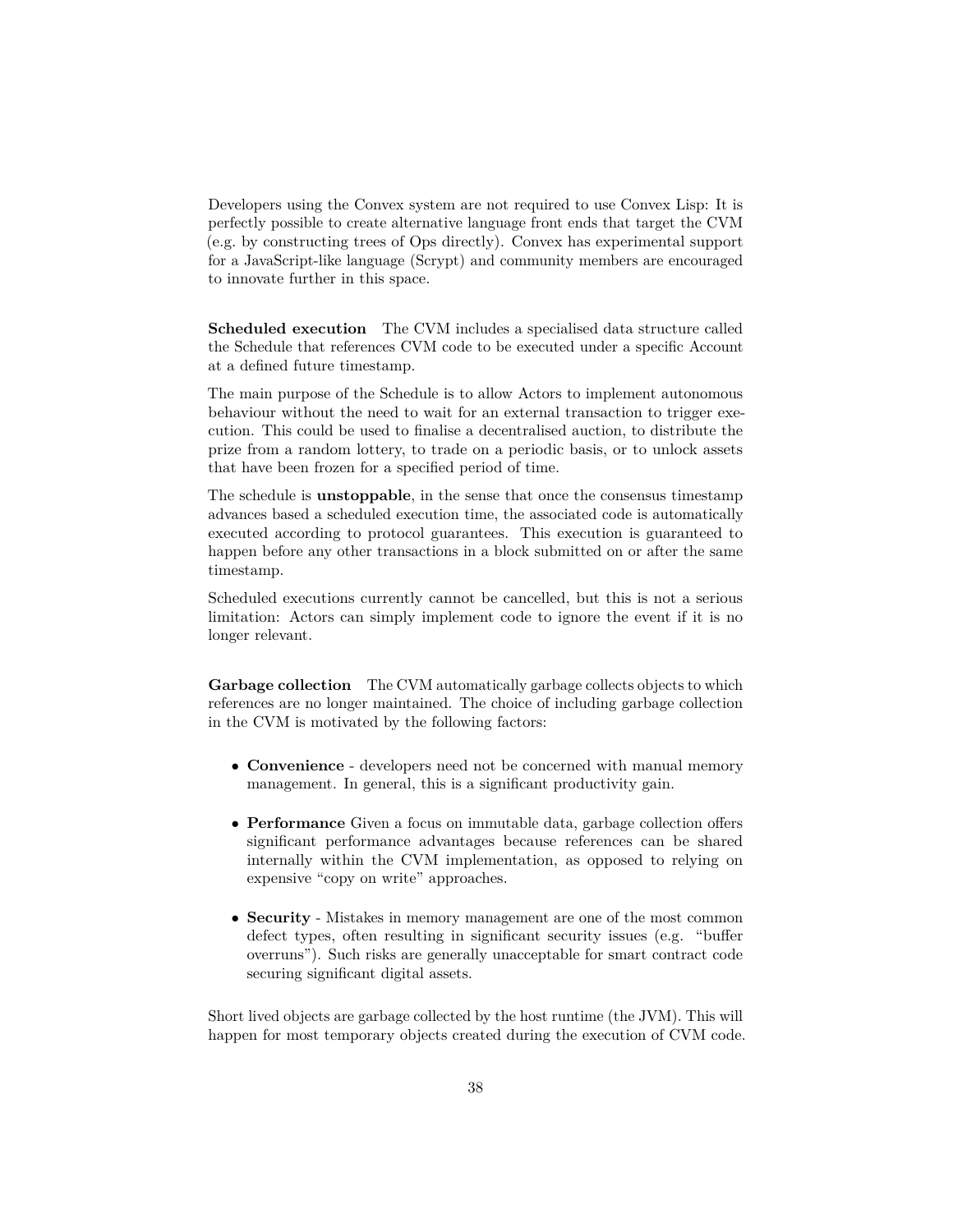Developers using the Convex system are not required to use Convex Lisp: It is perfectly possible to create alternative language front ends that target the CVM (e.g. by constructing trees of Ops directly). Convex has experimental support for a JavaScript-like language (Scrypt) and community members are encouraged to innovate further in this space.

**Scheduled execution** The CVM includes a specialised data structure called the Schedule that references CVM code to be executed under a specific Account at a defined future timestamp.

The main purpose of the Schedule is to allow Actors to implement autonomous behaviour without the need to wait for an external transaction to trigger execution. This could be used to finalise a decentralised auction, to distribute the prize from a random lottery, to trade on a periodic basis, or to unlock assets that have been frozen for a specified period of time.

The schedule is **unstoppable**, in the sense that once the consensus timestamp advances based a scheduled execution time, the associated code is automatically executed according to protocol guarantees. This execution is guaranteed to happen before any other transactions in a block submitted on or after the same timestamp.

Scheduled executions currently cannot be cancelled, but this is not a serious limitation: Actors can simply implement code to ignore the event if it is no longer relevant.

**Garbage collection** The CVM automatically garbage collects objects to which references are no longer maintained. The choice of including garbage collection in the CVM is motivated by the following factors:

- **Convenience** - developers need not be concerned with manual memory management. In general, this is a significant productivity gain.
- **Performance** Given a focus on immutable data, garbage collection offers significant performance advantages because references can be shared internally within the CVM implementation, as opposed to relying on expensive "copy on write" approaches.
- **Security** - Mistakes in memory management are one of the most common defect types, often resulting in significant security issues (e.g. "buffer overruns"). Such risks are generally unacceptable for smart contract code securing significant digital assets.

Short lived objects are garbage collected by the host runtime (the JVM). This will happen for most temporary objects created during the execution of CVM code.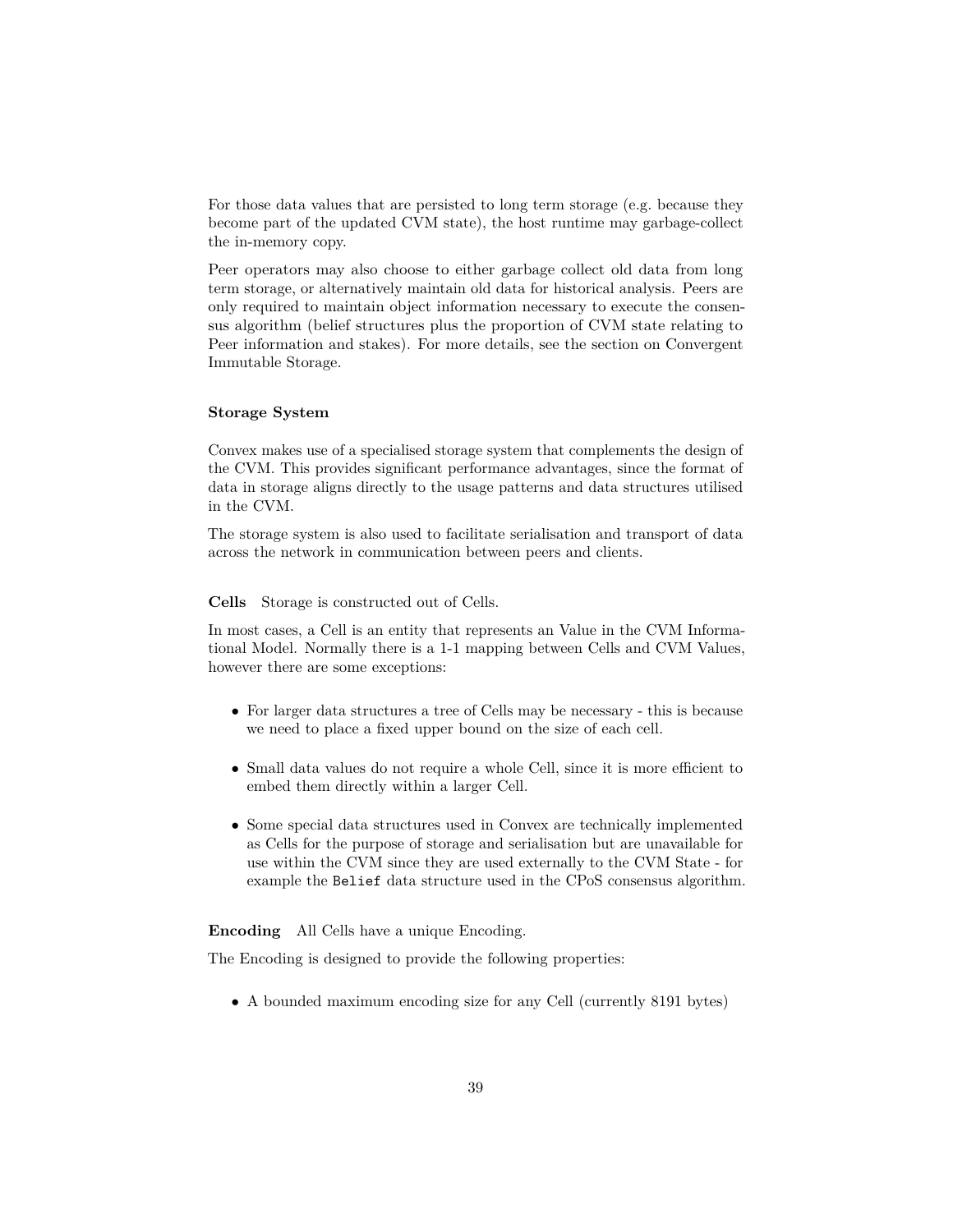For those data values that are persisted to long term storage (e.g. because they become part of the updated CVM state), the host runtime may garbage-collect the in-memory copy.

Peer operators may also choose to either garbage collect old data from long term storage, or alternatively maintain old data for historical analysis. Peers are only required to maintain object information necessary to execute the consensus algorithm (belief structures plus the proportion of CVM state relating to Peer information and stakes). For more details, see the section on Convergent Immutable Storage.

### Storage System

Convex makes use of a specialised storage system that complements the design of the CVM. This provides significant performance advantages, since the format of data in storage aligns directly to the usage patterns and data structures utilised in the CVM.

The storage system is also used to facilitate serialisation and transport of data across the network in communication between peers and clients.

**Cells** Storage is constructed out of Cells.

In most cases, a Cell is an entity that represents an Value in the CVM Informational Model. Normally there is a 1-1 mapping between Cells and CVM Values, however there are some exceptions:

- For larger data structures a tree of Cells may be necessary - this is because we need to place a fixed upper bound on the size of each cell.
- Small data values do not require a whole Cell, since it is more efficient to embed them directly within a larger Cell.
- Some special data structures used in Convex are technically implemented as Cells for the purpose of storage and serialisation but are unavailable for use within the CVM since they are used externally to the CVM State - for example the `Belief` data structure used in the CPoS consensus algorithm.

**Encoding** All Cells have a unique Encoding.

The Encoding is designed to provide the following properties:

- A bounded maximum encoding size for any Cell (currently 8191 bytes)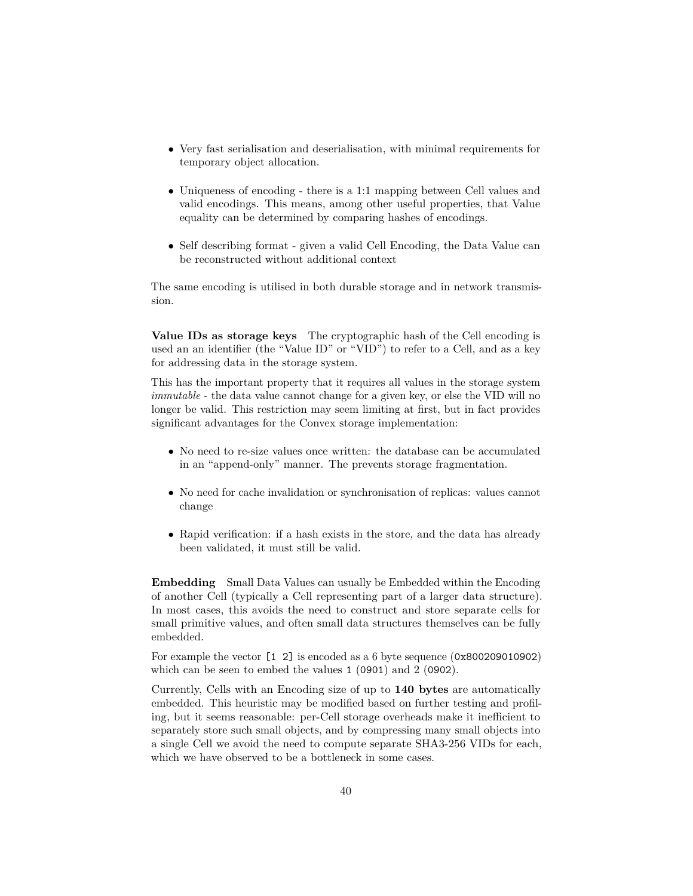- Very fast serialisation and deserialisation, with minimal requirements for temporary object allocation.
- Uniqueness of encoding - there is a 1:1 mapping between Cell values and valid encodings. This means, among other useful properties, that Value equality can be determined by comparing hashes of encodings.
- Self describing format - given a valid Cell Encoding, the Data Value can be reconstructed without additional context

The same encoding is utilised in both durable storage and in network transmission.

**Value IDs as storage keys** The cryptographic hash of the Cell encoding is used an an identifier (the "Value ID" or "VID") to refer to a Cell, and as a key for addressing data in the storage system.

This has the important property that it requires all values in the storage system *immutable* - the data value cannot change for a given key, or else the VID will no longer be valid. This restriction may seem limiting at first, but in fact provides significant advantages for the Convex storage implementation:

- No need to re-size values once written: the database can be accumulated in an "append-only" manner. The prevents storage fragmentation.
- No need for cache invalidation or synchronisation of replicas: values cannot change
- Rapid verification: if a hash exists in the store, and the data has already been validated, it must still be valid.

**Embedding** Small Data Values can usually be Embedded within the Encoding of another Cell (typically a Cell representing part of a larger data structure). In most cases, this avoids the need to construct and store separate cells for small primitive values, and often small data structures themselves can be fully embedded.

For example the vector `[1 2]` is encoded as a 6 byte sequence (`0x800209010902`) which can be seen to embed the values `1` (`0901`) and `2` (`0902`).

Currently, Cells with an Encoding size of up to **140 bytes** are automatically embedded. This heuristic may be modified based on further testing and profiling, but it seems reasonable: per-Cell storage overheads make it inefficient to separately store such small objects, and by compressing many small objects into a single Cell we avoid the need to compute separate SHA3-256 VIDs for each, which we have observed to be a bottleneck in some cases.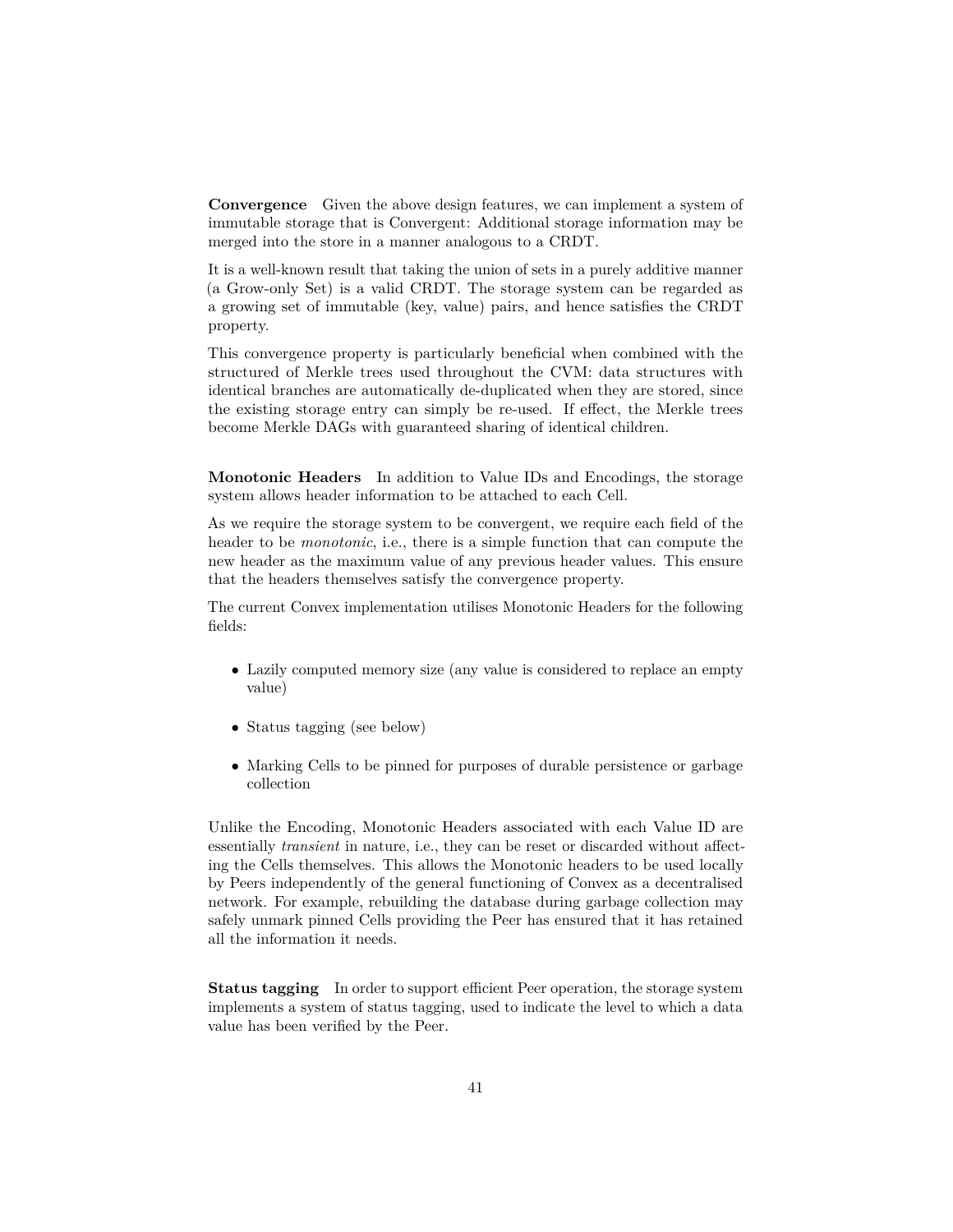**Convergence** Given the above design features, we can implement a system of immutable storage that is Convergent: Additional storage information may be merged into the store in a manner analogous to a CRDT.

It is a well-known result that taking the union of sets in a purely additive manner (a Grow-only Set) is a valid CRDT. The storage system can be regarded as a growing set of immutable (key, value) pairs, and hence satisfies the CRDT property.

This convergence property is particularly beneficial when combined with the structured of Merkle trees used throughout the CVM: data structures with identical branches are automatically de-duplicated when they are stored, since the existing storage entry can simply be re-used. If effect, the Merkle trees become Merkle DAGs with guaranteed sharing of identical children.

**Monotonic Headers** In addition to Value IDs and Encodings, the storage system allows header information to be attached to each Cell.

As we require the storage system to be convergent, we require each field of the header to be *monotonic*, i.e., there is a simple function that can compute the new header as the maximum value of any previous header values. This ensure that the headers themselves satisfy the convergence property.

The current Convex implementation utilises Monotonic Headers for the following fields:

- Lazily computed memory size (any value is considered to replace an empty value)
- Status tagging (see below)
- Marking Cells to be pinned for purposes of durable persistence or garbage collection

Unlike the Encoding, Monotonic Headers associated with each Value ID are essentially *transient* in nature, i.e., they can be reset or discarded without affecting the Cells themselves. This allows the Monotonic headers to be used locally by Peers independently of the general functioning of Convex as a decentralised network. For example, rebuilding the database during garbage collection may safely unmark pinned Cells providing the Peer has ensured that it has retained all the information it needs.

**Status tagging** In order to support efficient Peer operation, the storage system implements a system of status tagging, used to indicate the level to which a data value has been verified by the Peer.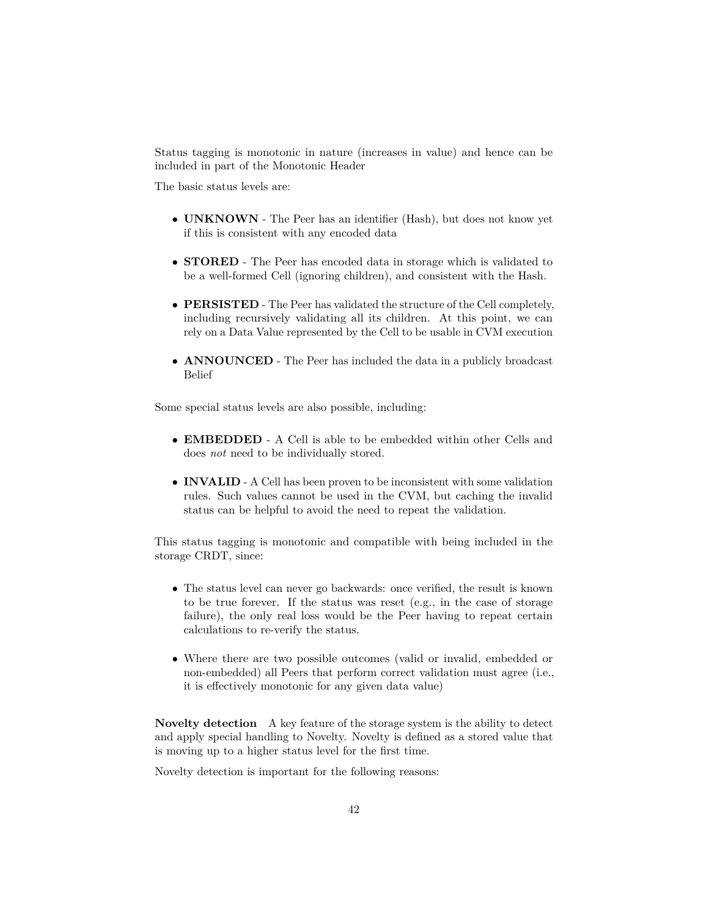Status tagging is monotonic in nature (increases in value) and hence can be included in part of the Monotonic Header

The basic status levels are:

- **UNKNOWN** - The Peer has an identifier (Hash), but does not know yet if this is consistent with any encoded data
- **STORED** - The Peer has encoded data in storage which is validated to be a well-formed Cell (ignoring children), and consistent with the Hash.
- **PERSISTED** - The Peer has validated the structure of the Cell completely, including recursively validating all its children. At this point, we can rely on a Data Value represented by the Cell to be usable in CVM execution
- **ANNOUNCED** - The Peer has included the data in a publicly broadcast Belief

Some special status levels are also possible, including:

- **EMBEDDED** - A Cell is able to be embedded within other Cells and does *not* need to be individually stored.
- **INVALID** - A Cell has been proven to be inconsistent with some validation rules. Such values cannot be used in the CVM, but caching the invalid status can be helpful to avoid the need to repeat the validation.

This status tagging is monotonic and compatible with being included in the storage CRDT, since:

- The status level can never go backwards: once verified, the result is known to be true forever. If the status was reset (e.g., in the case of storage failure), the only real loss would be the Peer having to repeat certain calculations to re-verify the status.
- Where there are two possible outcomes (valid or invalid, embedded or non-embedded) all Peers that perform correct validation must agree (i.e., it is effectively monotonic for any given data value)

**Novelty detection** A key feature of the storage system is the ability to detect and apply special handling to Novelty. Novelty is defined as a stored value that is moving up to a higher status level for the first time.

Novelty detection is important for the following reasons: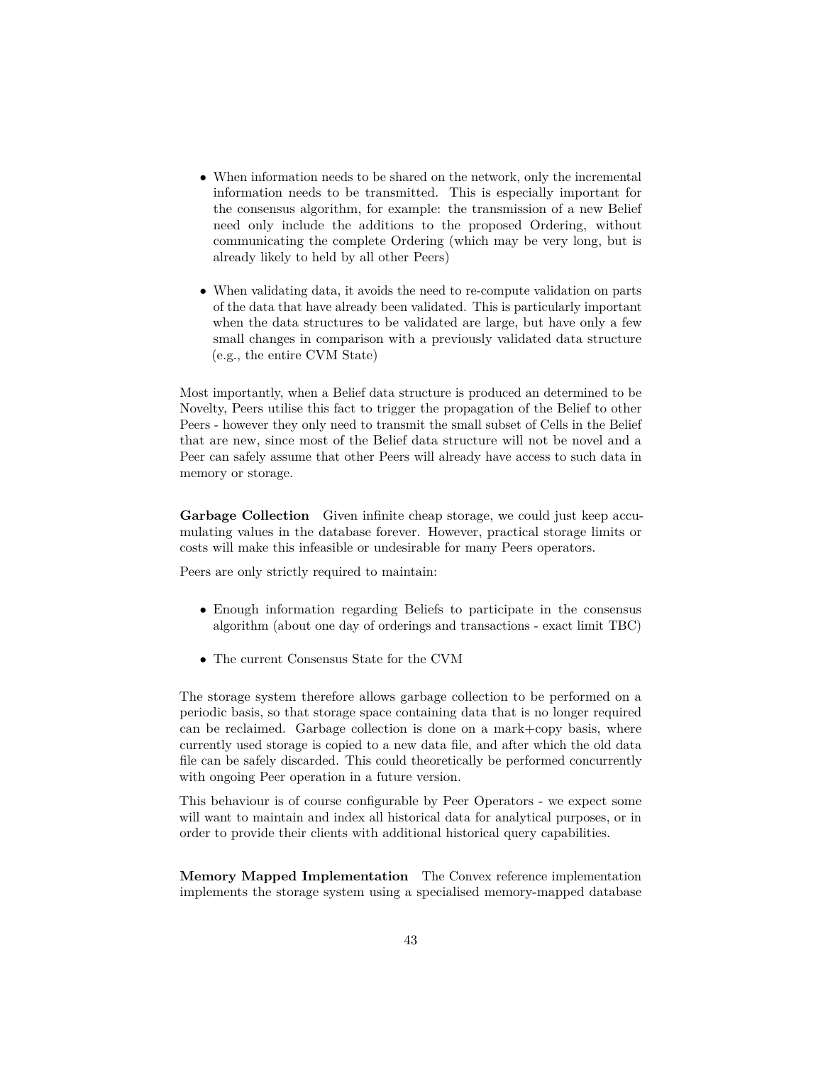- When information needs to be shared on the network, only the incremental information needs to be transmitted. This is especially important for the consensus algorithm, for example: the transmission of a new Belief need only include the additions to the proposed Ordering, without communicating the complete Ordering (which may be very long, but is already likely to held by all other Peers)

- When validating data, it avoids the need to re-compute validation on parts of the data that have already been validated. This is particularly important when the data structures to be validated are large, but have only a few small changes in comparison with a previously validated data structure (e.g., the entire CVM State)

Most importantly, when a Belief data structure is produced an determined to be Novelty, Peers utilise this fact to trigger the propagation of the Belief to other Peers - however they only need to transmit the small subset of Cells in the Belief that are new, since most of the Belief data structure will not be novel and a Peer can safely assume that other Peers will already have access to such data in memory or storage.

**Garbage Collection** Given infinite cheap storage, we could just keep accumulating values in the database forever. However, practical storage limits or costs will make this infeasible or undesirable for many Peers operators.

Peers are only strictly required to maintain:

- Enough information regarding Beliefs to participate in the consensus algorithm (about one day of orderings and transactions - exact limit TBC)

- The current Consensus State for the CVM

The storage system therefore allows garbage collection to be performed on a periodic basis, so that storage space containing data that is no longer required can be reclaimed. Garbage collection is done on a mark+copy basis, where currently used storage is copied to a new data file, and after which the old data file can be safely discarded. This could theoretically be performed concurrently with ongoing Peer operation in a future version.

This behaviour is of course configurable by Peer Operators - we expect some will want to maintain and index all historical data for analytical purposes, or in order to provide their clients with additional historical query capabilities.

**Memory Mapped Implementation** The Convex reference implementation implements the storage system using a specialised memory-mapped database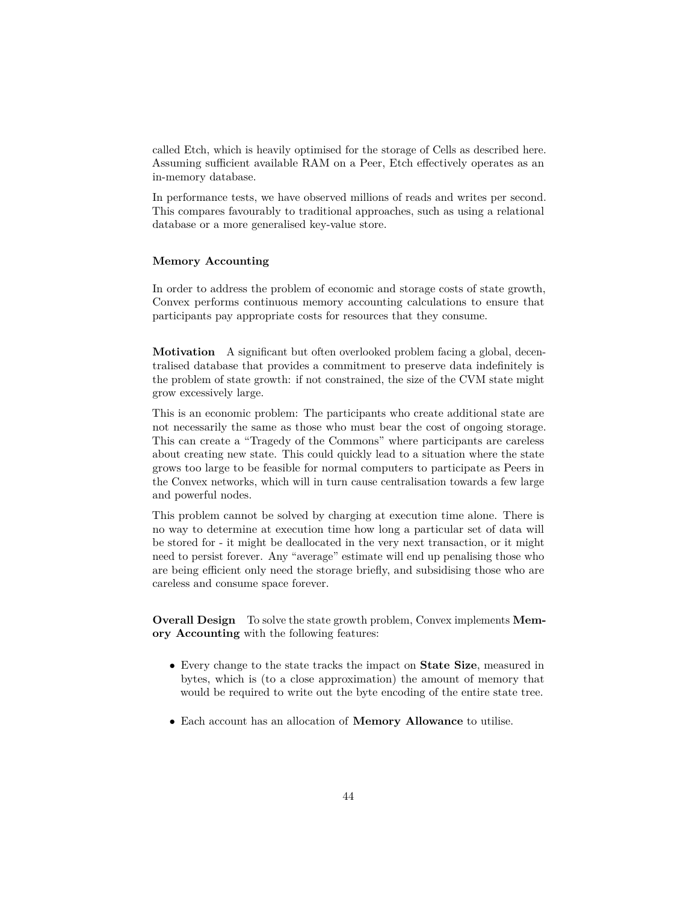called Etch, which is heavily optimised for the storage of Cells as described here. Assuming sufficient available RAM on a Peer, Etch effectively operates as an in-memory database.

In performance tests, we have observed millions of reads and writes per second. This compares favourably to traditional approaches, such as using a relational database or a more generalised key-value store.

### Memory Accounting

In order to address the problem of economic and storage costs of state growth, Convex performs continuous memory accounting calculations to ensure that participants pay appropriate costs for resources that they consume.

**Motivation** A significant but often overlooked problem facing a global, decentralised database that provides a commitment to preserve data indefinitely is the problem of state growth: if not constrained, the size of the CVM state might grow excessively large.

This is an economic problem: The participants who create additional state are not necessarily the same as those who must bear the cost of ongoing storage. This can create a "Tragedy of the Commons" where participants are careless about creating new state. This could quickly lead to a situation where the state grows too large to be feasible for normal computers to participate as Peers in the Convex networks, which will in turn cause centralisation towards a few large and powerful nodes.

This problem cannot be solved by charging at execution time alone. There is no way to determine at execution time how long a particular set of data will be stored for - it might be deallocated in the very next transaction, or it might need to persist forever. Any "average" estimate will end up penalising those who are being efficient only need the storage briefly, and subsidising those who are careless and consume space forever.

**Overall Design** To solve the state growth problem, Convex implements **Memory Accounting** with the following features:

- Every change to the state tracks the impact on **State Size**, measured in bytes, which is (to a close approximation) the amount of memory that would be required to write out the byte encoding of the entire state tree.
- Each account has an allocation of **Memory Allowance** to utilise.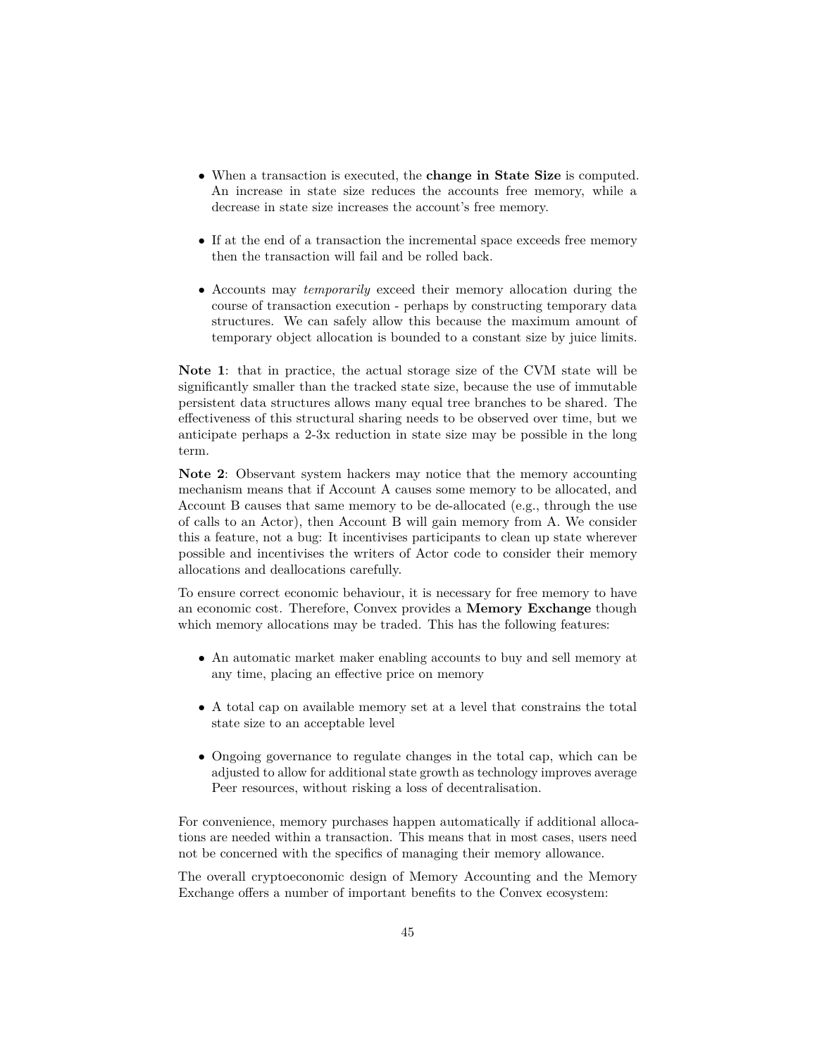- When a transaction is executed, the **change in State Size** is computed. An increase in state size reduces the accounts free memory, while a decrease in state size increases the account's free memory.

- If at the end of a transaction the incremental space exceeds free memory then the transaction will fail and be rolled back.

- Accounts may *temporarily* exceed their memory allocation during the course of transaction execution - perhaps by constructing temporary data structures. We can safely allow this because the maximum amount of temporary object allocation is bounded to a constant size by juice limits.

**Note 1**: that in practice, the actual storage size of the CVM state will be significantly smaller than the tracked state size, because the use of immutable persistent data structures allows many equal tree branches to be shared. The effectiveness of this structural sharing needs to be observed over time, but we anticipate perhaps a 2-3x reduction in state size may be possible in the long term.

**Note 2**: Observant system hackers may notice that the memory accounting mechanism means that if Account A causes some memory to be allocated, and Account B causes that same memory to be de-allocated (e.g., through the use of calls to an Actor), then Account B will gain memory from A. We consider this a feature, not a bug: It incentivises participants to clean up state wherever possible and incentivises the writers of Actor code to consider their memory allocations and deallocations carefully.

To ensure correct economic behaviour, it is necessary for free memory to have an economic cost. Therefore, Convex provides a **Memory Exchange** though which memory allocations may be traded. This has the following features:

- An automatic market maker enabling accounts to buy and sell memory at any time, placing an effective price on memory

- A total cap on available memory set at a level that constrains the total state size to an acceptable level

- Ongoing governance to regulate changes in the total cap, which can be adjusted to allow for additional state growth as technology improves average Peer resources, without risking a loss of decentralisation.

For convenience, memory purchases happen automatically if additional allocations are needed within a transaction. This means that in most cases, users need not be concerned with the specifics of managing their memory allowance.

The overall cryptoeconomic design of Memory Accounting and the Memory Exchange offers a number of important benefits to the Convex ecosystem: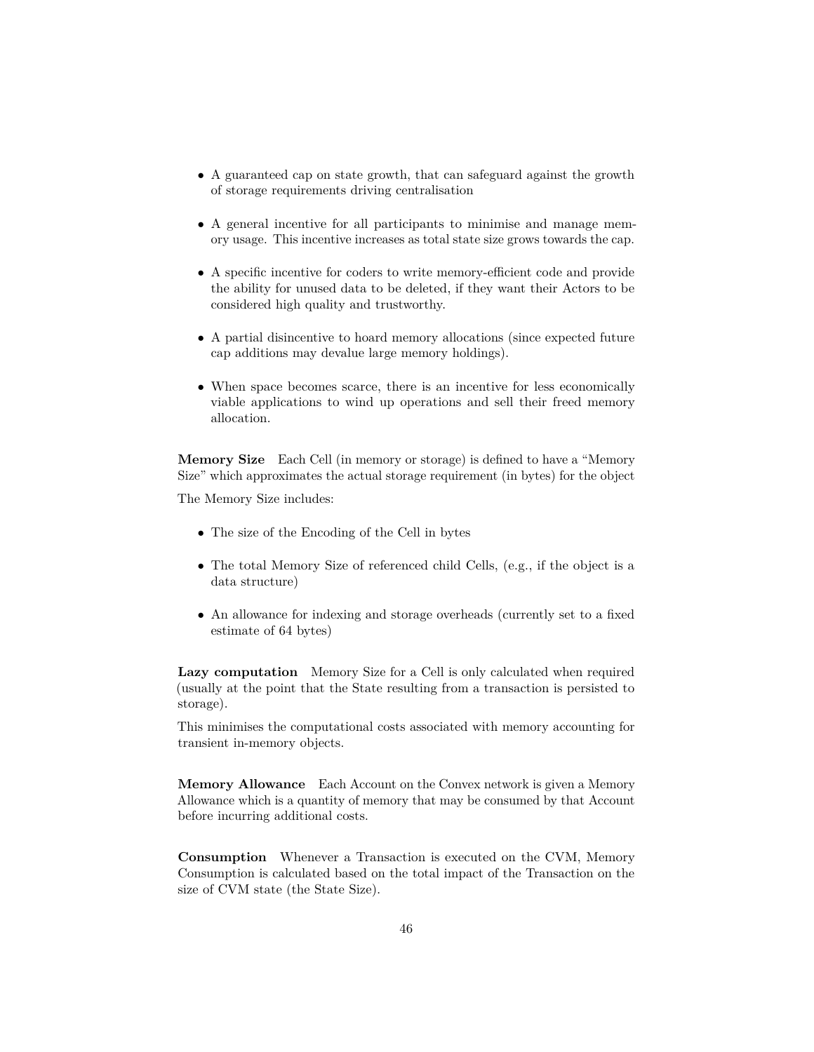- A guaranteed cap on state growth, that can safeguard against the growth of storage requirements driving centralisation

- A general incentive for all participants to minimise and manage memory usage. This incentive increases as total state size grows towards the cap.

- A specific incentive for coders to write memory-efficient code and provide the ability for unused data to be deleted, if they want their Actors to be considered high quality and trustworthy.

- A partial disincentive to hoard memory allocations (since expected future cap additions may devalue large memory holdings).

- When space becomes scarce, there is an incentive for less economically viable applications to wind up operations and sell their freed memory allocation.

**Memory Size** Each Cell (in memory or storage) is defined to have a "Memory Size" which approximates the actual storage requirement (in bytes) for the object

The Memory Size includes:

- The size of the Encoding of the Cell in bytes

- The total Memory Size of referenced child Cells, (e.g., if the object is a data structure)

- An allowance for indexing and storage overheads (currently set to a fixed estimate of 64 bytes)

**Lazy computation** Memory Size for a Cell is only calculated when required (usually at the point that the State resulting from a transaction is persisted to storage).

This minimises the computational costs associated with memory accounting for transient in-memory objects.

**Memory Allowance** Each Account on the Convex network is given a Memory Allowance which is a quantity of memory that may be consumed by that Account before incurring additional costs.

**Consumption** Whenever a Transaction is executed on the CVM, Memory Consumption is calculated based on the total impact of the Transaction on the size of CVM state (the State Size).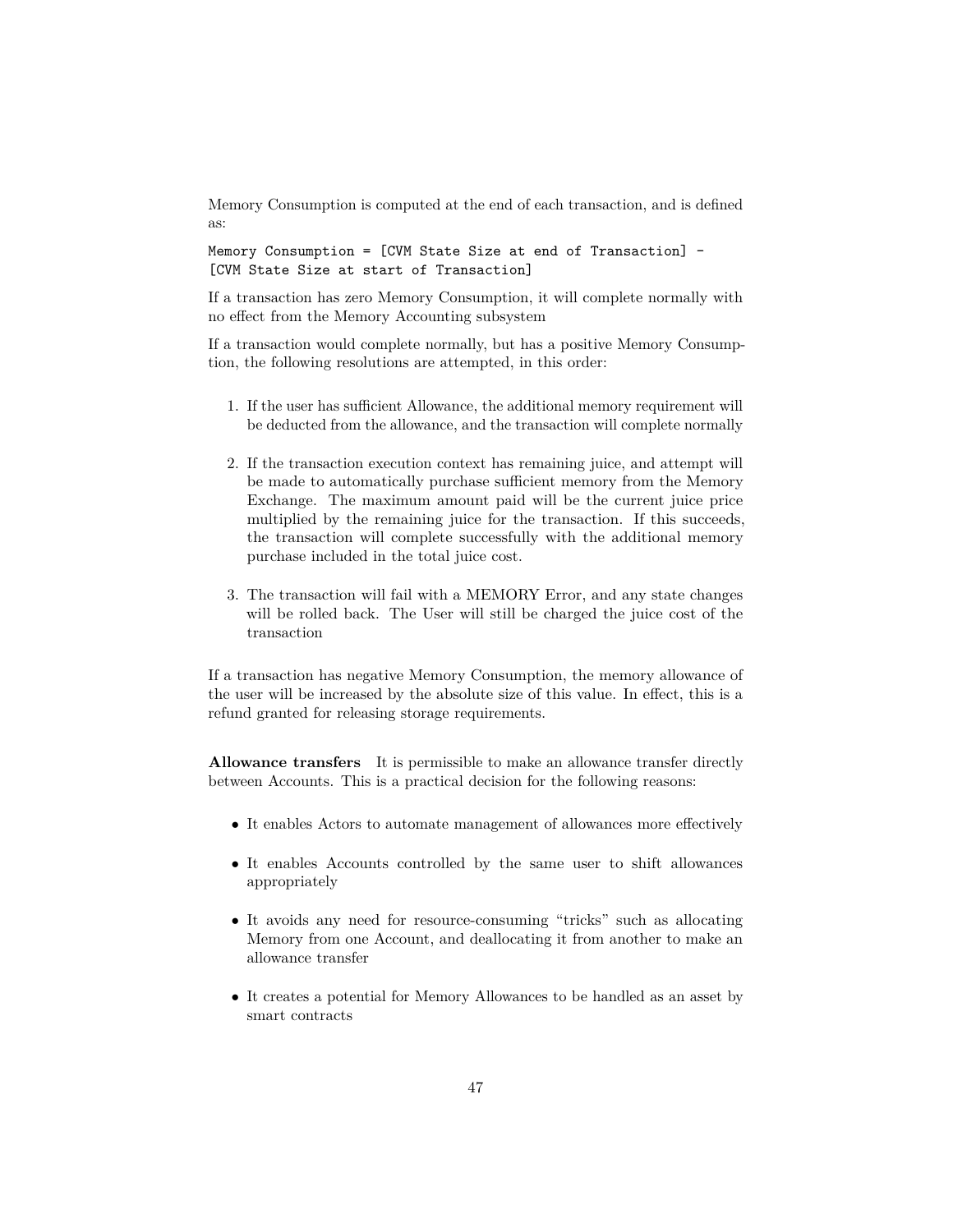Memory Consumption is computed at the end of each transaction, and is defined as:

```
Memory Consumption = [CVM State Size at end of Transaction] -
[CVM State Size at start of Transaction]
```

If a transaction has zero Memory Consumption, it will complete normally with no effect from the Memory Accounting subsystem

If a transaction would complete normally, but has a positive Memory Consumption, the following resolutions are attempted, in this order:

1. If the user has sufficient Allowance, the additional memory requirement will be deducted from the allowance, and the transaction will complete normally

2. If the transaction execution context has remaining juice, and attempt will be made to automatically purchase sufficient memory from the Memory Exchange. The maximum amount paid will be the current juice price multiplied by the remaining juice for the transaction. If this succeeds, the transaction will complete successfully with the additional memory purchase included in the total juice cost.

3. The transaction will fail with a MEMORY Error, and any state changes will be rolled back. The User will still be charged the juice cost of the transaction

If a transaction has negative Memory Consumption, the memory allowance of the user will be increased by the absolute size of this value. In effect, this is a refund granted for releasing storage requirements.

**Allowance transfers** It is permissible to make an allowance transfer directly between Accounts. This is a practical decision for the following reasons:

- It enables Actors to automate management of allowances more effectively
- It enables Accounts controlled by the same user to shift allowances appropriately
- It avoids any need for resource-consuming "tricks" such as allocating Memory from one Account, and deallocating it from another to make an allowance transfer
- It creates a potential for Memory Allowances to be handled as an asset by smart contracts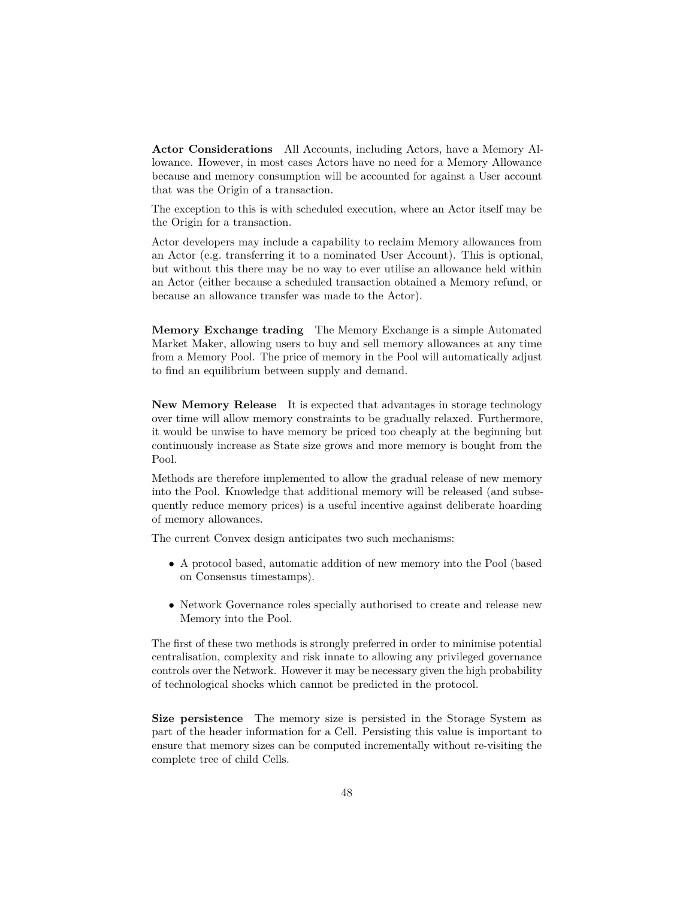**Actor Considerations** All Accounts, including Actors, have a Memory Allowance. However, in most cases Actors have no need for a Memory Allowance because and memory consumption will be accounted for against a User account that was the Origin of a transaction.

The exception to this is with scheduled execution, where an Actor itself may be the Origin for a transaction.

Actor developers may include a capability to reclaim Memory allowances from an Actor (e.g. transferring it to a nominated User Account). This is optional, but without this there may be no way to ever utilise an allowance held within an Actor (either because a scheduled transaction obtained a Memory refund, or because an allowance transfer was made to the Actor).

**Memory Exchange trading** The Memory Exchange is a simple Automated Market Maker, allowing users to buy and sell memory allowances at any time from a Memory Pool. The price of memory in the Pool will automatically adjust to find an equilibrium between supply and demand.

**New Memory Release** It is expected that advantages in storage technology over time will allow memory constraints to be gradually relaxed. Furthermore, it would be unwise to have memory be priced too cheaply at the beginning but continuously increase as State size grows and more memory is bought from the Pool.

Methods are therefore implemented to allow the gradual release of new memory into the Pool. Knowledge that additional memory will be released (and subsequently reduce memory prices) is a useful incentive against deliberate hoarding of memory allowances.

The current Convex design anticipates two such mechanisms:

- A protocol based, automatic addition of new memory into the Pool (based on Consensus timestamps).
- Network Governance roles specially authorised to create and release new Memory into the Pool.

The first of these two methods is strongly preferred in order to minimise potential centralisation, complexity and risk innate to allowing any privileged governance controls over the Network. However it may be necessary given the high probability of technological shocks which cannot be predicted in the protocol.

**Size persistence** The memory size is persisted in the Storage System as part of the header information for a Cell. Persisting this value is important to ensure that memory sizes can be computed incrementally without re-visiting the complete tree of child Cells.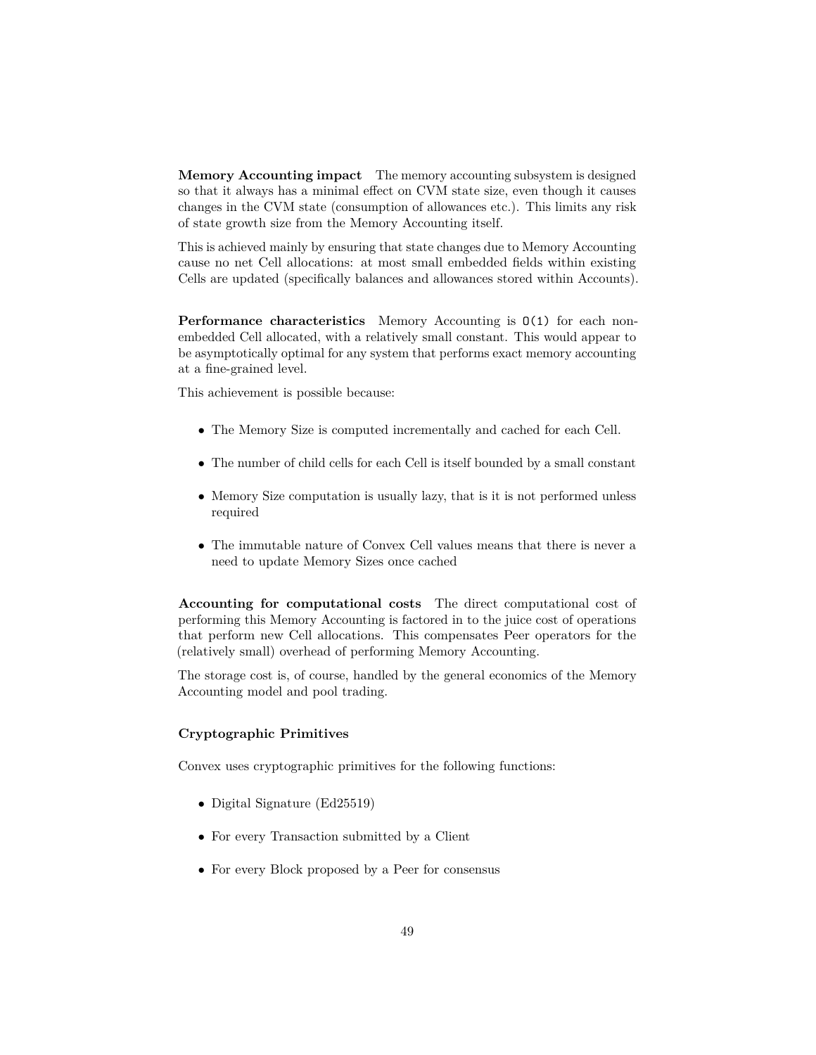**Memory Accounting impact** The memory accounting subsystem is designed so that it always has a minimal effect on CVM state size, even though it causes changes in the CVM state (consumption of allowances etc.). This limits any risk of state growth size from the Memory Accounting itself.

This is achieved mainly by ensuring that state changes due to Memory Accounting cause no net Cell allocations: at most small embedded fields within existing Cells are updated (specifically balances and allowances stored within Accounts).

**Performance characteristics** Memory Accounting is `O(1)` for each non-embedded Cell allocated, with a relatively small constant. This would appear to be asymptotically optimal for any system that performs exact memory accounting at a fine-grained level.

This achievement is possible because:

- The Memory Size is computed incrementally and cached for each Cell.
- The number of child cells for each Cell is itself bounded by a small constant
- Memory Size computation is usually lazy, that is it is not performed unless required
- The immutable nature of Convex Cell values means that there is never a need to update Memory Sizes once cached

**Accounting for computational costs** The direct computational cost of performing this Memory Accounting is factored in to the juice cost of operations that perform new Cell allocations. This compensates Peer operators for the (relatively small) overhead of performing Memory Accounting.

The storage cost is, of course, handled by the general economics of the Memory Accounting model and pool trading.

#### Cryptographic Primitives

Convex uses cryptographic primitives for the following functions:

- Digital Signature (Ed25519)
- For every Transaction submitted by a Client
- For every Block proposed by a Peer for consensus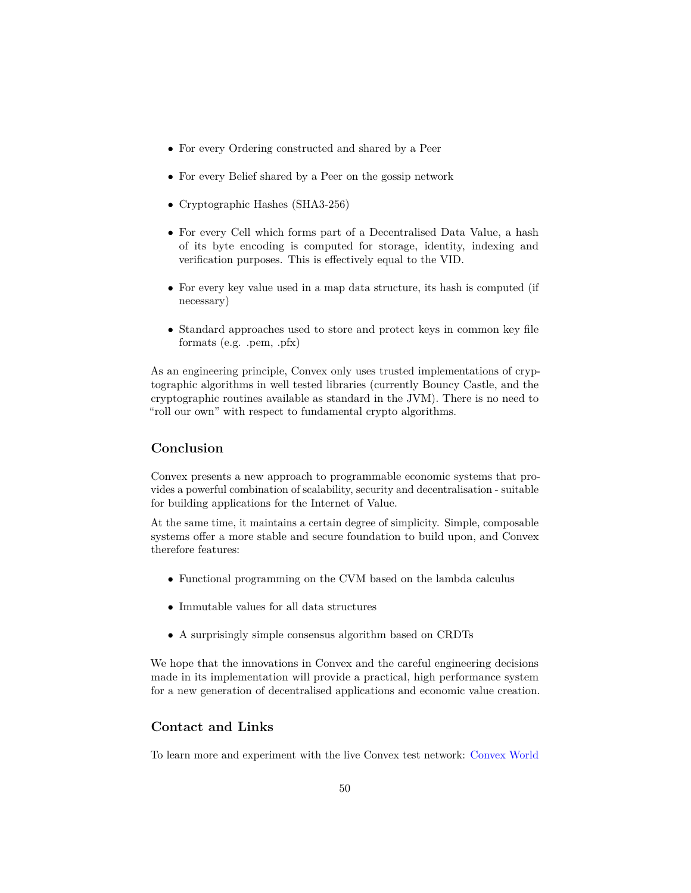- For every Ordering constructed and shared by a Peer
- For every Belief shared by a Peer on the gossip network
- Cryptographic Hashes (SHA3-256)
- For every Cell which forms part of a Decentralised Data Value, a hash of its byte encoding is computed for storage, identity, indexing and verification purposes. This is effectively equal to the VID.
- For every key value used in a map data structure, its hash is computed (if necessary)
- Standard approaches used to store and protect keys in common key file formats (e.g. .pem, .pfx)

As an engineering principle, Convex only uses trusted implementations of cryptographic algorithms in well tested libraries (currently Bouncy Castle, and the cryptographic routines available as standard in the JVM). There is no need to "roll our own" with respect to fundamental crypto algorithms.

## Conclusion

Convex presents a new approach to programmable economic systems that provides a powerful combination of scalability, security and decentralisation - suitable for building applications for the Internet of Value.

At the same time, it maintains a certain degree of simplicity. Simple, composable systems offer a more stable and secure foundation to build upon, and Convex therefore features:

- Functional programming on the CVM based on the lambda calculus
- Immutable values for all data structures
- A surprisingly simple consensus algorithm based on CRDTs

We hope that the innovations in Convex and the careful engineering decisions made in its implementation will provide a practical, high performance system for a new generation of decentralised applications and economic value creation.

## Contact and Links

To learn more and experiment with the live Convex test network: Convex World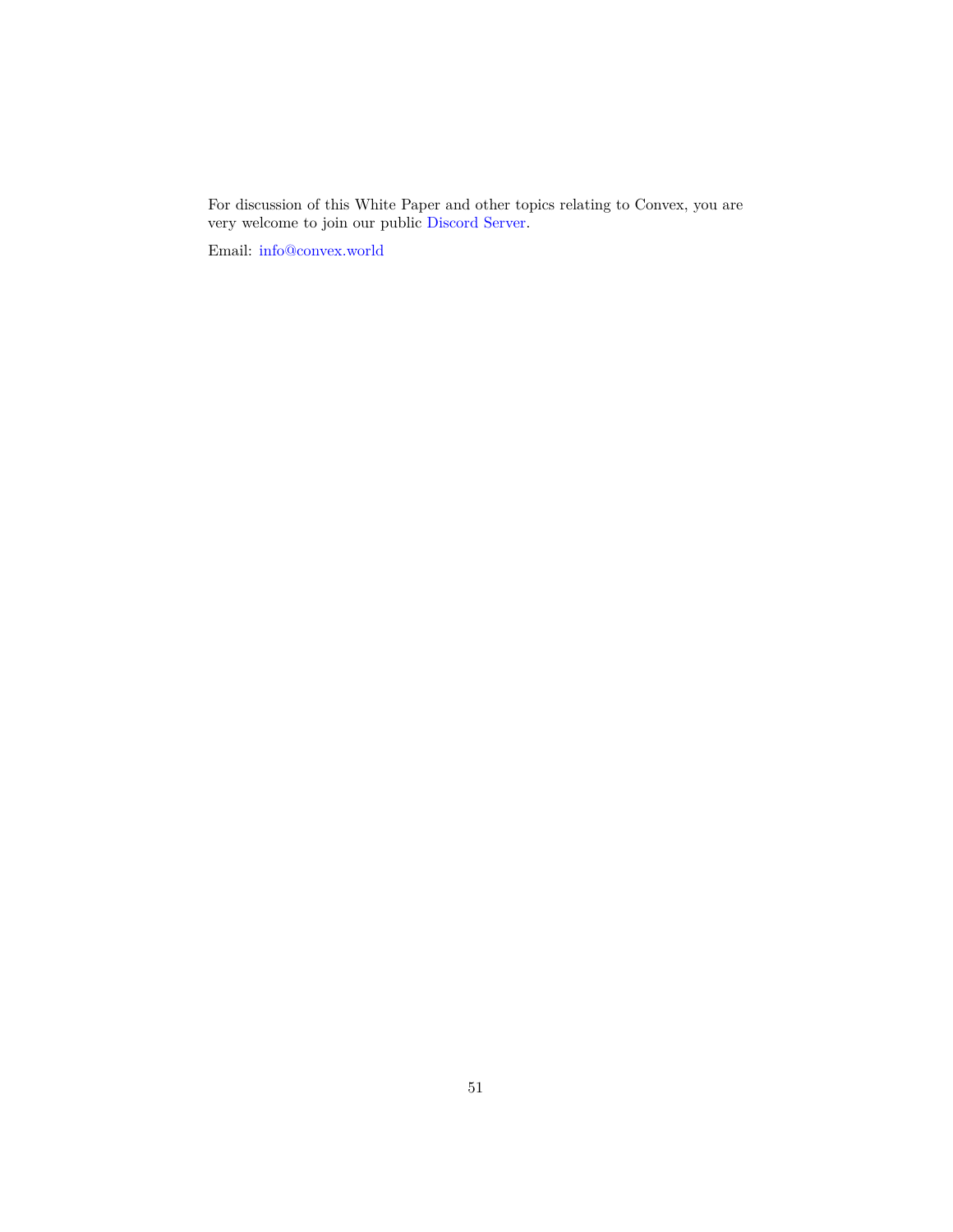For discussion of this White Paper and other topics relating to Convex, you are very welcome to join our public Discord Server.

Email: info@convex.world